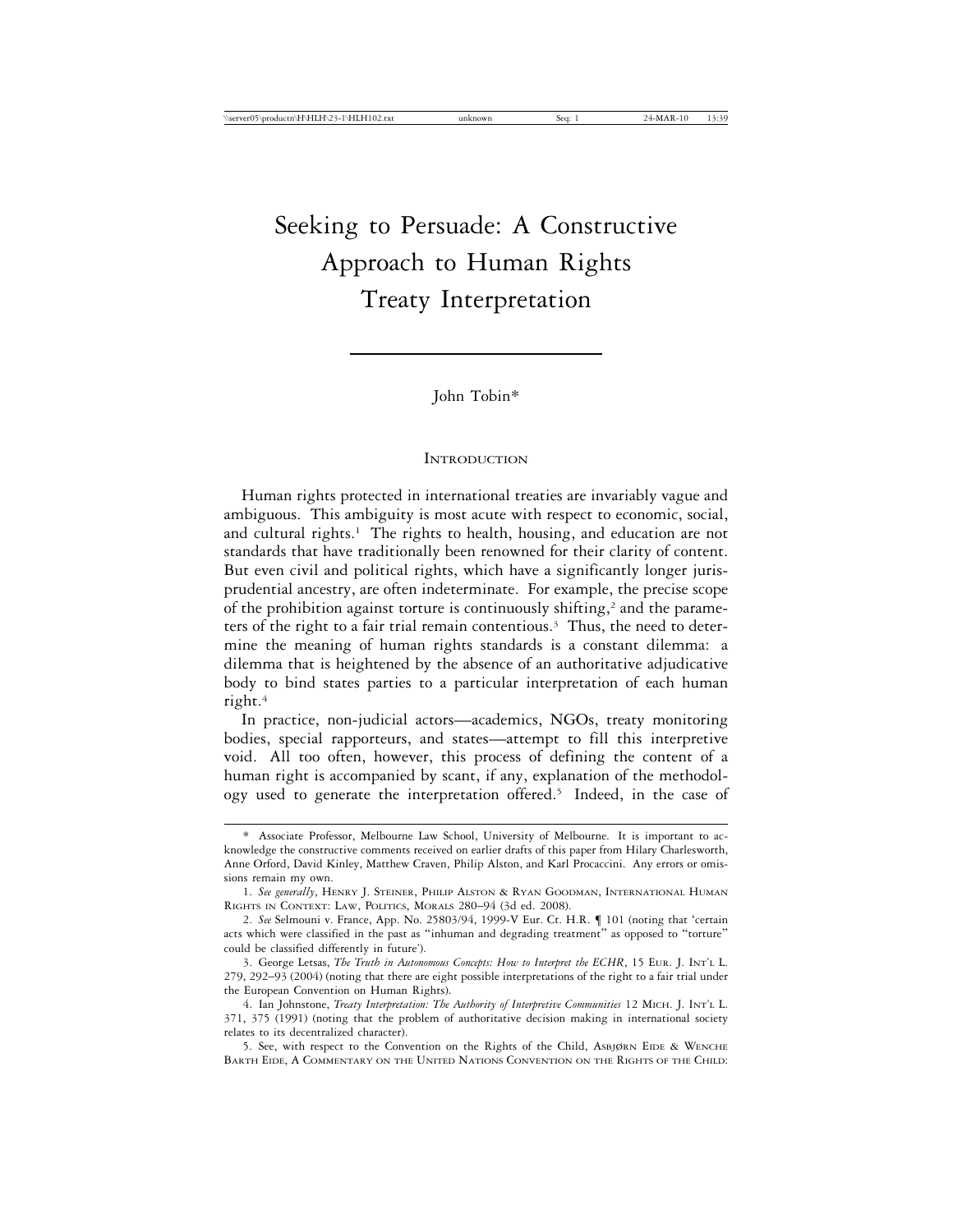# Seeking to Persuade: A Constructive Approach to Human Rights Treaty Interpretation

John Tobin*

## Introduction

Human rights protected in international treaties are invariably vague and ambiguous. This ambiguity is most acute with respect to economic, social, and cultural rights.[1] The rights to health, housing, and education are not standards that have traditionally been renowned for their clarity of content. But even civil and political rights, which have a significantly longer jurisprudential ancestry, are often indeterminate. For example, the precise scope of the prohibition against torture is continuously shifting,[2] and the parameters of the right to a fair trial remain contentious.[3] Thus, the need to determine the meaning of human rights standards is a constant dilemma: a dilemma that is heightened by the absence of an authoritative adjudicative body to bind states parties to a particular interpretation of each human right.[4]

In practice, non-judicial actors—academics, NGOs, treaty monitoring bodies, special rapporteurs, and states—attempt to fill this interpretive void. All too often, however, this process of defining the content of a human right is accompanied by scant, if any, explanation of the methodology used to generate the interpretation offered.[5] Indeed, in the case of

---

\* Associate Professor, Melbourne Law School, University of Melbourne. It is important to acknowledge the constructive comments received on earlier drafts of this paper from Hilary Charlesworth, Anne Orford, David Kinley, Matthew Craven, Philip Alston, and Karl Procaccini. Any errors or omissions remain my own.

1. *See generally*, Henry J. Steiner, Philip Alston & Ryan Goodman, International Human Rights in Context: Law, Politics, Morals 280–94 (3d ed. 2008).

2. *See* Selmouni v. France, App. No. 25803/94, 1999-V Eur. Ct. H.R. ¶ 101 (noting that 'certain acts which were classified in the past as "inhuman and degrading treatment" as opposed to "torture" could be classified differently in future').

3. George Letsas, *The Truth in Autonomous Concepts: How to Interpret the ECHR*, 15 Eur. J. Int'l L. 279, 292–93 (2004) (noting that there are eight possible interpretations of the right to a fair trial under the European Convention on Human Rights).

4. Ian Johnstone, *Treaty Interpretation: The Authority of Interpretive Communities* 12 Mich. J. Int'l L. 371, 375 (1991) (noting that the problem of authoritative decision making in international society relates to its decentralized character).

5. See, with respect to the Convention on the Rights of the Child, Asbjørn Eide & Wenche Barth Eide, A Commentary on the United Nations Convention on the Rights of the Child: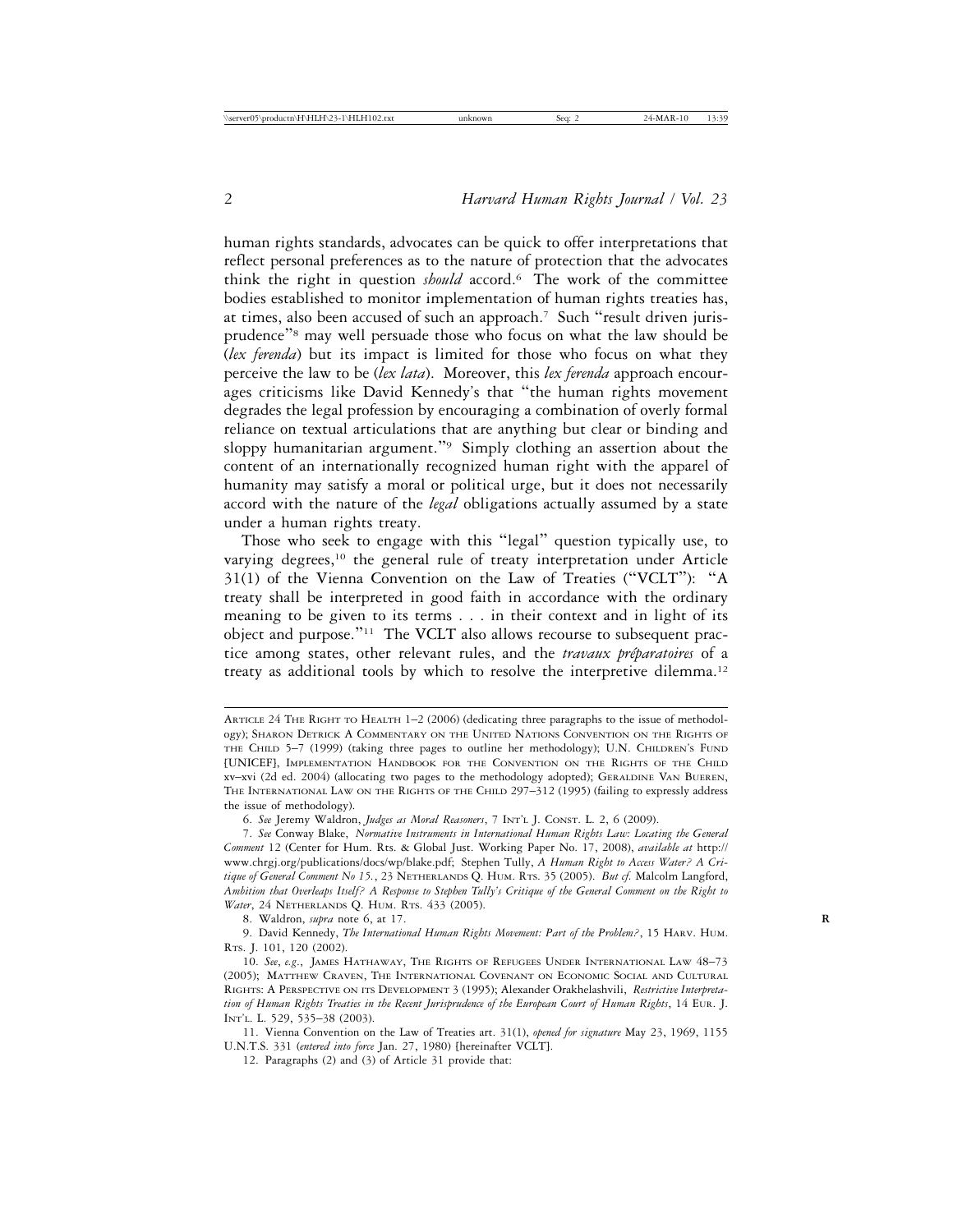human rights standards, advocates can be quick to offer interpretations that reflect personal preferences as to the nature of protection that the advocates think the right in question *should* accord.[6] The work of the committee bodies established to monitor implementation of human rights treaties has, at times, also been accused of such an approach.[7] Such "result driven jurisprudence"[8] may well persuade those who focus on what the law should be (*lex ferenda*) but its impact is limited for those who focus on what they perceive the law to be (*lex lata*). Moreover, this *lex ferenda* approach encourages criticisms like David Kennedy's that "the human rights movement degrades the legal profession by encouraging a combination of overly formal reliance on textual articulations that are anything but clear or binding and sloppy humanitarian argument."[9] Simply clothing an assertion about the content of an internationally recognized human right with the apparel of humanity may satisfy a moral or political urge, but it does not necessarily accord with the nature of the *legal* obligations actually assumed by a state under a human rights treaty.

Those who seek to engage with this "legal" question typically use, to varying degrees,[10] the general rule of treaty interpretation under Article 31(1) of the Vienna Convention on the Law of Treaties ("VCLT"): "A treaty shall be interpreted in good faith in accordance with the ordinary meaning to be given to its terms . . . in their context and in light of its object and purpose."[11] The VCLT also allows recourse to subsequent practice among states, other relevant rules, and the *travaux préparatoires* of a treaty as additional tools by which to resolve the interpretive dilemma.[12]

---

Article 24 The Right to Health 1–2 (2006) (dedicating three paragraphs to the issue of methodology); Sharon Detrick A Commentary on the United Nations Convention on the Rights of the Child 5–7 (1999) (taking three pages to outline her methodology); U.N. Children's Fund [UNICEF], Implementation Handbook for the Convention on the Rights of the Child xv–xvi (2d ed. 2004) (allocating two pages to the methodology adopted); Geraldine Van Bueren, The International Law on the Rights of the Child 297–312 (1995) (failing to expressly address the issue of methodology).

6. *See* Jeremy Waldron, *Judges as Moral Reasoners*, 7 Int'l J. Const. L. 2, 6 (2009).

7. *See* Conway Blake, *Normative Instruments in International Human Rights Law: Locating the General Comment* 12 (Center for Hum. Rts. & Global Just. Working Paper No. 17, 2008), *available at* http://www.chrgj.org/publications/docs/wp/blake.pdf; Stephen Tully, *A Human Right to Access Water? A Critique of General Comment No 15.*, 23 Netherlands Q. Hum. Rts. 35 (2005). *But cf.* Malcolm Langford, *Ambition that Overleaps Itself? A Response to Stephen Tully's Critique of the General Comment on the Right to Water*, 24 Netherlands Q. Hum. Rts. 433 (2005).

8. Waldron, *supra* note 6, at 17.

9. David Kennedy, *The International Human Rights Movement: Part of the Problem?*, 15 Harv. Hum. Rts. J. 101, 120 (2002).

10. *See*, *e.g.*, James Hathaway, The Rights of Refugees Under International Law 48–73 (2005); Matthew Craven, The International Covenant on Economic Social and Cultural Rights: A Perspective on its Development 3 (1995); Alexander Orakhelashvili, *Restrictive Interpretation of Human Rights Treaties in the Recent Jurisprudence of the European Court of Human Rights*, 14 Eur. J. Int'l L. 529, 535–38 (2003).

11. Vienna Convention on the Law of Treaties art. 31(1), *opened for signature* May 23, 1969, 1155 U.N.T.S. 331 (*entered into force* Jan. 27, 1980) [hereinafter VCLT].

12. Paragraphs (2) and (3) of Article 31 provide that: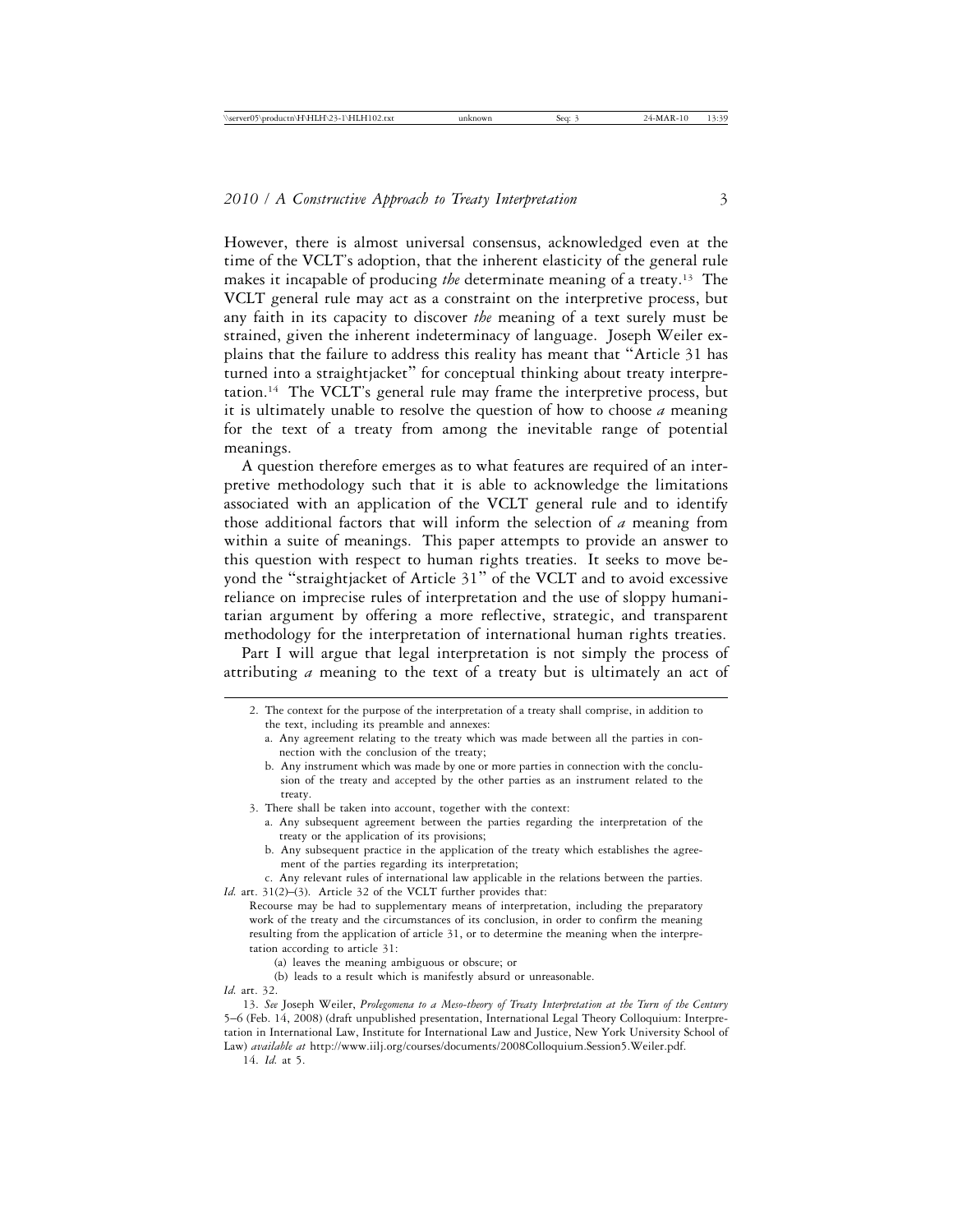However, there is almost universal consensus, acknowledged even at the time of the VCLT's adoption, that the inherent elasticity of the general rule makes it incapable of producing *the* determinate meaning of a treaty.[13] The VCLT general rule may act as a constraint on the interpretive process, but any faith in its capacity to discover *the* meaning of a text surely must be strained, given the inherent indeterminacy of language. Joseph Weiler explains that the failure to address this reality has meant that "Article 31 has turned into a straightjacket" for conceptual thinking about treaty interpretation.[14] The VCLT's general rule may frame the interpretive process, but it is ultimately unable to resolve the question of how to choose *a* meaning for the text of a treaty from among the inevitable range of potential meanings.

A question therefore emerges as to what features are required of an interpretive methodology such that it is able to acknowledge the limitations associated with an application of the VCLT general rule and to identify those additional factors that will inform the selection of *a* meaning from within a suite of meanings. This paper attempts to provide an answer to this question with respect to human rights treaties. It seeks to move beyond the "straightjacket of Article 31" of the VCLT and to avoid excessive reliance on imprecise rules of interpretation and the use of sloppy humanitarian argument by offering a more reflective, strategic, and transparent methodology for the interpretation of international human rights treaties.

Part I will argue that legal interpretation is not simply the process of attributing *a* meaning to the text of a treaty but is ultimately an act of

---

2. The context for the purpose of the interpretation of a treaty shall comprise, in addition to the text, including its preamble and annexes:
   a. Any agreement relating to the treaty which was made between all the parties in connection with the conclusion of the treaty;
   b. Any instrument which was made by one or more parties in connection with the conclusion of the treaty and accepted by the other parties as an instrument related to the treaty.
3. There shall be taken into account, together with the context:
   a. Any subsequent agreement between the parties regarding the interpretation of the treaty or the application of its provisions;
   b. Any subsequent practice in the application of the treaty which establishes the agreement of the parties regarding its interpretation;
   c. Any relevant rules of international law applicable in the relations between the parties.

*Id.* art. 31(2)–(3). Article 32 of the VCLT further provides that:

> Recourse may be had to supplementary means of interpretation, including the preparatory work of the treaty and the circumstances of its conclusion, in order to confirm the meaning resulting from the application of article 31, or to determine the meaning when the interpretation according to article 31:
>
> (a) leaves the meaning ambiguous or obscure; or
>
> (b) leads to a result which is manifestly absurd or unreasonable.

*Id.* art. 32.

13. *See* Joseph Weiler, *Prolegomena to a Meso-theory of Treaty Interpretation at the Turn of the Century* 5–6 (Feb. 14, 2008) (draft unpublished presentation, International Legal Theory Colloquium: Interpretation in International Law, Institute for International Law and Justice, New York University School of Law) *available at* http://www.iilj.org/courses/documents/2008Colloquium.Session5.Weiler.pdf.

14. *Id.* at 5.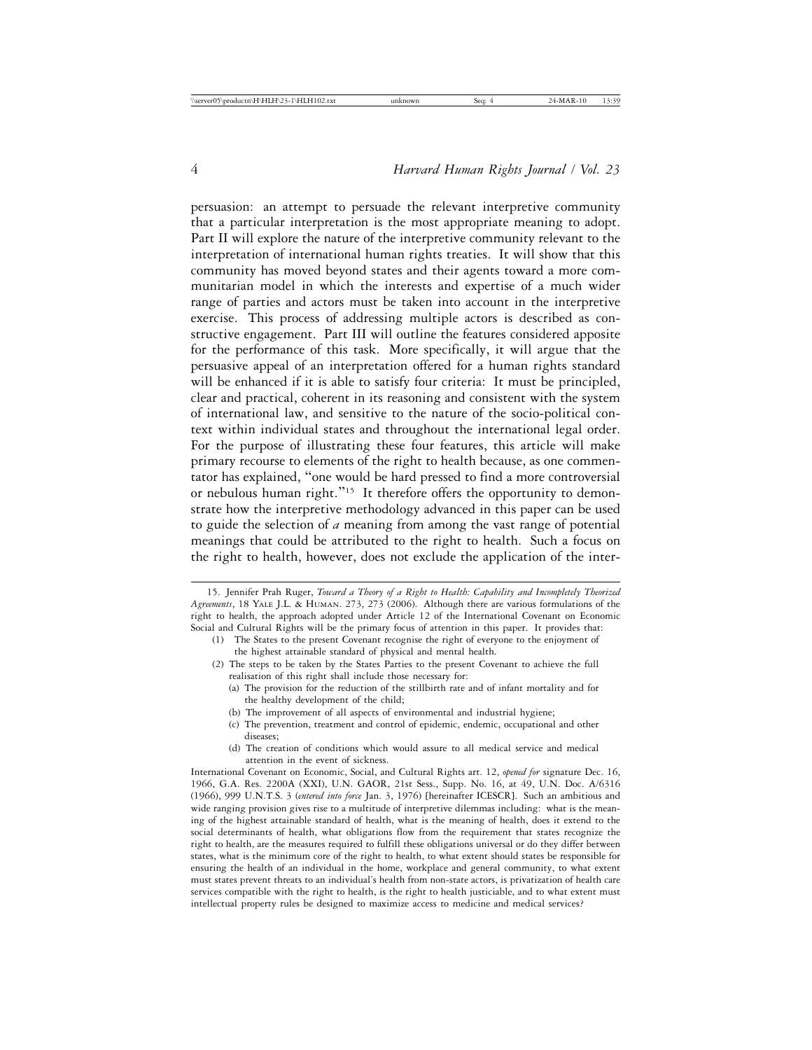persuasion: an attempt to persuade the relevant interpretive community that a particular interpretation is the most appropriate meaning to adopt. Part II will explore the nature of the interpretive community relevant to the interpretation of international human rights treaties. It will show that this community has moved beyond states and their agents toward a more communitarian model in which the interests and expertise of a much wider range of parties and actors must be taken into account in the interpretive exercise. This process of addressing multiple actors is described as constructive engagement. Part III will outline the features considered apposite for the performance of this task. More specifically, it will argue that the persuasive appeal of an interpretation offered for a human rights standard will be enhanced if it is able to satisfy four criteria: It must be principled, clear and practical, coherent in its reasoning and consistent with the system of international law, and sensitive to the nature of the socio-political context within individual states and throughout the international legal order. For the purpose of illustrating these four features, this article will make primary recourse to elements of the right to health because, as one commentator has explained, "one would be hard pressed to find a more controversial or nebulous human right."[15] It therefore offers the opportunity to demonstrate how the interpretive methodology advanced in this paper can be used to guide the selection of *a* meaning from among the vast range of potential meanings that could be attributed to the right to health. Such a focus on the right to health, however, does not exclude the application of the inter-

---

15. Jennifer Prah Ruger, *Toward a Theory of a Right to Health: Capability and Incompletely Theorized Agreements*, 18 Yale J.L. & Human. 273, 273 (2006). Although there are various formulations of the right to health, the approach adopted under Article 12 of the International Covenant on Economic Social and Cultural Rights will be the primary focus of attention in this paper. It provides that:

(1) The States to the present Covenant recognise the right of everyone to the enjoyment of the highest attainable standard of physical and mental health.

(2) The steps to be taken by the States Parties to the present Covenant to achieve the full realisation of this right shall include those necessary for:

(a) The provision for the reduction of the stillbirth rate and of infant mortality and for the healthy development of the child;

(b) The improvement of all aspects of environmental and industrial hygiene;

(c) The prevention, treatment and control of epidemic, endemic, occupational and other diseases;

(d) The creation of conditions which would assure to all medical service and medical attention in the event of sickness.

International Covenant on Economic, Social, and Cultural Rights art. 12, *opened for* signature Dec. 16, 1966, G.A. Res. 2200A (XXI), U.N. GAOR, 21st Sess., Supp. No. 16, at 49, U.N. Doc. A/6316 (1966), 999 U.N.T.S. 3 (*entered into force* Jan. 3, 1976) [hereinafter ICESCR]. Such an ambitious and wide ranging provision gives rise to a multitude of interpretive dilemmas including: what is the meaning of the highest attainable standard of health, what is the meaning of health, does it extend to the social determinants of health, what obligations flow from the requirement that states recognize the right to health, are the measures required to fulfill these obligations universal or do they differ between states, what is the minimum core of the right to health, to what extent should states be responsible for ensuring the health of an individual in the home, workplace and general community, to what extent must states prevent threats to an individual's health from non-state actors, is privatization of health care services compatible with the right to health, is the right to health justiciable, and to what extent must intellectual property rules be designed to maximize access to medicine and medical services?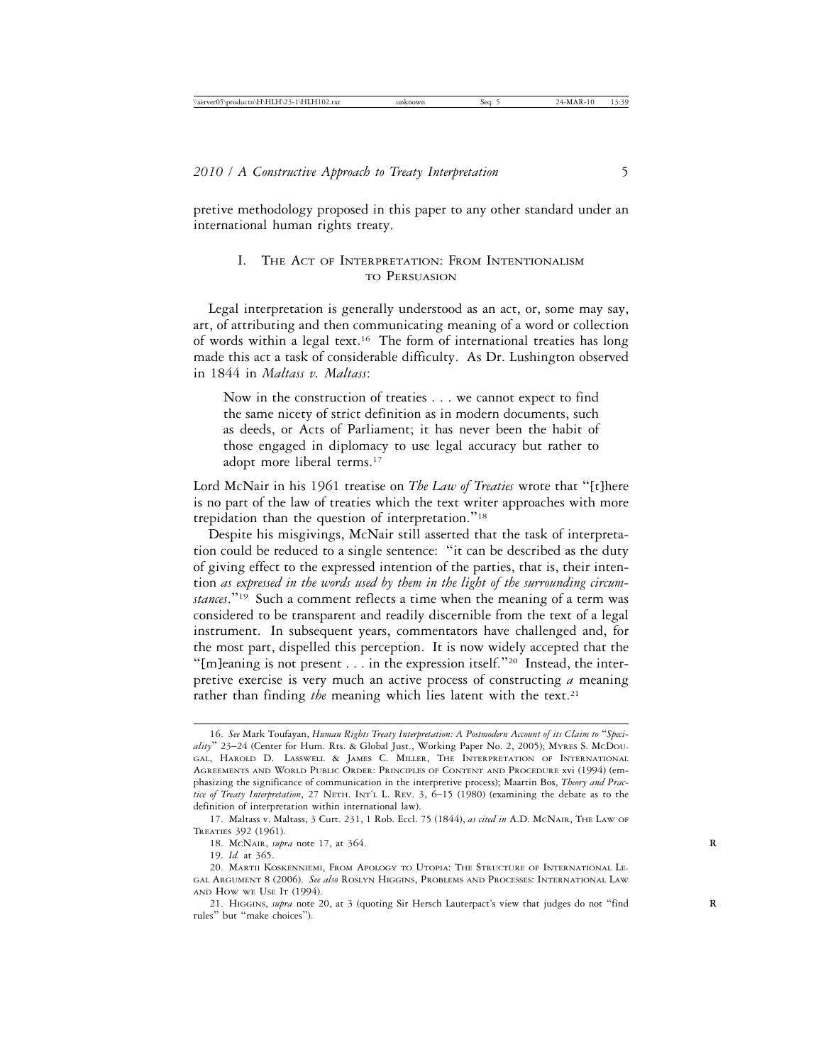pretive methodology proposed in this paper to any other standard under an international human rights treaty.

## I. The Act of Interpretation: From Intentionalism to Persuasion

Legal interpretation is generally understood as an act, or, some may say, art, of attributing and then communicating meaning of a word or collection of words within a legal text.[16] The form of international treaties has long made this act a task of considerable difficulty. As Dr. Lushington observed in 1844 in *Maltass v. Maltass*:

> Now in the construction of treaties . . . we cannot expect to find the same nicety of strict definition as in modern documents, such as deeds, or Acts of Parliament; it has never been the habit of those engaged in diplomacy to use legal accuracy but rather to adopt more liberal terms.[17]

Lord McNair in his 1961 treatise on *The Law of Treaties* wrote that "[t]here is no part of the law of treaties which the text writer approaches with more trepidation than the question of interpretation."[18]

Despite his misgivings, McNair still asserted that the task of interpretation could be reduced to a single sentence: "it can be described as the duty of giving effect to the expressed intention of the parties, that is, their intention *as expressed in the words used by them in the light of the surrounding circumstances*."[19] Such a comment reflects a time when the meaning of a term was considered to be transparent and readily discernible from the text of a legal instrument. In subsequent years, commentators have challenged and, for the most part, dispelled this perception. It is now widely accepted that the "[m]eaning is not present . . . in the expression itself."[20] Instead, the interpretive exercise is very much an active process of constructing *a* meaning rather than finding *the* meaning which lies latent with the text.[21]

---

16. *See* Mark Toufayan, *Human Rights Treaty Interpretation: A Postmodern Account of its Claim to "Speciality"* 23–24 (Center for Hum. Rts. & Global Just., Working Paper No. 2, 2005); Myres S. McDougal, Harold D. Lasswell & James C. Miller, The Interpretation of International Agreements and World Public Order: Principles of Content and Procedure xvi (1994) (emphasizing the significance of communication in the interpretive process); Maartin Bos, *Theory and Practice of Treaty Interpretation*, 27 Neth. Int'l L. Rev. 3, 6–15 (1980) (examining the debate as to the definition of interpretation within international law).

17. Maltass v. Maltass, 3 Curt. 231, 1 Rob. Eccl. 75 (1844), *as cited in* A.D. McNair, The Law of Treaties 392 (1961).

18. McNair, *supra* note 17, at 364.

19. *Id.* at 365.

20. Martii Koskenniemi, From Apology to Utopia: The Structure of International Legal Argument 8 (2006). *See also* Roslyn Higgins, Problems and Processes: International Law and How we Use It (1994).

21. Higgins, *supra* note 20, at 3 (quoting Sir Hersch Lauterpact's view that judges do not "find rules" but "make choices").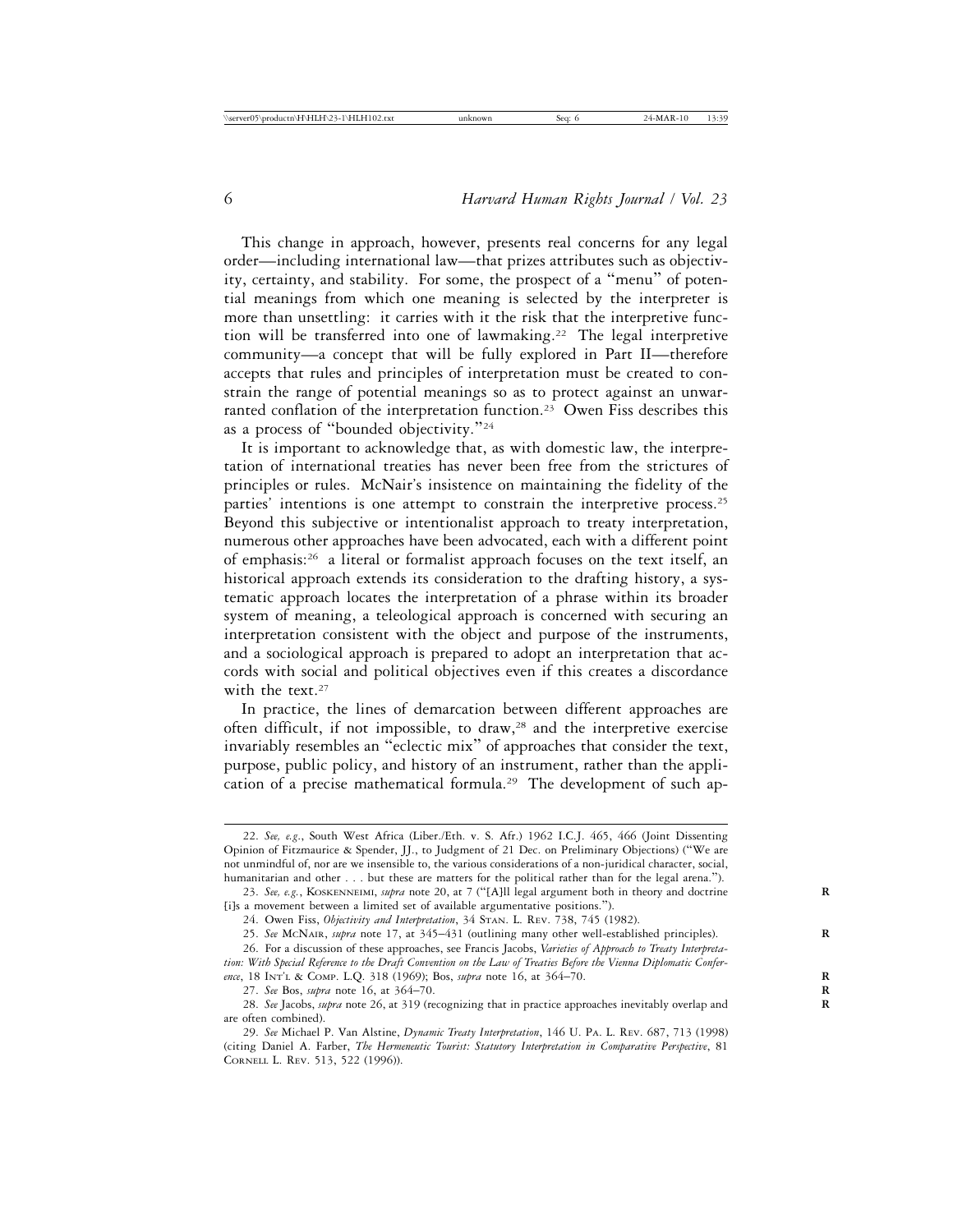This change in approach, however, presents real concerns for any legal order—including international law—that prizes attributes such as objectivity, certainty, and stability. For some, the prospect of a "menu" of potential meanings from which one meaning is selected by the interpreter is more than unsettling: it carries with it the risk that the interpretive function will be transferred into one of lawmaking.[22] The legal interpretive community—a concept that will be fully explored in Part II—therefore accepts that rules and principles of interpretation must be created to constrain the range of potential meanings so as to protect against an unwarranted conflation of the interpretation function.[23] Owen Fiss describes this as a process of "bounded objectivity."[24]

It is important to acknowledge that, as with domestic law, the interpretation of international treaties has never been free from the strictures of principles or rules. McNair's insistence on maintaining the fidelity of the parties' intentions is one attempt to constrain the interpretive process.[25] Beyond this subjective or intentionalist approach to treaty interpretation, numerous other approaches have been advocated, each with a different point of emphasis:[26] a literal or formalist approach focuses on the text itself, an historical approach extends its consideration to the drafting history, a systematic approach locates the interpretation of a phrase within its broader system of meaning, a teleological approach is concerned with securing an interpretation consistent with the object and purpose of the instruments, and a sociological approach is prepared to adopt an interpretation that accords with social and political objectives even if this creates a discordance with the text.[27]

In practice, the lines of demarcation between different approaches are often difficult, if not impossible, to draw,[28] and the interpretive exercise invariably resembles an "eclectic mix" of approaches that consider the text, purpose, public policy, and history of an instrument, rather than the application of a precise mathematical formula.[29] The development of such ap-

---

22. *See, e.g.*, South West Africa (Liber./Eth. v. S. Afr.) 1962 I.C.J. 465, 466 (Joint Dissenting Opinion of Fitzmaurice & Spender, JJ., to Judgment of 21 Dec. on Preliminary Objections) ("We are not unmindful of, nor are we insensible to, the various considerations of a non-juridical character, social, humanitarian and other . . . but these are matters for the political rather than for the legal arena.").

23. *See, e.g.*, KOSKENNEIMI, *supra* note 20, at 7 ("[A]ll legal argument both in theory and doctrine [i]s a movement between a limited set of available argumentative positions.").

24. Owen Fiss, *Objectivity and Interpretation*, 34 STAN. L. REV. 738, 745 (1982).

25. *See* MCNAIR, *supra* note 17, at 345–431 (outlining many other well-established principles).

26. For a discussion of these approaches, see Francis Jacobs, *Varieties of Approach to Treaty Interpretation: With Special Reference to the Draft Convention on the Law of Treaties Before the Vienna Diplomatic Conference*, 18 INT'L & COMP. L.Q. 318 (1969); Bos, *supra* note 16, at 364–70.

27. *See* Bos, *supra* note 16, at 364–70.

28. *See* Jacobs, *supra* note 26, at 319 (recognizing that in practice approaches inevitably overlap and are often combined).

29. *See* Michael P. Van Alstine, *Dynamic Treaty Interpretation*, 146 U. PA. L. REV. 687, 713 (1998) (citing Daniel A. Farber, *The Hermeneutic Tourist: Statutory Interpretation in Comparative Perspective*, 81 CORNELL L. REV. 513, 522 (1996)).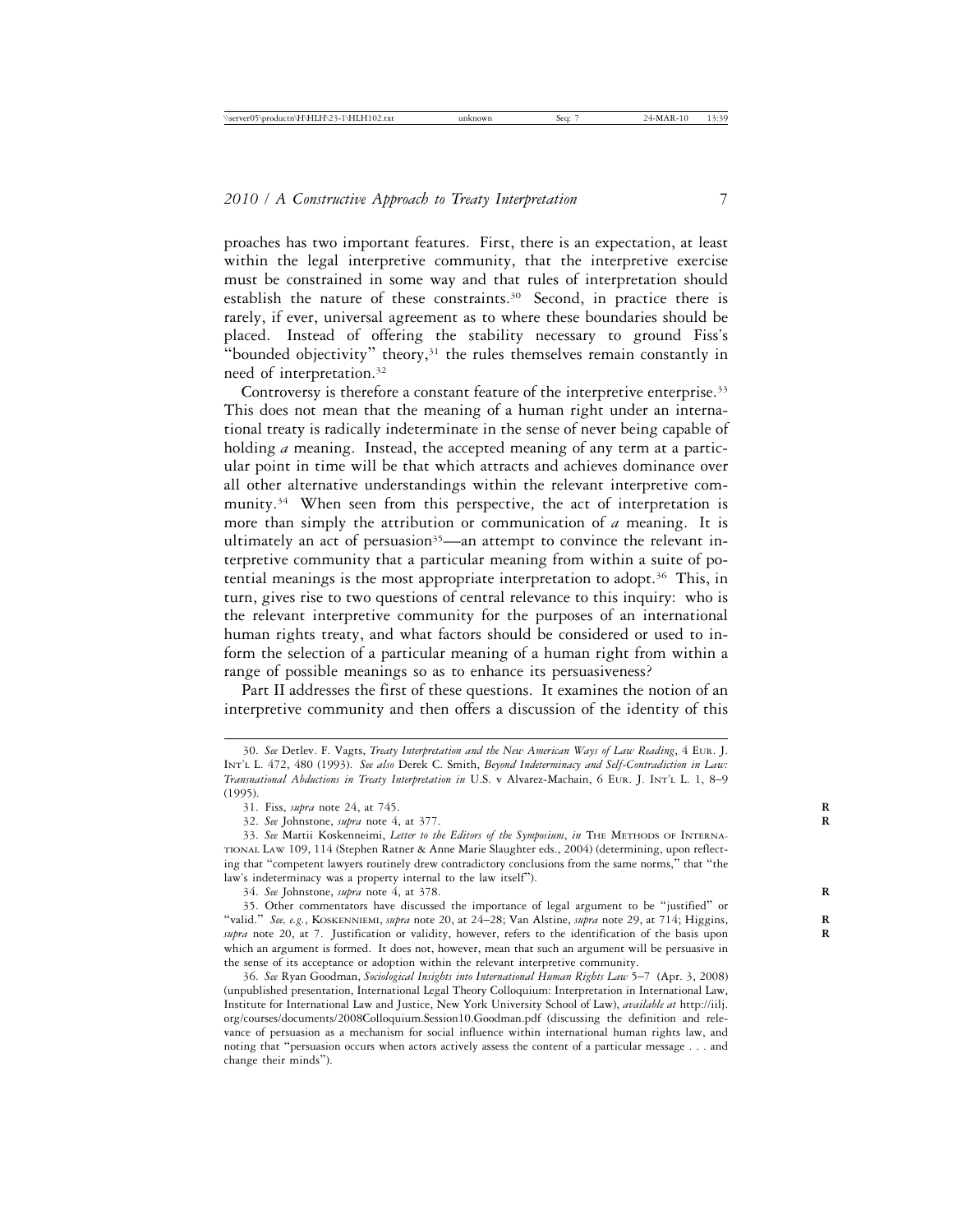proaches has two important features. First, there is an expectation, at least within the legal interpretive community, that the interpretive exercise must be constrained in some way and that rules of interpretation should establish the nature of these constraints.[30] Second, in practice there is rarely, if ever, universal agreement as to where these boundaries should be placed. Instead of offering the stability necessary to ground Fiss's "bounded objectivity" theory,[31] the rules themselves remain constantly in need of interpretation.[32]

Controversy is therefore a constant feature of the interpretive enterprise.[33] This does not mean that the meaning of a human right under an international treaty is radically indeterminate in the sense of never being capable of holding *a* meaning. Instead, the accepted meaning of any term at a particular point in time will be that which attracts and achieves dominance over all other alternative understandings within the relevant interpretive community.[34] When seen from this perspective, the act of interpretation is more than simply the attribution or communication of *a* meaning. It is ultimately an act of persuasion[35]—an attempt to convince the relevant interpretive community that a particular meaning from within a suite of potential meanings is the most appropriate interpretation to adopt.[36] This, in turn, gives rise to two questions of central relevance to this inquiry: who is the relevant interpretive community for the purposes of an international human rights treaty, and what factors should be considered or used to inform the selection of a particular meaning of a human right from within a range of possible meanings so as to enhance its persuasiveness?

Part II addresses the first of these questions. It examines the notion of an interpretive community and then offers a discussion of the identity of this

---

30. *See* Detlev. F. Vagts, *Treaty Interpretation and the New American Ways of Law Reading*, 4 Eur. J. Int'l L. 472, 480 (1993). *See also* Derek C. Smith, *Beyond Indeterminacy and Self-Contradiction in Law: Transnational Abductions in Treaty Interpretation in* U.S. v Alvarez-Machain, 6 Eur. J. Int'l L. 1, 8–9 (1995).

31. Fiss, *supra* note 24, at 745.

32. *See* Johnstone, *supra* note 4, at 377.

33. *See* Martii Koskenneimi, *Letter to the Editors of the Symposium*, *in* The Methods of International Law 109, 114 (Stephen Ratner & Anne Marie Slaughter eds., 2004) (determining, upon reflecting that "competent lawyers routinely drew contradictory conclusions from the same norms," that "the law's indeterminacy was a property internal to the law itself").

34. *See* Johnstone, *supra* note 4, at 378.

35. Other commentators have discussed the importance of legal argument to be "justified" or "valid." *See, e.g.*, Koskenniemi, *supra* note 20, at 24–28; Van Alstine, *supra* note 29, at 714; Higgins, *supra* note 20, at 7. Justification or validity, however, refers to the identification of the basis upon which an argument is formed. It does not, however, mean that such an argument will be persuasive in the sense of its acceptance or adoption within the relevant interpretive community.

36. *See* Ryan Goodman, *Sociological Insights into International Human Rights Law* 5–7 (Apr. 3, 2008) (unpublished presentation, International Legal Theory Colloquium: Interpretation in International Law, Institute for International Law and Justice, New York University School of Law), *available at* http://iilj.org/courses/documents/2008Colloquium.Session10.Goodman.pdf (discussing the definition and relevance of persuasion as a mechanism for social influence within international human rights law, and noting that "persuasion occurs when actors actively assess the content of a particular message . . . and change their minds").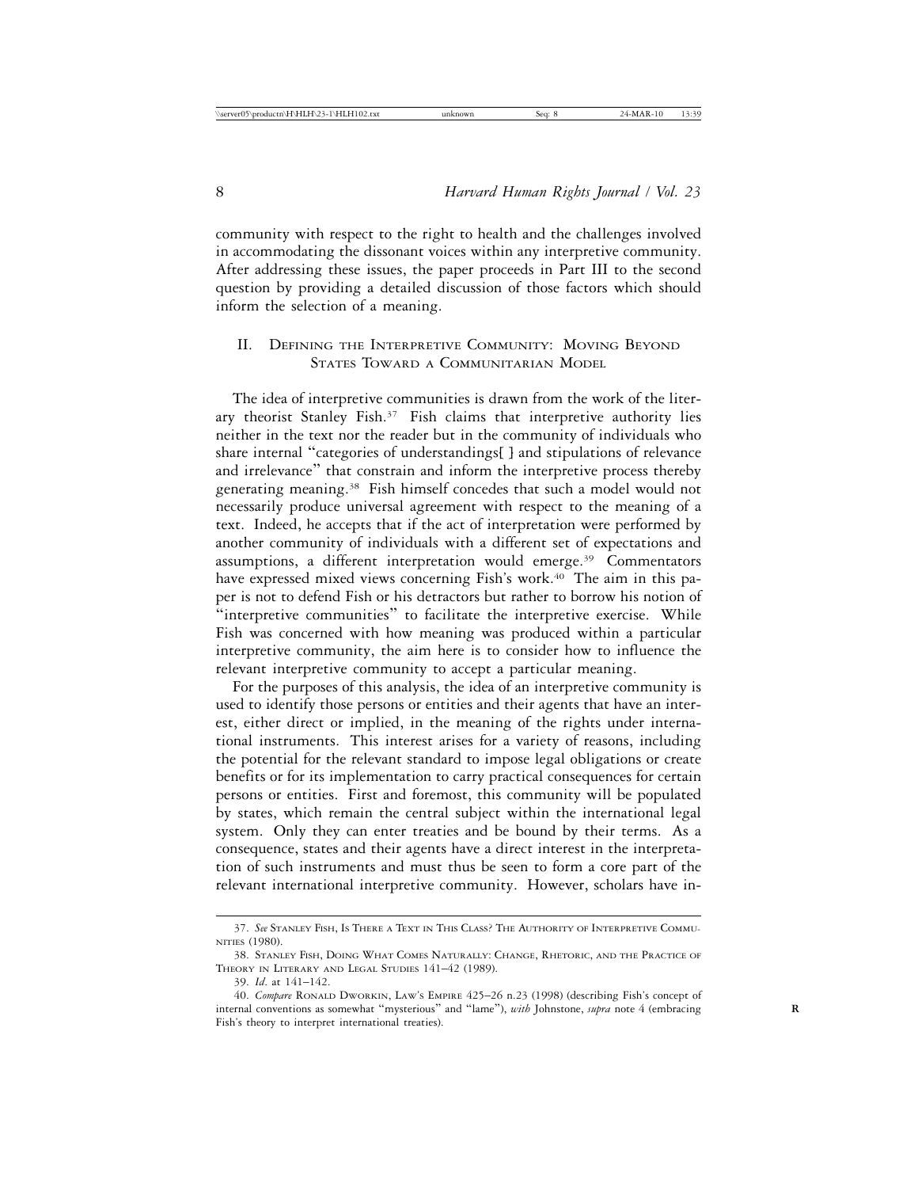community with respect to the right to health and the challenges involved in accommodating the dissonant voices within any interpretive community. After addressing these issues, the paper proceeds in Part III to the second question by providing a detailed discussion of those factors which should inform the selection of a meaning.

## II. Defining the Interpretive Community: Moving Beyond States Toward a Communitarian Model

The idea of interpretive communities is drawn from the work of the literary theorist Stanley Fish.[37] Fish claims that interpretive authority lies neither in the text nor the reader but in the community of individuals who share internal "categories of understandings[ ] and stipulations of relevance and irrelevance" that constrain and inform the interpretive process thereby generating meaning.[38] Fish himself concedes that such a model would not necessarily produce universal agreement with respect to the meaning of a text. Indeed, he accepts that if the act of interpretation were performed by another community of individuals with a different set of expectations and assumptions, a different interpretation would emerge.[39] Commentators have expressed mixed views concerning Fish's work.[40] The aim in this paper is not to defend Fish or his detractors but rather to borrow his notion of "interpretive communities" to facilitate the interpretive exercise. While Fish was concerned with how meaning was produced within a particular interpretive community, the aim here is to consider how to influence the relevant interpretive community to accept a particular meaning.

For the purposes of this analysis, the idea of an interpretive community is used to identify those persons or entities and their agents that have an interest, either direct or implied, in the meaning of the rights under international instruments. This interest arises for a variety of reasons, including the potential for the relevant standard to impose legal obligations or create benefits or for its implementation to carry practical consequences for certain persons or entities. First and foremost, this community will be populated by states, which remain the central subject within the international legal system. Only they can enter treaties and be bound by their terms. As a consequence, states and their agents have a direct interest in the interpretation of such instruments and must thus be seen to form a core part of the relevant international interpretive community. However, scholars have in-

---

37. *See* Stanley Fish, Is There a Text in This Class? The Authority of Interpretive Communities (1980).

38. Stanley Fish, Doing What Comes Naturally: Change, Rhetoric, and the Practice of Theory in Literary and Legal Studies 141–42 (1989).

39. *Id*. at 141–142.

40. *Compare* Ronald Dworkin, Law's Empire 425–26 n.23 (1998) (describing Fish's concept of internal conventions as somewhat "mysterious" and "lame"), *with* Johnstone, *supra* note 4 (embracing Fish's theory to interpret international treaties).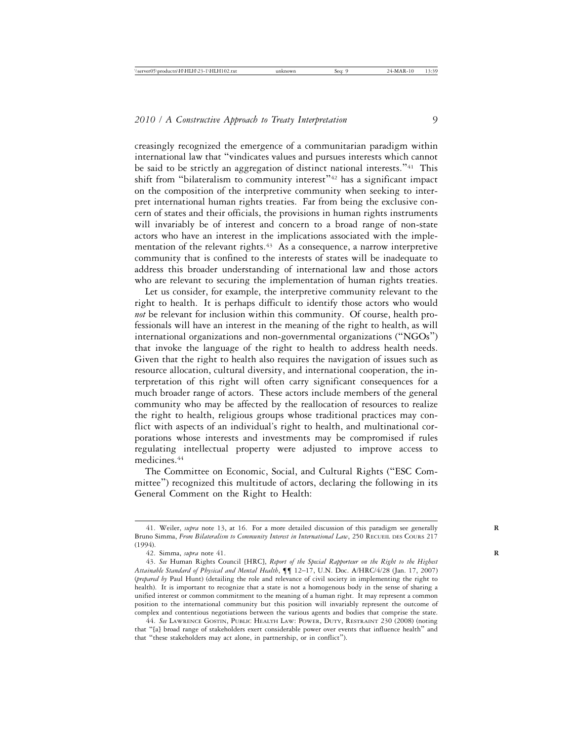creasingly recognized the emergence of a communitarian paradigm within international law that "vindicates values and pursues interests which cannot be said to be strictly an aggregation of distinct national interests."[41] This shift from "bilateralism to community interest"[42] has a significant impact on the composition of the interpretive community when seeking to interpret international human rights treaties. Far from being the exclusive concern of states and their officials, the provisions in human rights instruments will invariably be of interest and concern to a broad range of non-state actors who have an interest in the implications associated with the implementation of the relevant rights.[43] As a consequence, a narrow interpretive community that is confined to the interests of states will be inadequate to address this broader understanding of international law and those actors who are relevant to securing the implementation of human rights treaties.

Let us consider, for example, the interpretive community relevant to the right to health. It is perhaps difficult to identify those actors who would *not* be relevant for inclusion within this community. Of course, health professionals will have an interest in the meaning of the right to health, as will international organizations and non-governmental organizations ("NGOs") that invoke the language of the right to health to address health needs. Given that the right to health also requires the navigation of issues such as resource allocation, cultural diversity, and international cooperation, the interpretation of this right will often carry significant consequences for a much broader range of actors. These actors include members of the general community who may be affected by the reallocation of resources to realize the right to health, religious groups whose traditional practices may conflict with aspects of an individual's right to health, and multinational corporations whose interests and investments may be compromised if rules regulating intellectual property were adjusted to improve access to medicines.[44]

The Committee on Economic, Social, and Cultural Rights ("ESC Committee") recognized this multitude of actors, declaring the following in its General Comment on the Right to Health:

---

41. Weiler, *supra* note 13, at 16. For a more detailed discussion of this paradigm see generally Bruno Simma, *From Bilateralism to Community Interest in International Law*, 250 RECUEIL DES COURS 217 (1994).

42. Simma, *supra* note 41.

43. *See* Human Rights Council [HRC], *Report of the Special Rapporteur on the Right to the Highest Attainable Standard of Physical and Mental Health*, ¶¶ 12–17, U.N. Doc. A/HRC/4/28 (Jan. 17, 2007) (*prepared by* Paul Hunt) (detailing the role and relevance of civil society in implementing the right to health). It is important to recognize that a state is not a homogenous body in the sense of sharing a unified interest or common commitment to the meaning of a human right. It may represent a common position to the international community but this position will invariably represent the outcome of complex and contentious negotiations between the various agents and bodies that comprise the state.

44. *See* LAWRENCE GOSTIN, PUBLIC HEALTH LAW: POWER, DUTY, RESTRAINT 230 (2008) (noting that "[a] broad range of stakeholders exert considerable power over events that influence health" and that "these stakeholders may act alone, in partnership, or in conflict").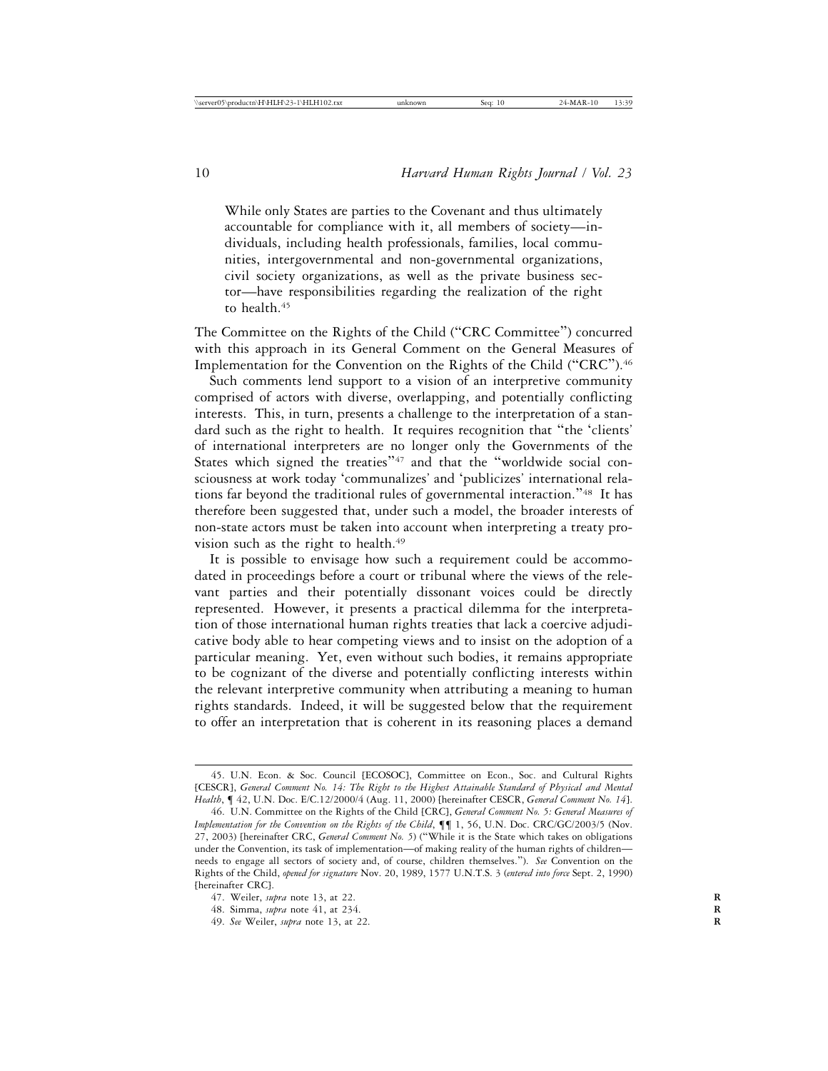> While only States are parties to the Covenant and thus ultimately accountable for compliance with it, all members of society—individuals, including health professionals, families, local communities, intergovernmental and non-governmental organizations, civil society organizations, as well as the private business sector—have responsibilities regarding the realization of the right to health.[45]

The Committee on the Rights of the Child ("CRC Committee") concurred with this approach in its General Comment on the General Measures of Implementation for the Convention on the Rights of the Child ("CRC").[46]

Such comments lend support to a vision of an interpretive community comprised of actors with diverse, overlapping, and potentially conflicting interests. This, in turn, presents a challenge to the interpretation of a standard such as the right to health. It requires recognition that "the 'clients' of international interpreters are no longer only the Governments of the States which signed the treaties"[47] and that the "worldwide social consciousness at work today 'communalizes' and 'publicizes' international relations far beyond the traditional rules of governmental interaction."[48] It has therefore been suggested that, under such a model, the broader interests of non-state actors must be taken into account when interpreting a treaty provision such as the right to health.[49]

It is possible to envisage how such a requirement could be accommodated in proceedings before a court or tribunal where the views of the relevant parties and their potentially dissonant voices could be directly represented. However, it presents a practical dilemma for the interpretation of those international human rights treaties that lack a coercive adjudicative body able to hear competing views and to insist on the adoption of a particular meaning. Yet, even without such bodies, it remains appropriate to be cognizant of the diverse and potentially conflicting interests within the relevant interpretive community when attributing a meaning to human rights standards. Indeed, it will be suggested below that the requirement to offer an interpretation that is coherent in its reasoning places a demand

---

45. U.N. Econ. & Soc. Council [ECOSOC], Committee on Econ., Soc. and Cultural Rights [CESCR], *General Comment No. 14: The Right to the Highest Attainable Standard of Physical and Mental Health*, ¶ 42, U.N. Doc. E/C.12/2000/4 (Aug. 11, 2000) [hereinafter CESCR, *General Comment No. 14*].

46. U.N. Committee on the Rights of the Child [CRC], *General Comment No. 5: General Measures of Implementation for the Convention on the Rights of the Child*, ¶¶ 1, 56, U.N. Doc. CRC/GC/2003/5 (Nov. 27, 2003) [hereinafter CRC, *General Comment No. 5*] ("While it is the State which takes on obligations under the Convention, its task of implementation—of making reality of the human rights of children—needs to engage all sectors of society and, of course, children themselves."). *See* Convention on the Rights of the Child, *opened for signature* Nov. 20, 1989, 1577 U.N.T.S. 3 (*entered into force* Sept. 2, 1990) [hereinafter CRC].

47. Weiler, *supra* note 13, at 22.

48. Simma, *supra* note 41, at 234.

49. *See* Weiler, *supra* note 13, at 22.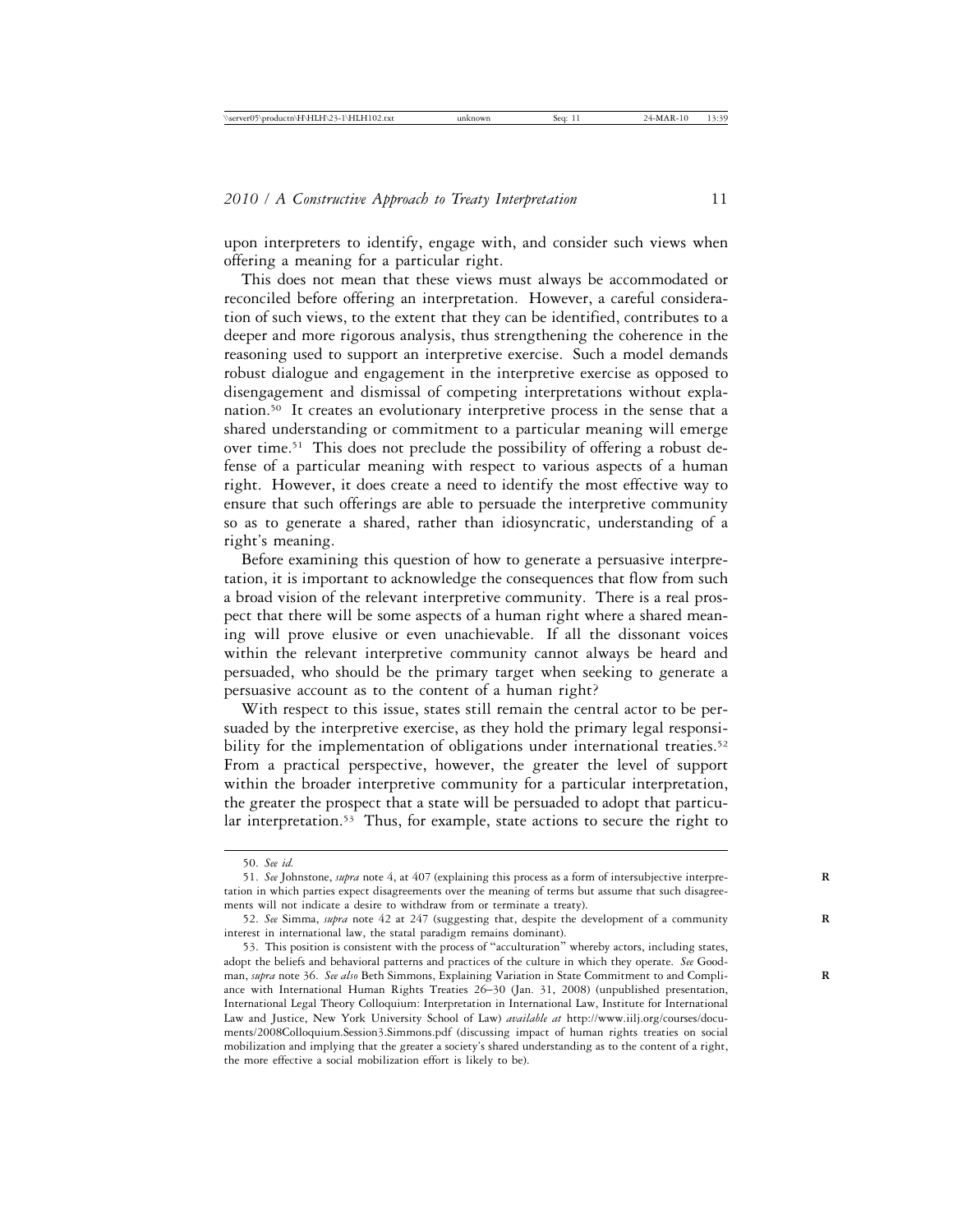upon interpreters to identify, engage with, and consider such views when offering a meaning for a particular right.

This does not mean that these views must always be accommodated or reconciled before offering an interpretation. However, a careful consideration of such views, to the extent that they can be identified, contributes to a deeper and more rigorous analysis, thus strengthening the coherence in the reasoning used to support an interpretive exercise. Such a model demands robust dialogue and engagement in the interpretive exercise as opposed to disengagement and dismissal of competing interpretations without explanation.[50] It creates an evolutionary interpretive process in the sense that a shared understanding or commitment to a particular meaning will emerge over time.[51] This does not preclude the possibility of offering a robust defense of a particular meaning with respect to various aspects of a human right. However, it does create a need to identify the most effective way to ensure that such offerings are able to persuade the interpretive community so as to generate a shared, rather than idiosyncratic, understanding of a right's meaning.

Before examining this question of how to generate a persuasive interpretation, it is important to acknowledge the consequences that flow from such a broad vision of the relevant interpretive community. There is a real prospect that there will be some aspects of a human right where a shared meaning will prove elusive or even unachievable. If all the dissonant voices within the relevant interpretive community cannot always be heard and persuaded, who should be the primary target when seeking to generate a persuasive account as to the content of a human right?

With respect to this issue, states still remain the central actor to be persuaded by the interpretive exercise, as they hold the primary legal responsibility for the implementation of obligations under international treaties.[52] From a practical perspective, however, the greater the level of support within the broader interpretive community for a particular interpretation, the greater the prospect that a state will be persuaded to adopt that particular interpretation.[53] Thus, for example, state actions to secure the right to

---

50. *See id.*

51. *See* Johnstone, *supra* note 4, at 407 (explaining this process as a form of intersubjective interpretation in which parties expect disagreements over the meaning of terms but assume that such disagreements will not indicate a desire to withdraw from or terminate a treaty).

52. *See* Simma, *supra* note 42 at 247 (suggesting that, despite the development of a community interest in international law, the statal paradigm remains dominant).

53. This position is consistent with the process of "acculturation" whereby actors, including states, adopt the beliefs and behavioral patterns and practices of the culture in which they operate. *See* Goodman, *supra* note 36. *See also* Beth Simmons, Explaining Variation in State Commitment to and Compliance with International Human Rights Treaties 26–30 (Jan. 31, 2008) (unpublished presentation, International Legal Theory Colloquium: Interpretation in International Law, Institute for International Law and Justice, New York University School of Law) *available at* http://www.iilj.org/courses/documents/2008Colloquium.Session3.Simmons.pdf (discussing impact of human rights treaties on social mobilization and implying that the greater a society's shared understanding as to the content of a right, the more effective a social mobilization effort is likely to be).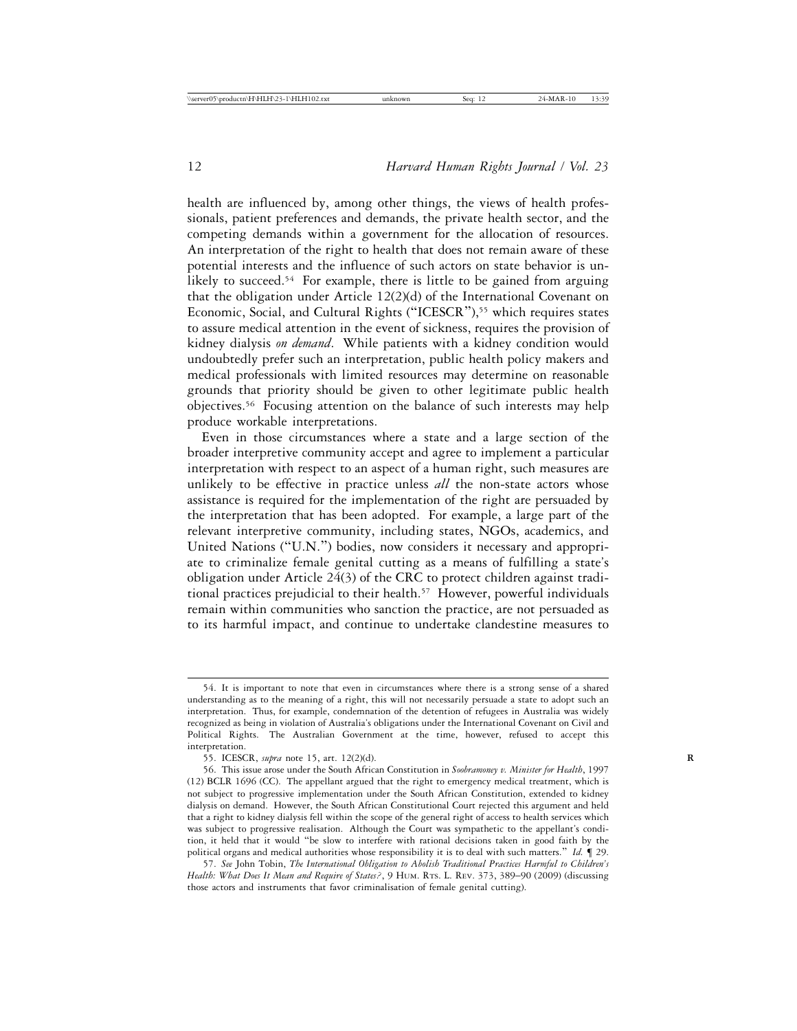health are influenced by, among other things, the views of health professionals, patient preferences and demands, the private health sector, and the competing demands within a government for the allocation of resources. An interpretation of the right to health that does not remain aware of these potential interests and the influence of such actors on state behavior is unlikely to succeed.[54] For example, there is little to be gained from arguing that the obligation under Article 12(2)(d) of the International Covenant on Economic, Social, and Cultural Rights ("ICESCR"),[55] which requires states to assure medical attention in the event of sickness, requires the provision of kidney dialysis *on demand*. While patients with a kidney condition would undoubtedly prefer such an interpretation, public health policy makers and medical professionals with limited resources may determine on reasonable grounds that priority should be given to other legitimate public health objectives.[56] Focusing attention on the balance of such interests may help produce workable interpretations.

Even in those circumstances where a state and a large section of the broader interpretive community accept and agree to implement a particular interpretation with respect to an aspect of a human right, such measures are unlikely to be effective in practice unless *all* the non-state actors whose assistance is required for the implementation of the right are persuaded by the interpretation that has been adopted. For example, a large part of the relevant interpretive community, including states, NGOs, academics, and United Nations ("U.N.") bodies, now considers it necessary and appropriate to criminalize female genital cutting as a means of fulfilling a state's obligation under Article 24(3) of the CRC to protect children against traditional practices prejudicial to their health.[57] However, powerful individuals remain within communities who sanction the practice, are not persuaded as to its harmful impact, and continue to undertake clandestine measures to

---

54. It is important to note that even in circumstances where there is a strong sense of a shared understanding as to the meaning of a right, this will not necessarily persuade a state to adopt such an interpretation. Thus, for example, condemnation of the detention of refugees in Australia was widely recognized as being in violation of Australia's obligations under the International Covenant on Civil and Political Rights. The Australian Government at the time, however, refused to accept this interpretation.

55. ICESCR, *supra* note 15, art. 12(2)(d).

56. This issue arose under the South African Constitution in *Soobramoney v. Minister for Health*, 1997 (12) BCLR 1696 (CC). The appellant argued that the right to emergency medical treatment, which is not subject to progressive implementation under the South African Constitution, extended to kidney dialysis on demand. However, the South African Constitutional Court rejected this argument and held that a right to kidney dialysis fell within the scope of the general right of access to health services which was subject to progressive realisation. Although the Court was sympathetic to the appellant's condition, it held that it would "be slow to interfere with rational decisions taken in good faith by the political organs and medical authorities whose responsibility it is to deal with such matters." *Id.* ¶ 29.

57. *See* John Tobin, *The International Obligation to Abolish Traditional Practices Harmful to Children's Health: What Does It Mean and Require of States?*, 9 Hum. Rts. L. Rev. 373, 389–90 (2009) (discussing those actors and instruments that favor criminalisation of female genital cutting).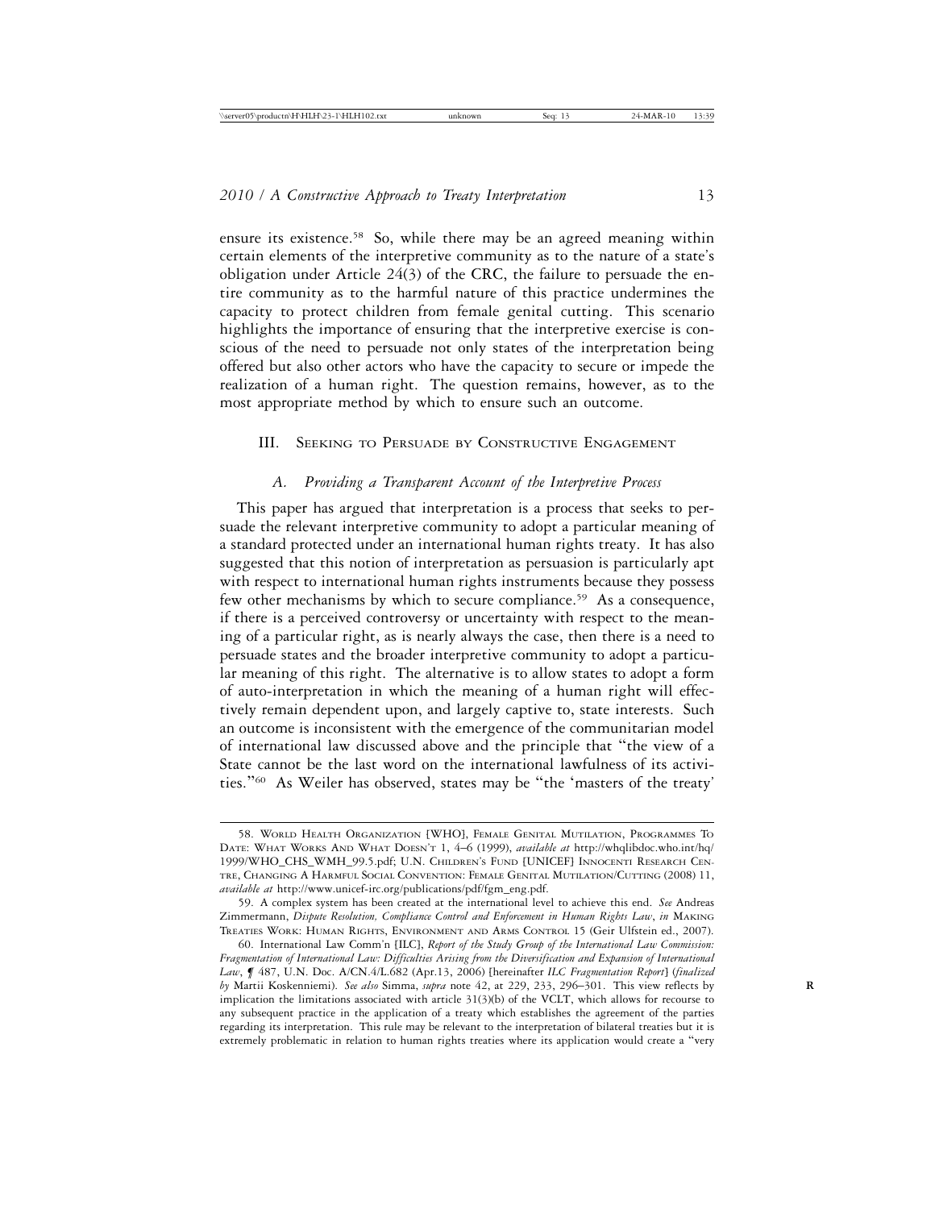ensure its existence.[58] So, while there may be an agreed meaning within certain elements of the interpretive community as to the nature of a state's obligation under Article 24(3) of the CRC, the failure to persuade the entire community as to the harmful nature of this practice undermines the capacity to protect children from female genital cutting. This scenario highlights the importance of ensuring that the interpretive exercise is conscious of the need to persuade not only states of the interpretation being offered but also other actors who have the capacity to secure or impede the realization of a human right. The question remains, however, as to the most appropriate method by which to ensure such an outcome.

## III. Seeking to Persuade by Constructive Engagement

### A. *Providing a Transparent Account of the Interpretive Process*

This paper has argued that interpretation is a process that seeks to persuade the relevant interpretive community to adopt a particular meaning of a standard protected under an international human rights treaty. It has also suggested that this notion of interpretation as persuasion is particularly apt with respect to international human rights instruments because they possess few other mechanisms by which to secure compliance.[59] As a consequence, if there is a perceived controversy or uncertainty with respect to the meaning of a particular right, as is nearly always the case, then there is a need to persuade states and the broader interpretive community to adopt a particular meaning of this right. The alternative is to allow states to adopt a form of auto-interpretation in which the meaning of a human right will effectively remain dependent upon, and largely captive to, state interests. Such an outcome is inconsistent with the emergence of the communitarian model of international law discussed above and the principle that "the view of a State cannot be the last word on the international lawfulness of its activities."[60] As Weiler has observed, states may be "the 'masters of the treaty'

---

58. World Health Organization [WHO], Female Genital Mutilation, Programmes To Date: What Works And What Doesn't 1, 4–6 (1999), *available at* http://whqlibdoc.who.int/hq/1999/WHO_CHS_WMH_99.5.pdf; U.N. Children's Fund [UNICEF] Innocenti Research Centre, Changing A Harmful Social Convention: Female Genital Mutilation/Cutting (2008) 11, *available at* http://www.unicef-irc.org/publications/pdf/fgm_eng.pdf.

59. A complex system has been created at the international level to achieve this end. *See* Andreas Zimmermann, *Dispute Resolution, Compliance Control and Enforcement in Human Rights Law*, *in* Making Treaties Work: Human Rights, Environment and Arms Control 15 (Geir Ulfstein ed., 2007).

60. International Law Comm'n [ILC], *Report of the Study Group of the International Law Commission: Fragmentation of International Law: Difficulties Arising from the Diversification and Expansion of International Law*, ¶ 487, U.N. Doc. A/CN.4/L.682 (Apr.13, 2006) [hereinafter *ILC Fragmentation Report*] (*finalized by* Martii Koskenniemi). *See also* Simma, *supra* note 42, at 229, 233, 296–301. This view reflects by implication the limitations associated with article 31(3)(b) of the VCLT, which allows for recourse to any subsequent practice in the application of a treaty which establishes the agreement of the parties regarding its interpretation. This rule may be relevant to the interpretation of bilateral treaties but it is extremely problematic in relation to human rights treaties where its application would create a "very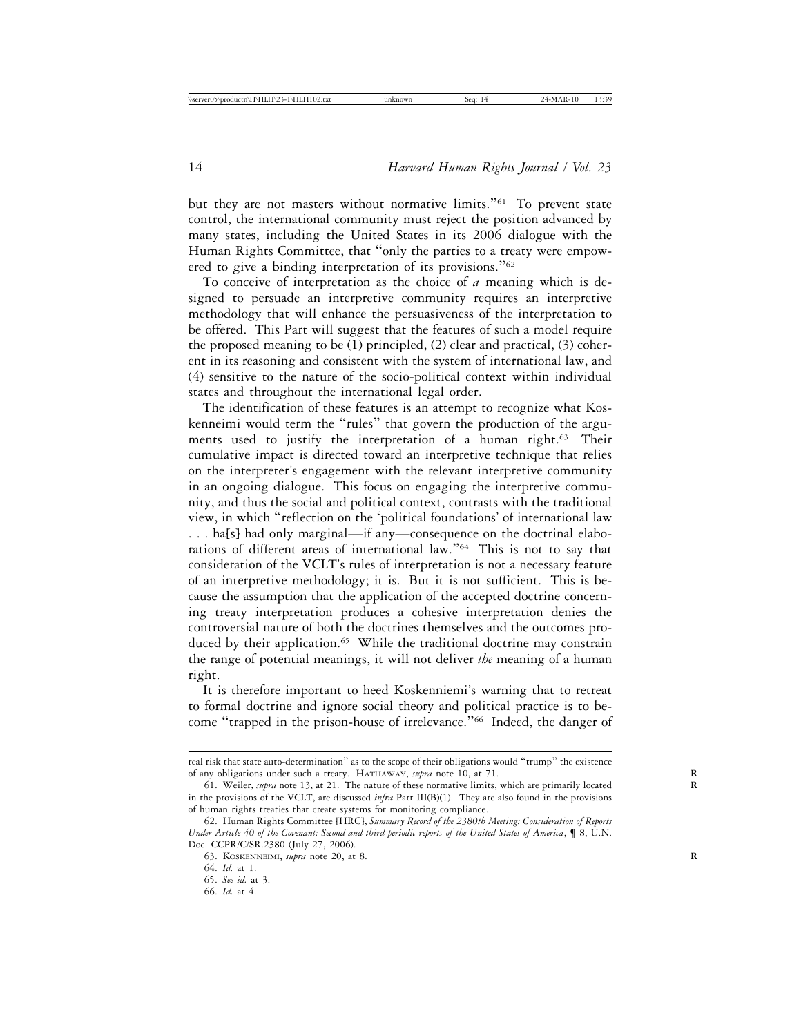but they are not masters without normative limits."[61] To prevent state control, the international community must reject the position advanced by many states, including the United States in its 2006 dialogue with the Human Rights Committee, that "only the parties to a treaty were empowered to give a binding interpretation of its provisions."[62]

To conceive of interpretation as the choice of *a* meaning which is designed to persuade an interpretive community requires an interpretive methodology that will enhance the persuasiveness of the interpretation to be offered. This Part will suggest that the features of such a model require the proposed meaning to be (1) principled, (2) clear and practical, (3) coherent in its reasoning and consistent with the system of international law, and (4) sensitive to the nature of the socio-political context within individual states and throughout the international legal order.

The identification of these features is an attempt to recognize what Koskenneimi would term the "rules" that govern the production of the arguments used to justify the interpretation of a human right.[63] Their cumulative impact is directed toward an interpretive technique that relies on the interpreter's engagement with the relevant interpretive community in an ongoing dialogue. This focus on engaging the interpretive community, and thus the social and political context, contrasts with the traditional view, in which "reflection on the 'political foundations' of international law . . . ha[s] had only marginal—if any—consequence on the doctrinal elaborations of different areas of international law."[64] This is not to say that consideration of the VCLT's rules of interpretation is not a necessary feature of an interpretive methodology; it is. But it is not sufficient. This is because the assumption that the application of the accepted doctrine concerning treaty interpretation produces a cohesive interpretation denies the controversial nature of both the doctrines themselves and the outcomes produced by their application.[65] While the traditional doctrine may constrain the range of potential meanings, it will not deliver *the* meaning of a human right.

It is therefore important to heed Koskenniemi's warning that to retreat to formal doctrine and ignore social theory and political practice is to become "trapped in the prison-house of irrelevance."[66] Indeed, the danger of

---

real risk that state auto-determination" as to the scope of their obligations would "trump" the existence of any obligations under such a treaty. Hathaway, *supra* note 10, at 71.

61. Weiler, *supra* note 13, at 21. The nature of these normative limits, which are primarily located in the provisions of the VCLT, are discussed *infra* Part III(B)(1). They are also found in the provisions of human rights treaties that create systems for monitoring compliance.

62. Human Rights Committee [HRC], *Summary Record of the 2380th Meeting: Consideration of Reports Under Article 40 of the Covenant: Second and third periodic reports of the United States of America*, ¶ 8, U.N. Doc. CCPR/C/SR.2380 (July 27, 2006).

63. Koskenneimi, *supra* note 20, at 8.

64. *Id.* at 1.

65. *See id.* at 3.

66. *Id.* at 4.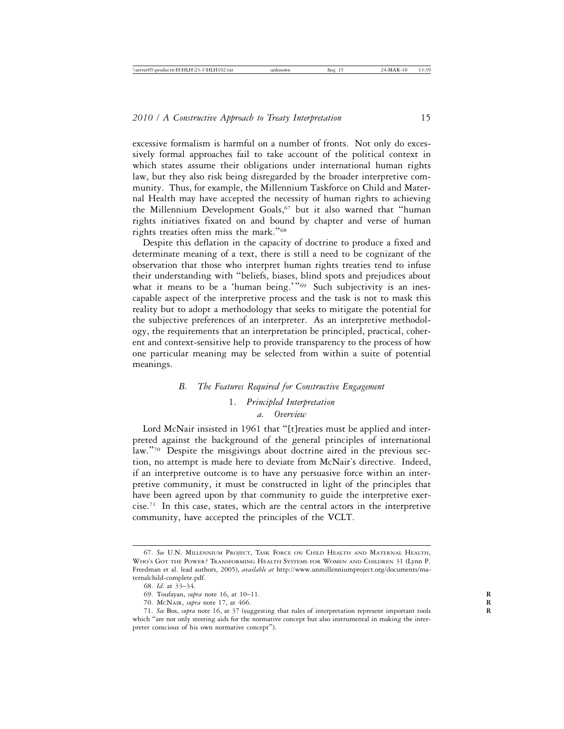excessive formalism is harmful on a number of fronts. Not only do excessively formal approaches fail to take account of the political context in which states assume their obligations under international human rights law, but they also risk being disregarded by the broader interpretive community. Thus, for example, the Millennium Taskforce on Child and Maternal Health may have accepted the necessity of human rights to achieving the Millennium Development Goals,[67] but it also warned that "human rights initiatives fixated on and bound by chapter and verse of human rights treaties often miss the mark."[68]

Despite this deflation in the capacity of doctrine to produce a fixed and determinate meaning of a text, there is still a need to be cognizant of the observation that those who interpret human rights treaties tend to infuse their understanding with "beliefs, biases, blind spots and prejudices about what it means to be a 'human being.'"[69] Such subjectivity is an inescapable aspect of the interpretive process and the task is not to mask this reality but to adopt a methodology that seeks to mitigate the potential for the subjective preferences of an interpreter. As an interpretive methodology, the requirements that an interpretation be principled, practical, coherent and context-sensitive help to provide transparency to the process of how one particular meaning may be selected from within a suite of potential meanings.

### *B. The Features Required for Constructive Engagement*

#### 1. *Principled Interpretation*

##### *a. Overview*

Lord McNair insisted in 1961 that "[t]reaties must be applied and interpreted against the background of the general principles of international law."[70] Despite the misgivings about doctrine aired in the previous section, no attempt is made here to deviate from McNair's directive. Indeed, if an interpretive outcome is to have any persuasive force within an interpretive community, it must be constructed in light of the principles that have been agreed upon by that community to guide the interpretive exercise.[71] In this case, states, which are the central actors in the interpretive community, have accepted the principles of the VCLT.

---

67. *See* U.N. Millennium Project, Task Force on Child Health and Maternal Health, Who's Got the Power? Transforming Health Systems for Women and Children 31 (Lynn P. Freedman et al. lead authors, 2005), *available at* http://www.unmillenniumproject.org/documents/maternalchild-complete.pdf.

68. *Id.* at 33–34.

69. Toufayan, *supra* note 16, at 10–11.

70. McNair, *supra* note 17, at 466.

71. *See* Bos, *supra* note 16, at 37 (suggesting that rules of interpretation represent important tools which "are not only steering aids for the normative concept but also instrumental in making the interpreter conscious of his own normative concept").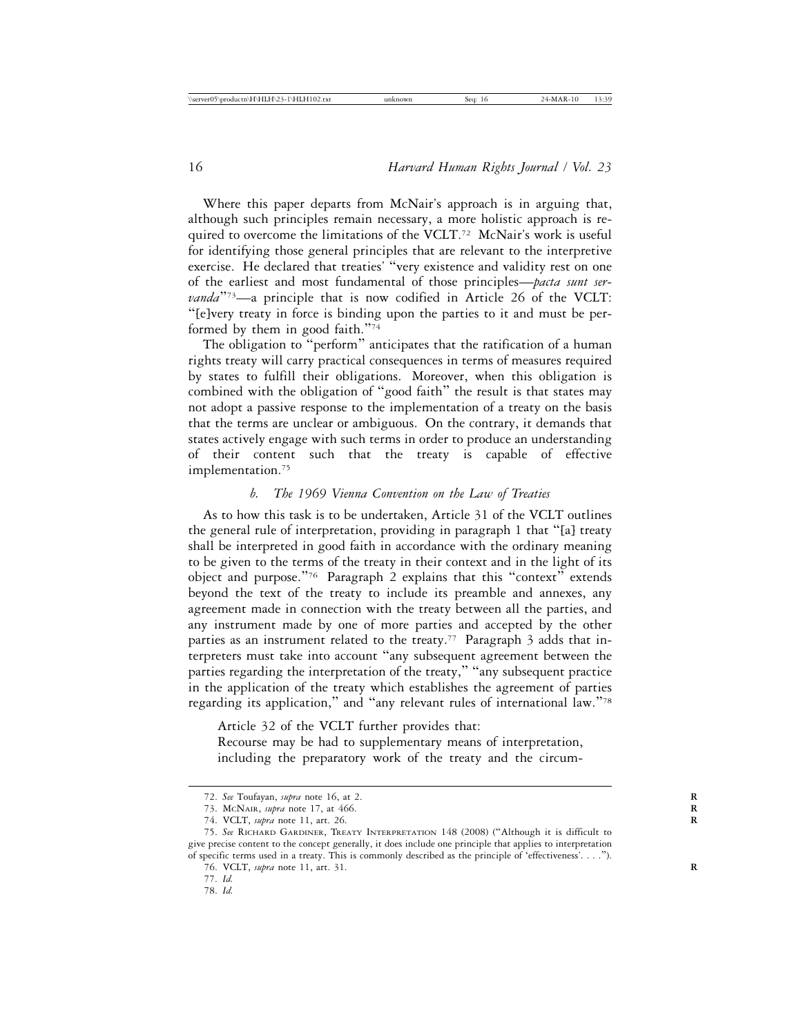Where this paper departs from McNair's approach is in arguing that, although such principles remain necessary, a more holistic approach is required to overcome the limitations of the VCLT.[72] McNair's work is useful for identifying those general principles that are relevant to the interpretive exercise. He declared that treaties' "very existence and validity rest on one of the earliest and most fundamental of those principles—*pacta sunt servanda*"[73]—a principle that is now codified in Article 26 of the VCLT: "[e]very treaty in force is binding upon the parties to it and must be performed by them in good faith."[74]

The obligation to "perform" anticipates that the ratification of a human rights treaty will carry practical consequences in terms of measures required by states to fulfill their obligations. Moreover, when this obligation is combined with the obligation of "good faith" the result is that states may not adopt a passive response to the implementation of a treaty on the basis that the terms are unclear or ambiguous. On the contrary, it demands that states actively engage with such terms in order to produce an understanding of their content such that the treaty is capable of effective implementation.[75]

### *b. The 1969 Vienna Convention on the Law of Treaties*

As to how this task is to be undertaken, Article 31 of the VCLT outlines the general rule of interpretation, providing in paragraph 1 that "[a] treaty shall be interpreted in good faith in accordance with the ordinary meaning to be given to the terms of the treaty in their context and in the light of its object and purpose."[76] Paragraph 2 explains that this "context" extends beyond the text of the treaty to include its preamble and annexes, any agreement made in connection with the treaty between all the parties, and any instrument made by one of more parties and accepted by the other parties as an instrument related to the treaty.[77] Paragraph 3 adds that interpreters must take into account "any subsequent agreement between the parties regarding the interpretation of the treaty," "any subsequent practice in the application of the treaty which establishes the agreement of parties regarding its application," and "any relevant rules of international law."[78]

Article 32 of the VCLT further provides that:

> Recourse may be had to supplementary means of interpretation, including the preparatory work of the treaty and the circum-

---

72. *See* Toufayan, *supra* note 16, at 2.

73. McNair, *supra* note 17, at 466.

74. VCLT, *supra* note 11, art. 26.

75. *See* Richard Gardiner, Treaty Interpretation 148 (2008) ("Although it is difficult to give precise content to the concept generally, it does include one principle that applies to interpretation of specific terms used in a treaty. This is commonly described as the principle of 'effectiveness'. . . .").

76. VCLT, *supra* note 11, art. 31.

77. *Id.*

78. *Id.*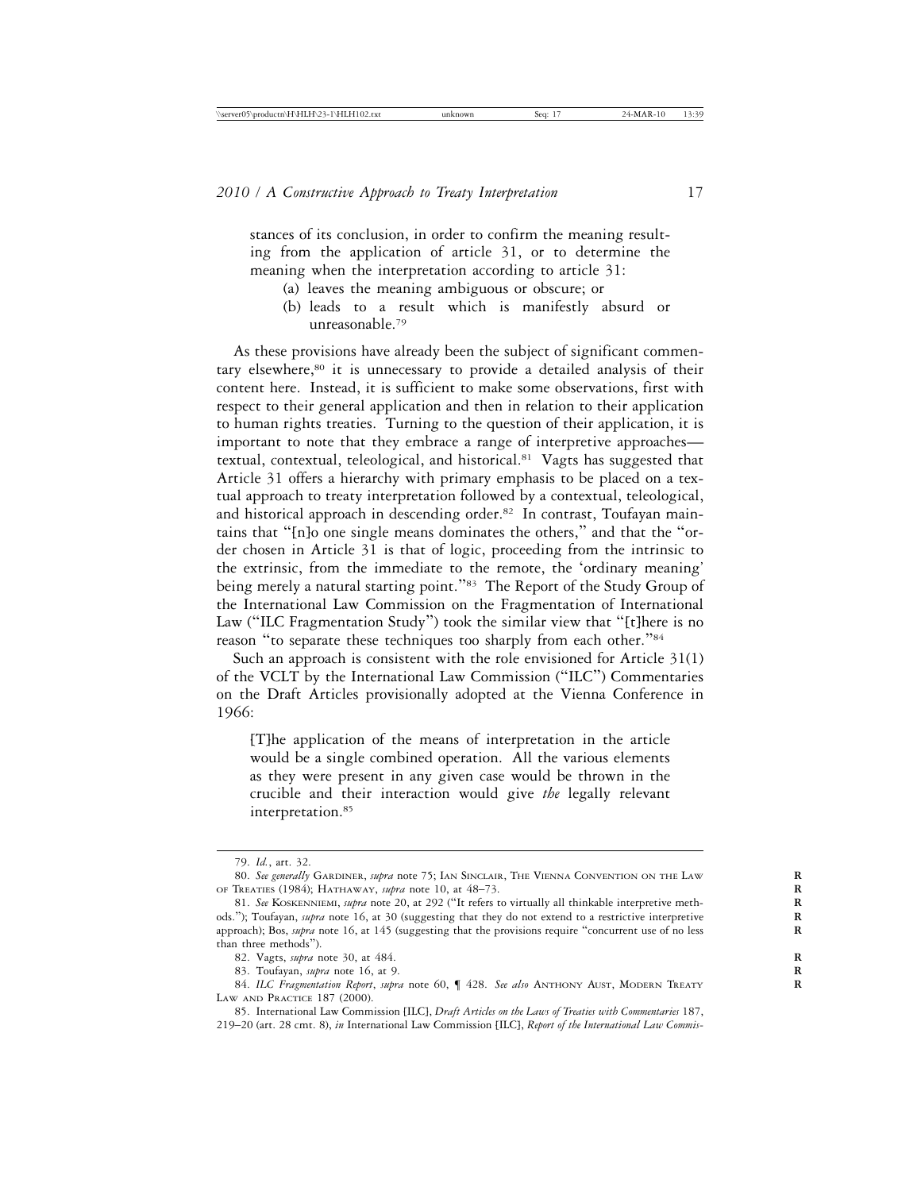> stances of its conclusion, in order to confirm the meaning resulting from the application of article 31, or to determine the meaning when the interpretation according to article 31:
>
> (a) leaves the meaning ambiguous or obscure; or
>
> (b) leads to a result which is manifestly absurd or unreasonable.[79]

As these provisions have already been the subject of significant commentary elsewhere,[80] it is unnecessary to provide a detailed analysis of their content here. Instead, it is sufficient to make some observations, first with respect to their general application and then in relation to their application to human rights treaties. Turning to the question of their application, it is important to note that they embrace a range of interpretive approaches—textual, contextual, teleological, and historical.[81] Vagts has suggested that Article 31 offers a hierarchy with primary emphasis to be placed on a textual approach to treaty interpretation followed by a contextual, teleological, and historical approach in descending order.[82] In contrast, Toufayan maintains that "[n]o one single means dominates the others," and that the "order chosen in Article 31 is that of logic, proceeding from the intrinsic to the extrinsic, from the immediate to the remote, the 'ordinary meaning' being merely a natural starting point."[83] The Report of the Study Group of the International Law Commission on the Fragmentation of International Law ("ILC Fragmentation Study") took the similar view that "[t]here is no reason "to separate these techniques too sharply from each other."[84]

Such an approach is consistent with the role envisioned for Article 31(1) of the VCLT by the International Law Commission ("ILC") Commentaries on the Draft Articles provisionally adopted at the Vienna Conference in 1966:

> [T]he application of the means of interpretation in the article would be a single combined operation. All the various elements as they were present in any given case would be thrown in the crucible and their interaction would give *the* legally relevant interpretation.[85]

---

79. *Id.*, art. 32.

80. *See generally* Gardiner, *supra* note 75; Ian Sinclair, The Vienna Convention on the Law of Treaties (1984); Hathaway, *supra* note 10, at 48–73.

81. *See* Koskenniemi, *supra* note 20, at 292 ("It refers to virtually all thinkable interpretive methods."); Toufayan, *supra* note 16, at 30 (suggesting that they do not extend to a restrictive interpretive approach); Bos, *supra* note 16, at 145 (suggesting that the provisions require "concurrent use of no less than three methods").

82. Vagts, *supra* note 30, at 484.

83. Toufayan, *supra* note 16, at 9.

84. *ILC Fragmentation Report*, *supra* note 60, ¶ 428. *See also* Anthony Aust, Modern Treaty Law and Practice 187 (2000).

85. International Law Commission [ILC], *Draft Articles on the Laws of Treaties with Commentaries* 187, 219–20 (art. 28 cmt. 8), *in* International Law Commission [ILC], *Report of the International Law Commis-*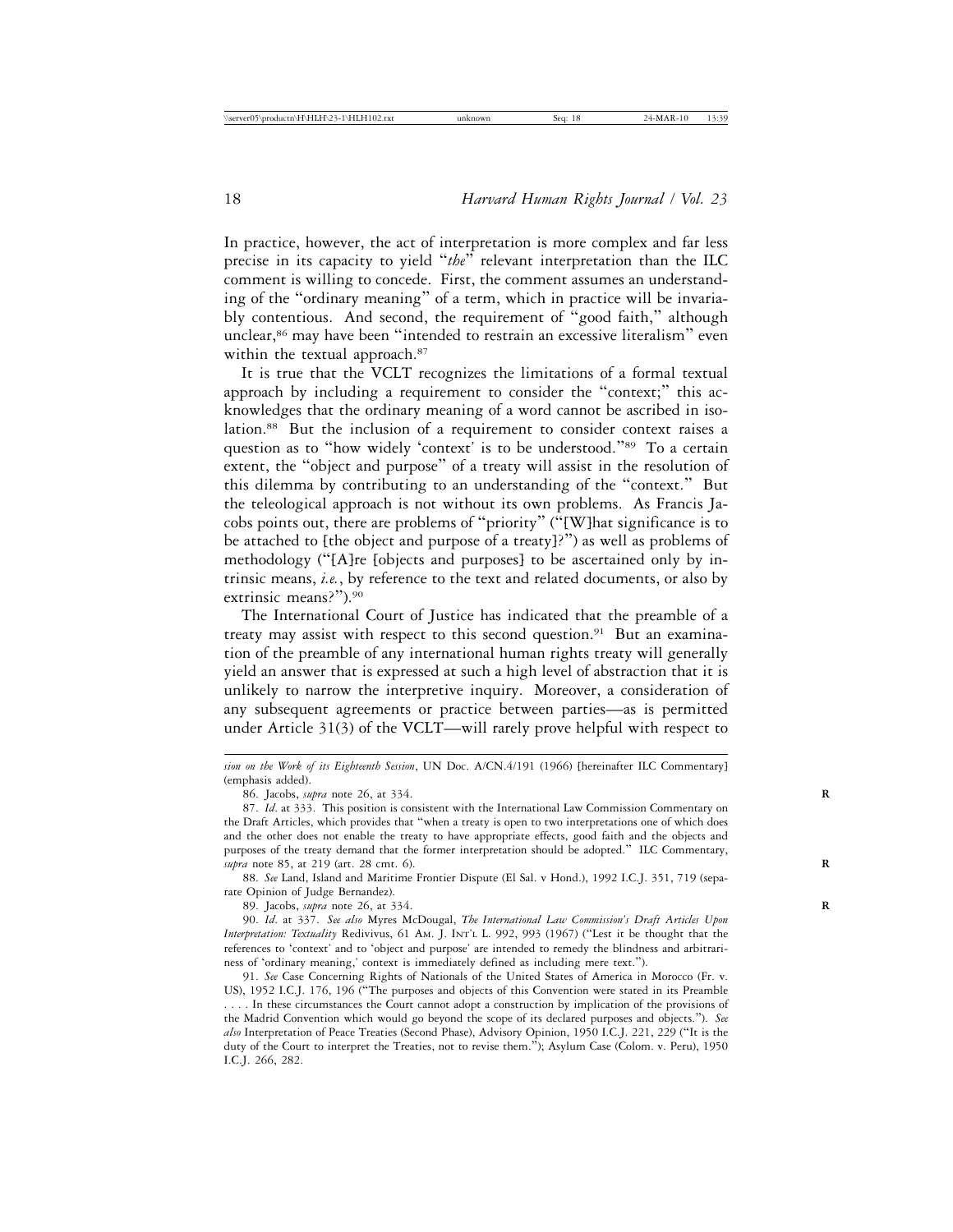In practice, however, the act of interpretation is more complex and far less precise in its capacity to yield "*the*" relevant interpretation than the ILC comment is willing to concede. First, the comment assumes an understanding of the "ordinary meaning" of a term, which in practice will be invariably contentious. And second, the requirement of "good faith," although unclear,[86] may have been "intended to restrain an excessive literalism" even within the textual approach.[87]

It is true that the VCLT recognizes the limitations of a formal textual approach by including a requirement to consider the "context;" this acknowledges that the ordinary meaning of a word cannot be ascribed in isolation.[88] But the inclusion of a requirement to consider context raises a question as to "how widely 'context' is to be understood."[89] To a certain extent, the "object and purpose" of a treaty will assist in the resolution of this dilemma by contributing to an understanding of the "context." But the teleological approach is not without its own problems. As Francis Jacobs points out, there are problems of "priority" ("[W]hat significance is to be attached to [the object and purpose of a treaty]?") as well as problems of methodology ("[A]re [objects and purposes] to be ascertained only by intrinsic means, *i.e.*, by reference to the text and related documents, or also by extrinsic means?").[90]

The International Court of Justice has indicated that the preamble of a treaty may assist with respect to this second question.[91] But an examination of the preamble of any international human rights treaty will generally yield an answer that is expressed at such a high level of abstraction that it is unlikely to narrow the interpretive inquiry. Moreover, a consideration of any subsequent agreements or practice between parties—as is permitted under Article 31(3) of the VCLT—will rarely prove helpful with respect to

---

*sion on the Work of its Eighteenth Session*, UN Doc. A/CN.4/191 (1966) [hereinafter ILC Commentary] (emphasis added).

86. Jacobs, *supra* note 26, at 334.

87. *Id*. at 333. This position is consistent with the International Law Commission Commentary on the Draft Articles, which provides that "when a treaty is open to two interpretations one of which does and the other does not enable the treaty to have appropriate effects, good faith and the objects and purposes of the treaty demand that the former interpretation should be adopted." ILC Commentary, *supra* note 85, at 219 (art. 28 cmt. 6).

88. *See* Land, Island and Maritime Frontier Dispute (El Sal. v Hond.), 1992 I.C.J. 351, 719 (separate Opinion of Judge Bernandez).

89. Jacobs, *supra* note 26, at 334.

90. *Id*. at 337. *See also* Myres McDougal, *The International Law Commission's Draft Articles Upon Interpretation: Textuality* Redivivus, 61 AM. J. INT'L L. 992, 993 (1967) ("Lest it be thought that the references to 'context' and to 'object and purpose' are intended to remedy the blindness and arbitrariness of 'ordinary meaning,' context is immediately defined as including mere text.").

91. *See* Case Concerning Rights of Nationals of the United States of America in Morocco (Fr. v. US), 1952 I.C.J. 176, 196 ("The purposes and objects of this Convention were stated in its Preamble . . . . In these circumstances the Court cannot adopt a construction by implication of the provisions of the Madrid Convention which would go beyond the scope of its declared purposes and objects."). *See also* Interpretation of Peace Treaties (Second Phase), Advisory Opinion, 1950 I.C.J. 221, 229 ("It is the duty of the Court to interpret the Treaties, not to revise them."); Asylum Case (Colom. v. Peru), 1950 I.C.J. 266, 282.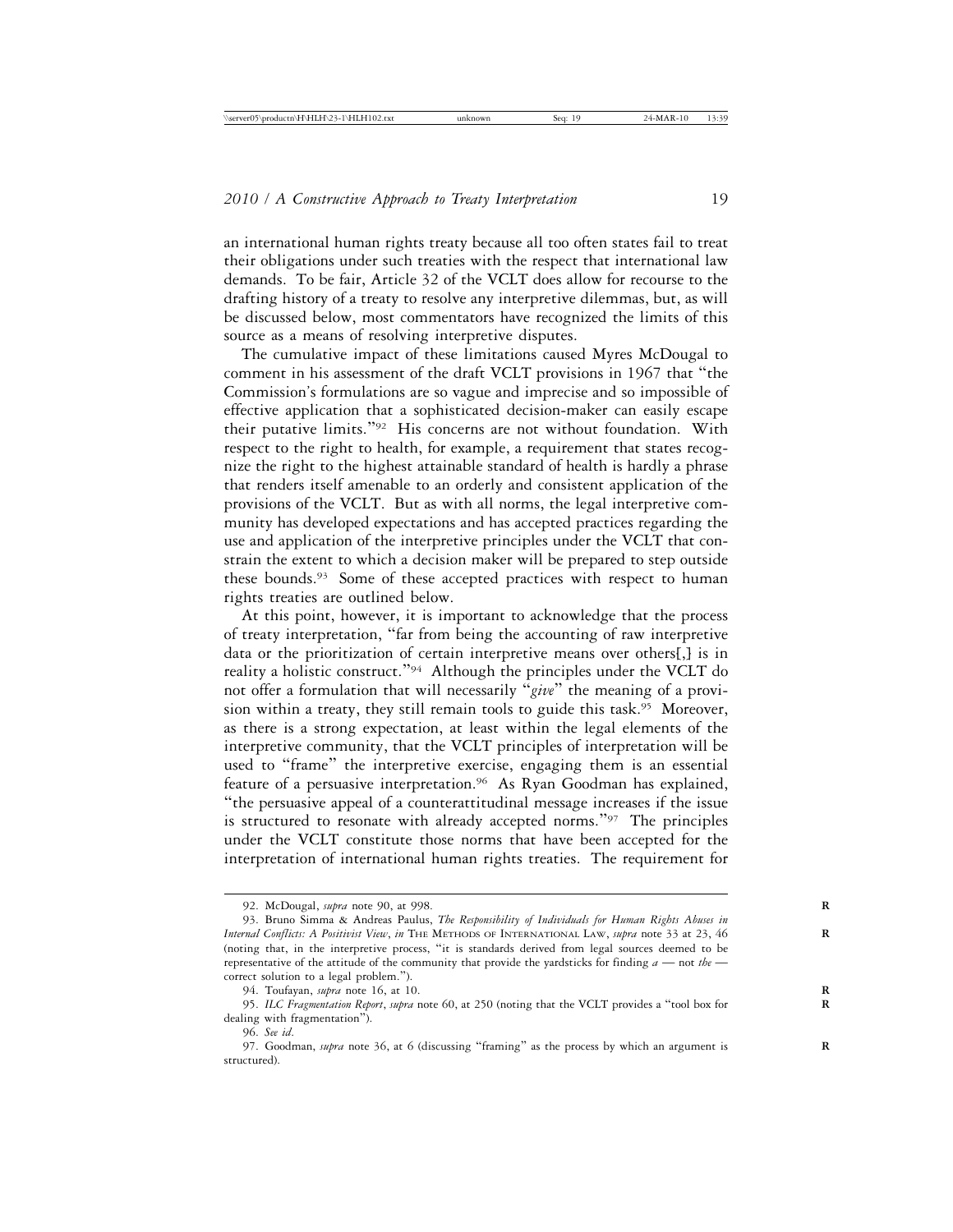an international human rights treaty because all too often states fail to treat their obligations under such treaties with the respect that international law demands. To be fair, Article 32 of the VCLT does allow for recourse to the drafting history of a treaty to resolve any interpretive dilemmas, but, as will be discussed below, most commentators have recognized the limits of this source as a means of resolving interpretive disputes.

The cumulative impact of these limitations caused Myres McDougal to comment in his assessment of the draft VCLT provisions in 1967 that "the Commission's formulations are so vague and imprecise and so impossible of effective application that a sophisticated decision-maker can easily escape their putative limits."[92] His concerns are not without foundation. With respect to the right to health, for example, a requirement that states recognize the right to the highest attainable standard of health is hardly a phrase that renders itself amenable to an orderly and consistent application of the provisions of the VCLT. But as with all norms, the legal interpretive community has developed expectations and has accepted practices regarding the use and application of the interpretive principles under the VCLT that constrain the extent to which a decision maker will be prepared to step outside these bounds.[93] Some of these accepted practices with respect to human rights treaties are outlined below.

At this point, however, it is important to acknowledge that the process of treaty interpretation, "far from being the accounting of raw interpretive data or the prioritization of certain interpretive means over others[,] is in reality a holistic construct."[94] Although the principles under the VCLT do not offer a formulation that will necessarily "*give*" the meaning of a provision within a treaty, they still remain tools to guide this task.[95] Moreover, as there is a strong expectation, at least within the legal elements of the interpretive community, that the VCLT principles of interpretation will be used to "frame" the interpretive exercise, engaging them is an essential feature of a persuasive interpretation.[96] As Ryan Goodman has explained, "the persuasive appeal of a counterattitudinal message increases if the issue is structured to resonate with already accepted norms."[97] The principles under the VCLT constitute those norms that have been accepted for the interpretation of international human rights treaties. The requirement for

---

92. McDougal, *supra* note 90, at 998.

93. Bruno Simma & Andreas Paulus, *The Responsibility of Individuals for Human Rights Abuses in Internal Conflicts: A Positivist View*, *in* THE METHODS OF INTERNATIONAL LAW, *supra* note 33 at 23, 46 (noting that, in the interpretive process, "it is standards derived from legal sources deemed to be representative of the attitude of the community that provide the yardsticks for finding *a* — not *the* — correct solution to a legal problem.").

94. Toufayan, *supra* note 16, at 10.

95. *ILC Fragmentation Report*, *supra* note 60, at 250 (noting that the VCLT provides a "tool box for dealing with fragmentation").

96. *See id*.

97. Goodman, *supra* note 36, at 6 (discussing "framing" as the process by which an argument is structured).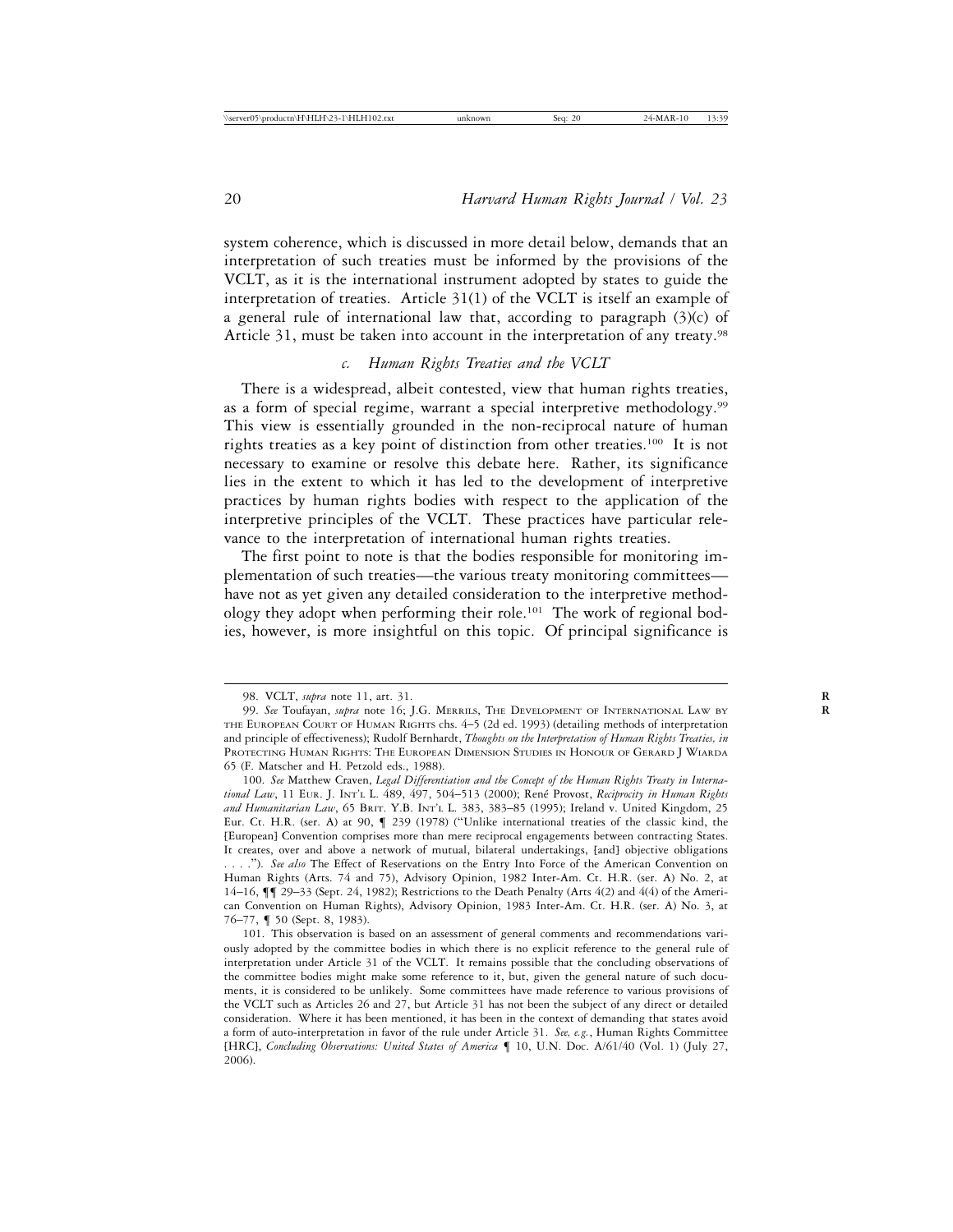system coherence, which is discussed in more detail below, demands that an interpretation of such treaties must be informed by the provisions of the VCLT, as it is the international instrument adopted by states to guide the interpretation of treaties. Article 31(1) of the VCLT is itself an example of a general rule of international law that, according to paragraph (3)(c) of Article 31, must be taken into account in the interpretation of any treaty.[98]

### *c. Human Rights Treaties and the VCLT*

There is a widespread, albeit contested, view that human rights treaties, as a form of special regime, warrant a special interpretive methodology.[99] This view is essentially grounded in the non-reciprocal nature of human rights treaties as a key point of distinction from other treaties.[100] It is not necessary to examine or resolve this debate here. Rather, its significance lies in the extent to which it has led to the development of interpretive practices by human rights bodies with respect to the application of the interpretive principles of the VCLT. These practices have particular relevance to the interpretation of international human rights treaties.

The first point to note is that the bodies responsible for monitoring implementation of such treaties—the various treaty monitoring committees—have not as yet given any detailed consideration to the interpretive methodology they adopt when performing their role.[101] The work of regional bodies, however, is more insightful on this topic. Of principal significance is

---

98. VCLT, *supra* note 11, art. 31.

99. *See* Toufayan, *supra* note 16; J.G. Merrils, The Development of International Law by the European Court of Human Rights chs. 4–5 (2d ed. 1993) (detailing methods of interpretation and principle of effectiveness); Rudolf Bernhardt, *Thoughts on the Interpretation of Human Rights Treaties, in* Protecting Human Rights: The European Dimension Studies in Honour of Gerard J Wiarda 65 (F. Matscher and H. Petzold eds., 1988).

100. *See* Matthew Craven, *Legal Differentiation and the Concept of the Human Rights Treaty in International Law*, 11 Eur. J. Int'l L. 489, 497, 504–513 (2000); René Provost, *Reciprocity in Human Rights and Humanitarian Law*, 65 Brit. Y.B. Int'l L. 383, 383–85 (1995); Ireland v. United Kingdom, 25 Eur. Ct. H.R. (ser. A) at 90, ¶ 239 (1978) ("Unlike international treaties of the classic kind, the [European] Convention comprises more than mere reciprocal engagements between contracting States. It creates, over and above a network of mutual, bilateral undertakings, [and] objective obligations . . . ."). *See also* The Effect of Reservations on the Entry Into Force of the American Convention on Human Rights (Arts. 74 and 75), Advisory Opinion, 1982 Inter-Am. Ct. H.R. (ser. A) No. 2, at 14–16, ¶¶ 29–33 (Sept. 24, 1982); Restrictions to the Death Penalty (Arts 4(2) and 4(4) of the American Convention on Human Rights), Advisory Opinion, 1983 Inter-Am. Ct. H.R. (ser. A) No. 3, at 76–77, ¶ 50 (Sept. 8, 1983).

101. This observation is based on an assessment of general comments and recommendations variously adopted by the committee bodies in which there is no explicit reference to the general rule of interpretation under Article 31 of the VCLT. It remains possible that the concluding observations of the committee bodies might make some reference to it, but, given the general nature of such documents, it is considered to be unlikely. Some committees have made reference to various provisions of the VCLT such as Articles 26 and 27, but Article 31 has not been the subject of any direct or detailed consideration. Where it has been mentioned, it has been in the context of demanding that states avoid a form of auto-interpretation in favor of the rule under Article 31. *See, e.g.*, Human Rights Committee [HRC], *Concluding Observations: United States of America* ¶ 10, U.N. Doc. A/61/40 (Vol. 1) (July 27, 2006).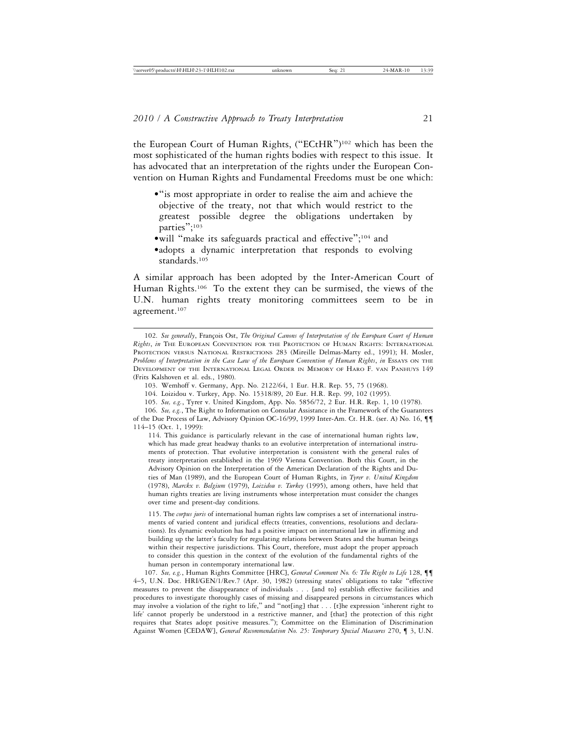the European Court of Human Rights, ("ECtHR")[102] which has been the most sophisticated of the human rights bodies with respect to this issue. It has advocated that an interpretation of the rights under the European Convention on Human Rights and Fundamental Freedoms must be one which:

- "is most appropriate in order to realise the aim and achieve the objective of the treaty, not that which would restrict to the greatest possible degree the obligations undertaken by parties";[103]
- will "make its safeguards practical and effective";[104] and
- adopts a dynamic interpretation that responds to evolving standards.[105]

A similar approach has been adopted by the Inter-American Court of Human Rights.[106] To the extent they can be surmised, the views of the U.N. human rights treaty monitoring committees seem to be in agreement.[107]

---

102. *See generally*, François Ost, *The Original Canons of Interpretation of the European Court of Human Rights*, *in* The European Convention for the Protection of Human Rights: International Protection versus National Restrictions 283 (Mireille Delmas-Marty ed., 1991); H. Mosler, *Problems of Interpretation in the Case Law of the European Convention of Human Rights*, *in* Essays on the Development of the International Legal Order in Memory of Haro F. van Panhuys 149 (Frits Kalshoven et al. eds., 1980).

103. Wemhoff v. Germany, App. No. 2122/64, 1 Eur. H.R. Rep. 55, 75 (1968).

104. Loizidou v. Turkey, App. No. 15318/89, 20 Eur. H.R. Rep. 99, 102 (1995).

105. *See, e.g.*, Tyrer v. United Kingdom, App. No. 5856/72, 2 Eur. H.R. Rep. 1, 10 (1978).

106. *See, e.g.*, The Right to Information on Consular Assistance in the Framework of the Guarantees of the Due Process of Law, Advisory Opinion OC-16/99, 1999 Inter-Am. Ct. H.R. (ser. A) No. 16, ¶¶ 114–15 (Oct. 1, 1999):

> 114. This guidance is particularly relevant in the case of international human rights law, which has made great headway thanks to an evolutive interpretation of international instruments of protection. That evolutive interpretation is consistent with the general rules of treaty interpretation established in the 1969 Vienna Convention. Both this Court, in the Advisory Opinion on the Interpretation of the American Declaration of the Rights and Duties of Man (1989), and the European Court of Human Rights, in *Tyrer v. United Kingdom* (1978), *Marckx v. Belgium* (1979), *Loizidou v. Turkey* (1995), among others, have held that human rights treaties are living instruments whose interpretation must consider the changes over time and present-day conditions.
>
> 115. The *corpus juris* of international human rights law comprises a set of international instruments of varied content and juridical effects (treaties, conventions, resolutions and declarations). Its dynamic evolution has had a positive impact on international law in affirming and building up the latter's faculty for regulating relations between States and the human beings within their respective jurisdictions. This Court, therefore, must adopt the proper approach to consider this question in the context of the evolution of the fundamental rights of the human person in contemporary international law.

107. *See, e.g.*, Human Rights Committee [HRC], *General Comment No. 6: The Right to Life* 128, ¶¶ 4–5, U.N. Doc. HRI/GEN/1/Rev.7 (Apr. 30, 1982) (stressing states' obligations to take "effective measures to prevent the disappearance of individuals . . . [and to] establish effective facilities and procedures to investigate thoroughly cases of missing and disappeared persons in circumstances which may involve a violation of the right to life," and "not[ing] that . . . [t]he expression 'inherent right to life' cannot properly be understood in a restrictive manner, and [that] the protection of this right requires that States adopt positive measures."); Committee on the Elimination of Discrimination Against Women [CEDAW], *General Recommendation No. 25: Temporary Special Measures* 270, ¶ 3, U.N.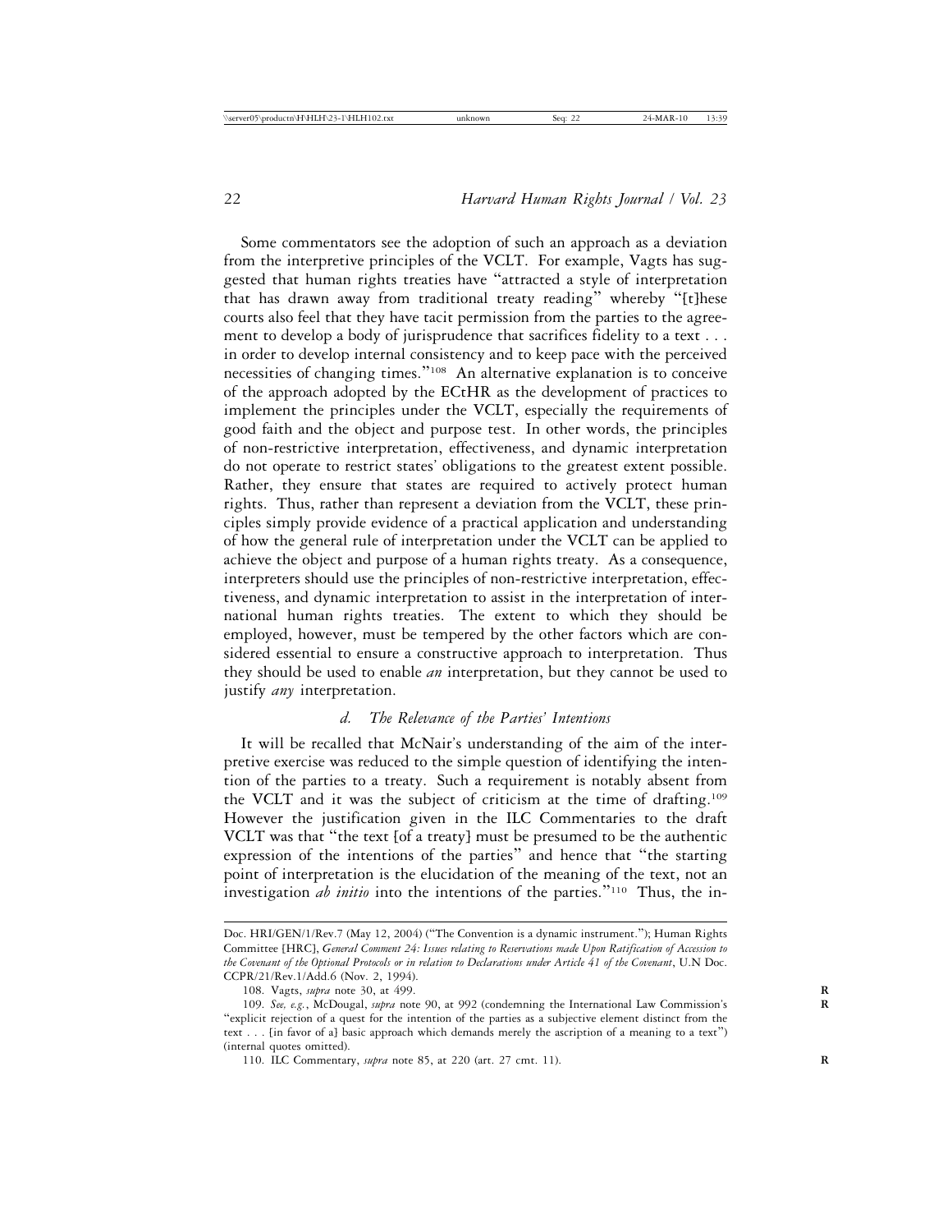Some commentators see the adoption of such an approach as a deviation from the interpretive principles of the VCLT. For example, Vagts has suggested that human rights treaties have "attracted a style of interpretation that has drawn away from traditional treaty reading" whereby "[t]hese courts also feel that they have tacit permission from the parties to the agreement to develop a body of jurisprudence that sacrifices fidelity to a text . . . in order to develop internal consistency and to keep pace with the perceived necessities of changing times."[108] An alternative explanation is to conceive of the approach adopted by the ECtHR as the development of practices to implement the principles under the VCLT, especially the requirements of good faith and the object and purpose test. In other words, the principles of non-restrictive interpretation, effectiveness, and dynamic interpretation do not operate to restrict states' obligations to the greatest extent possible. Rather, they ensure that states are required to actively protect human rights. Thus, rather than represent a deviation from the VCLT, these principles simply provide evidence of a practical application and understanding of how the general rule of interpretation under the VCLT can be applied to achieve the object and purpose of a human rights treaty. As a consequence, interpreters should use the principles of non-restrictive interpretation, effectiveness, and dynamic interpretation to assist in the interpretation of international human rights treaties. The extent to which they should be employed, however, must be tempered by the other factors which are considered essential to ensure a constructive approach to interpretation. Thus they should be used to enable *an* interpretation, but they cannot be used to justify *any* interpretation.

### *d. The Relevance of the Parties' Intentions*

It will be recalled that McNair's understanding of the aim of the interpretive exercise was reduced to the simple question of identifying the intention of the parties to a treaty. Such a requirement is notably absent from the VCLT and it was the subject of criticism at the time of drafting.[109] However the justification given in the ILC Commentaries to the draft VCLT was that "the text [of a treaty] must be presumed to be the authentic expression of the intentions of the parties" and hence that "the starting point of interpretation is the elucidation of the meaning of the text, not an investigation *ab initio* into the intentions of the parties."[110] Thus, the in-

---

Doc. HRI/GEN/1/Rev.7 (May 12, 2004) ("The Convention is a dynamic instrument."); Human Rights Committee [HRC], *General Comment 24: Issues relating to Reservations made Upon Ratification of Accession to the Covenant of the Optional Protocols or in relation to Declarations under Article 41 of the Covenant*, U.N Doc. CCPR/21/Rev.1/Add.6 (Nov. 2, 1994).

108. Vagts, *supra* note 30, at 499.

109. *See, e.g.*, McDougal, *supra* note 90, at 992 (condemning the International Law Commission's "explicit rejection of a quest for the intention of the parties as a subjective element distinct from the text . . . [in favor of a] basic approach which demands merely the ascription of a meaning to a text") (internal quotes omitted).

110. ILC Commentary, *supra* note 85, at 220 (art. 27 cmt. 11).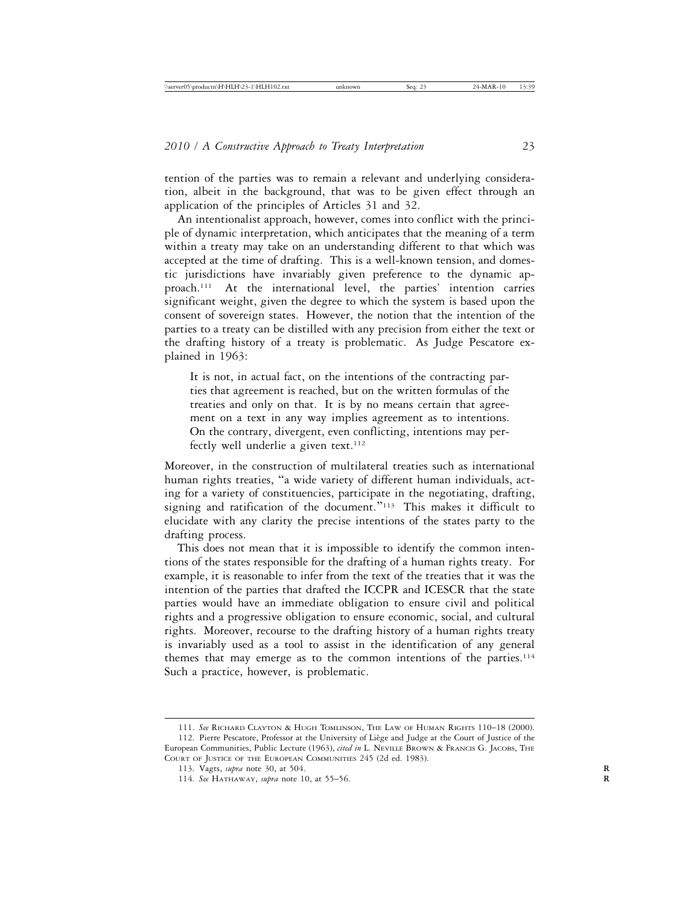tention of the parties was to remain a relevant and underlying consideration, albeit in the background, that was to be given effect through an application of the principles of Articles 31 and 32.

An intentionalist approach, however, comes into conflict with the principle of dynamic interpretation, which anticipates that the meaning of a term within a treaty may take on an understanding different to that which was accepted at the time of drafting. This is a well-known tension, and domestic jurisdictions have invariably given preference to the dynamic approach.[111] At the international level, the parties' intention carries significant weight, given the degree to which the system is based upon the consent of sovereign states. However, the notion that the intention of the parties to a treaty can be distilled with any precision from either the text or the drafting history of a treaty is problematic. As Judge Pescatore explained in 1963:

> It is not, in actual fact, on the intentions of the contracting parties that agreement is reached, but on the written formulas of the treaties and only on that. It is by no means certain that agreement on a text in any way implies agreement as to intentions. On the contrary, divergent, even conflicting, intentions may perfectly well underlie a given text.[112]

Moreover, in the construction of multilateral treaties such as international human rights treaties, "a wide variety of different human individuals, acting for a variety of constituencies, participate in the negotiating, drafting, signing and ratification of the document."[113] This makes it difficult to elucidate with any clarity the precise intentions of the states party to the drafting process.

This does not mean that it is impossible to identify the common intentions of the states responsible for the drafting of a human rights treaty. For example, it is reasonable to infer from the text of the treaties that it was the intention of the parties that drafted the ICCPR and ICESCR that the state parties would have an immediate obligation to ensure civil and political rights and a progressive obligation to ensure economic, social, and cultural rights. Moreover, recourse to the drafting history of a human rights treaty is invariably used as a tool to assist in the identification of any general themes that may emerge as to the common intentions of the parties.[114] Such a practice, however, is problematic.

---

111. *See* Richard Clayton & Hugh Tomlinson, The Law of Human Rights 110–18 (2000).

112. Pierre Pescatore, Professor at the University of Liège and Judge at the Court of Justice of the European Communities, Public Lecture (1963), *cited in* L. Neville Brown & Francis G. Jacobs, The Court of Justice of the European Communities 245 (2d ed. 1983).

113. Vagts, *supra* note 30, at 504.

114. *See* Hathaway, *supra* note 10, at 55–56.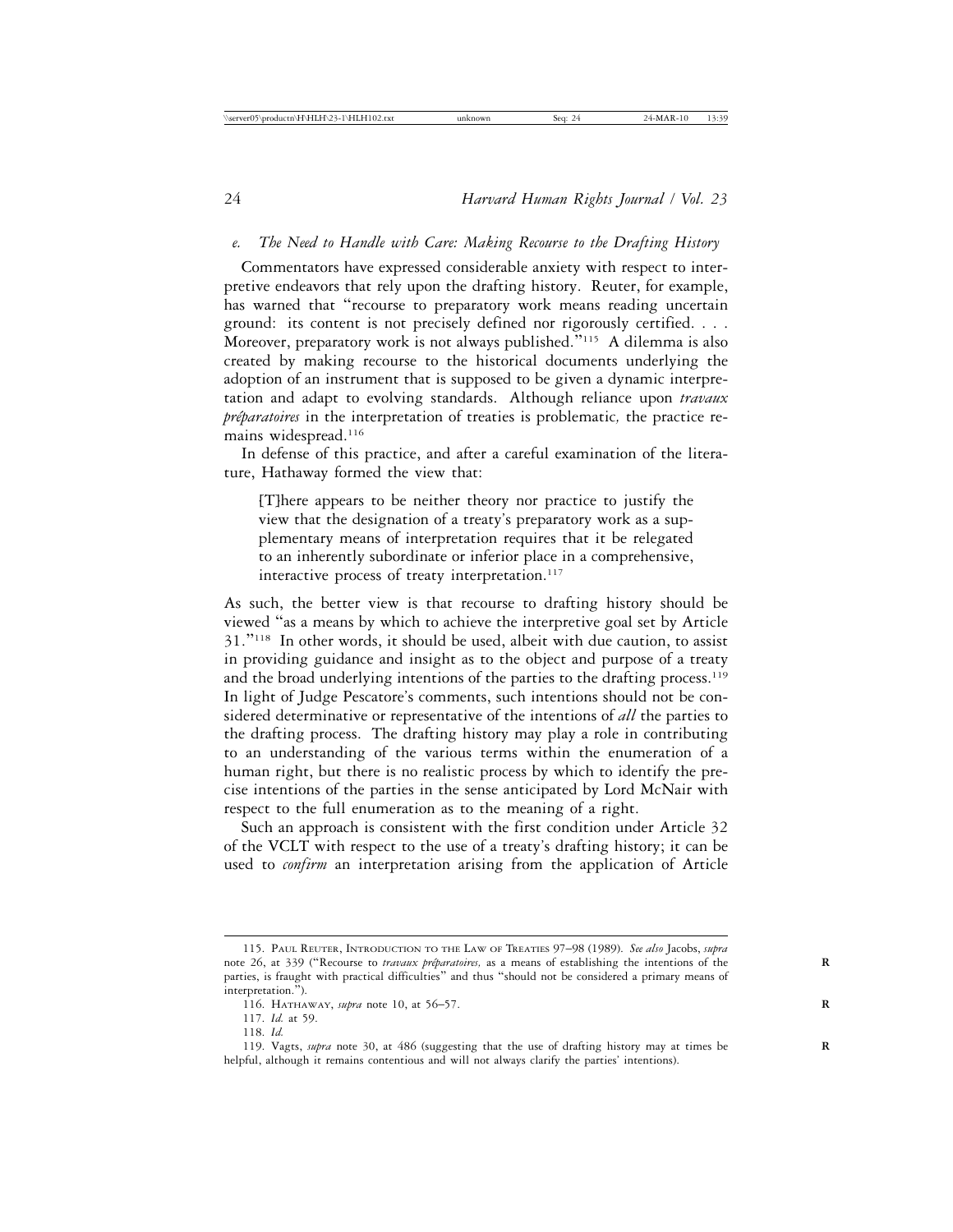*e. The Need to Handle with Care: Making Recourse to the Drafting History*

Commentators have expressed considerable anxiety with respect to interpretive endeavors that rely upon the drafting history. Reuter, for example, has warned that "recourse to preparatory work means reading uncertain ground: its content is not precisely defined nor rigorously certified. . . . Moreover, preparatory work is not always published."[115] A dilemma is also created by making recourse to the historical documents underlying the adoption of an instrument that is supposed to be given a dynamic interpretation and adapt to evolving standards. Although reliance upon *travaux préparatoires* in the interpretation of treaties is problematic*,* the practice remains widespread.[116]

In defense of this practice, and after a careful examination of the literature, Hathaway formed the view that:

> [T]here appears to be neither theory nor practice to justify the view that the designation of a treaty's preparatory work as a supplementary means of interpretation requires that it be relegated to an inherently subordinate or inferior place in a comprehensive, interactive process of treaty interpretation.[117]

As such, the better view is that recourse to drafting history should be viewed "as a means by which to achieve the interpretive goal set by Article 31."[118] In other words, it should be used, albeit with due caution, to assist in providing guidance and insight as to the object and purpose of a treaty and the broad underlying intentions of the parties to the drafting process.[119] In light of Judge Pescatore's comments, such intentions should not be considered determinative or representative of the intentions of *all* the parties to the drafting process. The drafting history may play a role in contributing to an understanding of the various terms within the enumeration of a human right, but there is no realistic process by which to identify the precise intentions of the parties in the sense anticipated by Lord McNair with respect to the full enumeration as to the meaning of a right.

Such an approach is consistent with the first condition under Article 32 of the VCLT with respect to the use of a treaty's drafting history; it can be used to *confirm* an interpretation arising from the application of Article

---

115. Paul Reuter, Introduction to the Law of Treaties 97–98 (1989). *See also* Jacobs, *supra* note 26, at 339 ("Recourse to *travaux préparatoires,* as a means of establishing the intentions of the parties, is fraught with practical difficulties" and thus "should not be considered a primary means of interpretation.").

116. Hathaway, *supra* note 10, at 56–57.

117. *Id.* at 59.

118. *Id.*

119. Vagts, *supra* note 30, at 486 (suggesting that the use of drafting history may at times be helpful, although it remains contentious and will not always clarify the parties' intentions).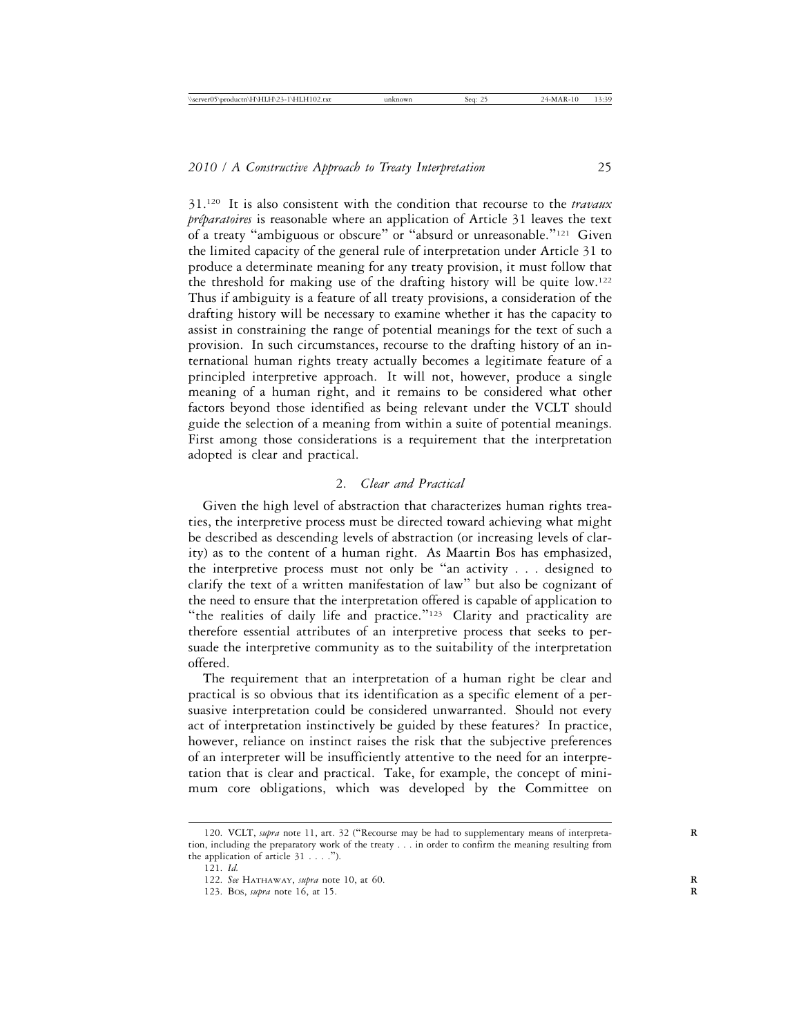31.[120] It is also consistent with the condition that recourse to the *travaux préparatoires* is reasonable where an application of Article 31 leaves the text of a treaty "ambiguous or obscure" or "absurd or unreasonable."[121] Given the limited capacity of the general rule of interpretation under Article 31 to produce a determinate meaning for any treaty provision, it must follow that the threshold for making use of the drafting history will be quite low.[122] Thus if ambiguity is a feature of all treaty provisions, a consideration of the drafting history will be necessary to examine whether it has the capacity to assist in constraining the range of potential meanings for the text of such a provision. In such circumstances, recourse to the drafting history of an international human rights treaty actually becomes a legitimate feature of a principled interpretive approach. It will not, however, produce a single meaning of a human right, and it remains to be considered what other factors beyond those identified as being relevant under the VCLT should guide the selection of a meaning from within a suite of potential meanings. First among those considerations is a requirement that the interpretation adopted is clear and practical.

### 2. *Clear and Practical*

Given the high level of abstraction that characterizes human rights treaties, the interpretive process must be directed toward achieving what might be described as descending levels of abstraction (or increasing levels of clarity) as to the content of a human right. As Maartin Bos has emphasized, the interpretive process must not only be "an activity . . . designed to clarify the text of a written manifestation of law" but also be cognizant of the need to ensure that the interpretation offered is capable of application to "the realities of daily life and practice."[123] Clarity and practicality are therefore essential attributes of an interpretive process that seeks to persuade the interpretive community as to the suitability of the interpretation offered.

The requirement that an interpretation of a human right be clear and practical is so obvious that its identification as a specific element of a persuasive interpretation could be considered unwarranted. Should not every act of interpretation instinctively be guided by these features? In practice, however, reliance on instinct raises the risk that the subjective preferences of an interpreter will be insufficiently attentive to the need for an interpretation that is clear and practical. Take, for example, the concept of minimum core obligations, which was developed by the Committee on

---

120. VCLT, *supra* note 11, art. 32 ("Recourse may be had to supplementary means of interpretation, including the preparatory work of the treaty . . . in order to confirm the meaning resulting from the application of article 31 . . . .").

121. *Id.*

122. *See* HATHAWAY, *supra* note 10, at 60.

123. BOS, *supra* note 16, at 15.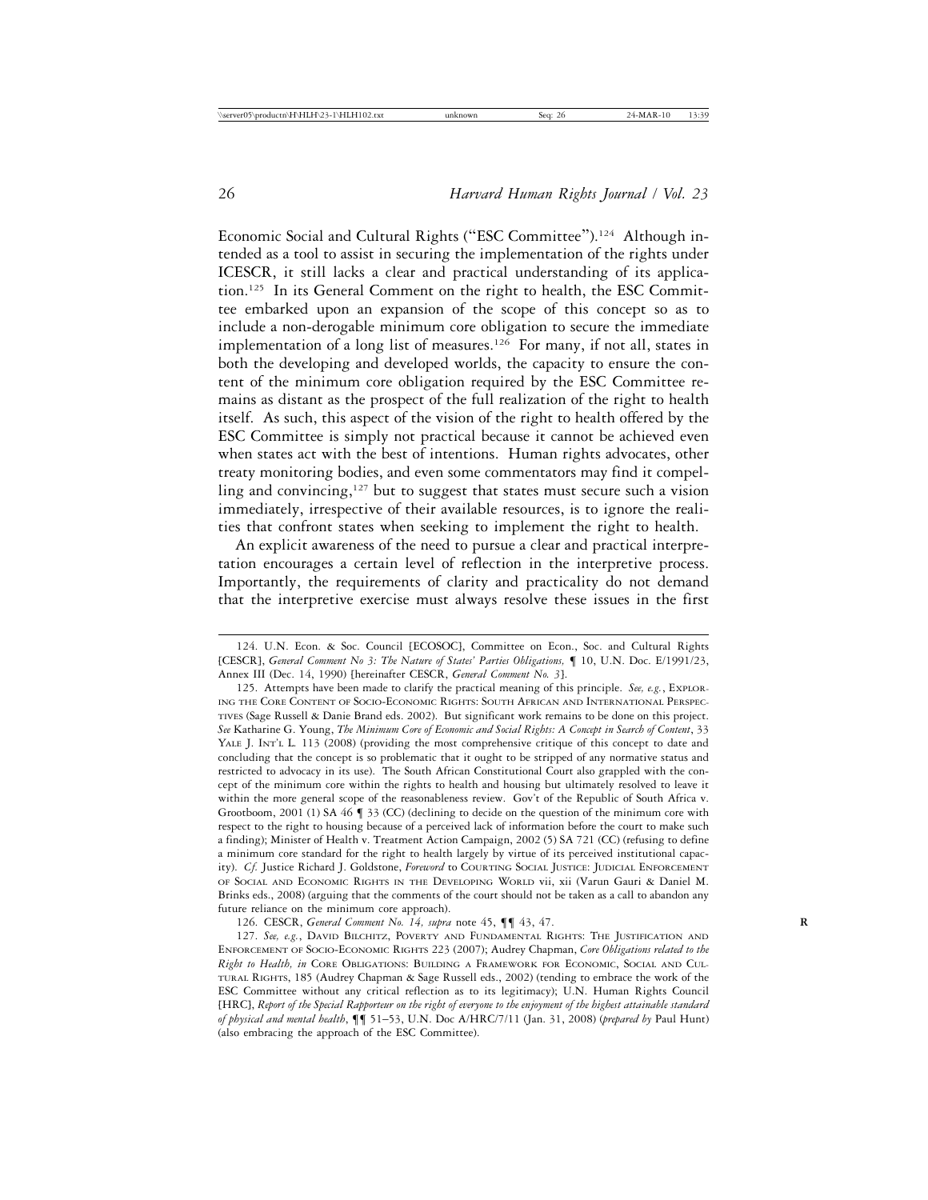Economic Social and Cultural Rights ("ESC Committee").[124] Although intended as a tool to assist in securing the implementation of the rights under ICESCR, it still lacks a clear and practical understanding of its application.[125] In its General Comment on the right to health, the ESC Committee embarked upon an expansion of the scope of this concept so as to include a non-derogable minimum core obligation to secure the immediate implementation of a long list of measures.[126] For many, if not all, states in both the developing and developed worlds, the capacity to ensure the content of the minimum core obligation required by the ESC Committee remains as distant as the prospect of the full realization of the right to health itself. As such, this aspect of the vision of the right to health offered by the ESC Committee is simply not practical because it cannot be achieved even when states act with the best of intentions. Human rights advocates, other treaty monitoring bodies, and even some commentators may find it compelling and convincing,[127] but to suggest that states must secure such a vision immediately, irrespective of their available resources, is to ignore the realities that confront states when seeking to implement the right to health.

An explicit awareness of the need to pursue a clear and practical interpretation encourages a certain level of reflection in the interpretive process. Importantly, the requirements of clarity and practicality do not demand that the interpretive exercise must always resolve these issues in the first

---

124. U.N. Econ. & Soc. Council [ECOSOC], Committee on Econ., Soc. and Cultural Rights [CESCR], *General Comment No 3: The Nature of States' Parties Obligations,* ¶ 10, U.N. Doc. E/1991/23, Annex III (Dec. 14, 1990) [hereinafter CESCR, *General Comment No. 3*].

125. Attempts have been made to clarify the practical meaning of this principle. *See, e.g.*, Exploring the Core Content of Socio-Economic Rights: South African and International Perspectives (Sage Russell & Danie Brand eds. 2002). But significant work remains to be done on this project. *See* Katharine G. Young, *The Minimum Core of Economic and Social Rights: A Concept in Search of Content*, 33 Yale J. Int'l L. 113 (2008) (providing the most comprehensive critique of this concept to date and concluding that the concept is so problematic that it ought to be stripped of any normative status and restricted to advocacy in its use). The South African Constitutional Court also grappled with the concept of the minimum core within the rights to health and housing but ultimately resolved to leave it within the more general scope of the reasonableness review. Gov't of the Republic of South Africa v. Grootboom, 2001 (1) SA 46 ¶ 33 (CC) (declining to decide on the question of the minimum core with respect to the right to housing because of a perceived lack of information before the court to make such a finding); Minister of Health v. Treatment Action Campaign, 2002 (5) SA 721 (CC) (refusing to define a minimum core standard for the right to health largely by virtue of its perceived institutional capacity). *Cf.* Justice Richard J. Goldstone, *Foreword* to Courting Social Justice: Judicial Enforcement of Social and Economic Rights in the Developing World vii, xii (Varun Gauri & Daniel M. Brinks eds., 2008) (arguing that the comments of the court should not be taken as a call to abandon any future reliance on the minimum core approach).

126. CESCR, *General Comment No. 14, supra* note 45, ¶¶ 43, 47.

127. *See, e.g.*, David Bilchitz, Poverty and Fundamental Rights: The Justification and Enforcement of Socio-Economic Rights 223 (2007); Audrey Chapman, *Core Obligations related to the Right to Health, in* Core Obligations: Building a Framework for Economic, Social and Cultural Rights, 185 (Audrey Chapman & Sage Russell eds., 2002) (tending to embrace the work of the ESC Committee without any critical reflection as to its legitimacy); U.N. Human Rights Council [HRC], *Report of the Special Rapporteur on the right of everyone to the enjoyment of the highest attainable standard of physical and mental health*, ¶¶ 51–53, U.N. Doc A/HRC/7/11 (Jan. 31, 2008) (*prepared by* Paul Hunt) (also embracing the approach of the ESC Committee).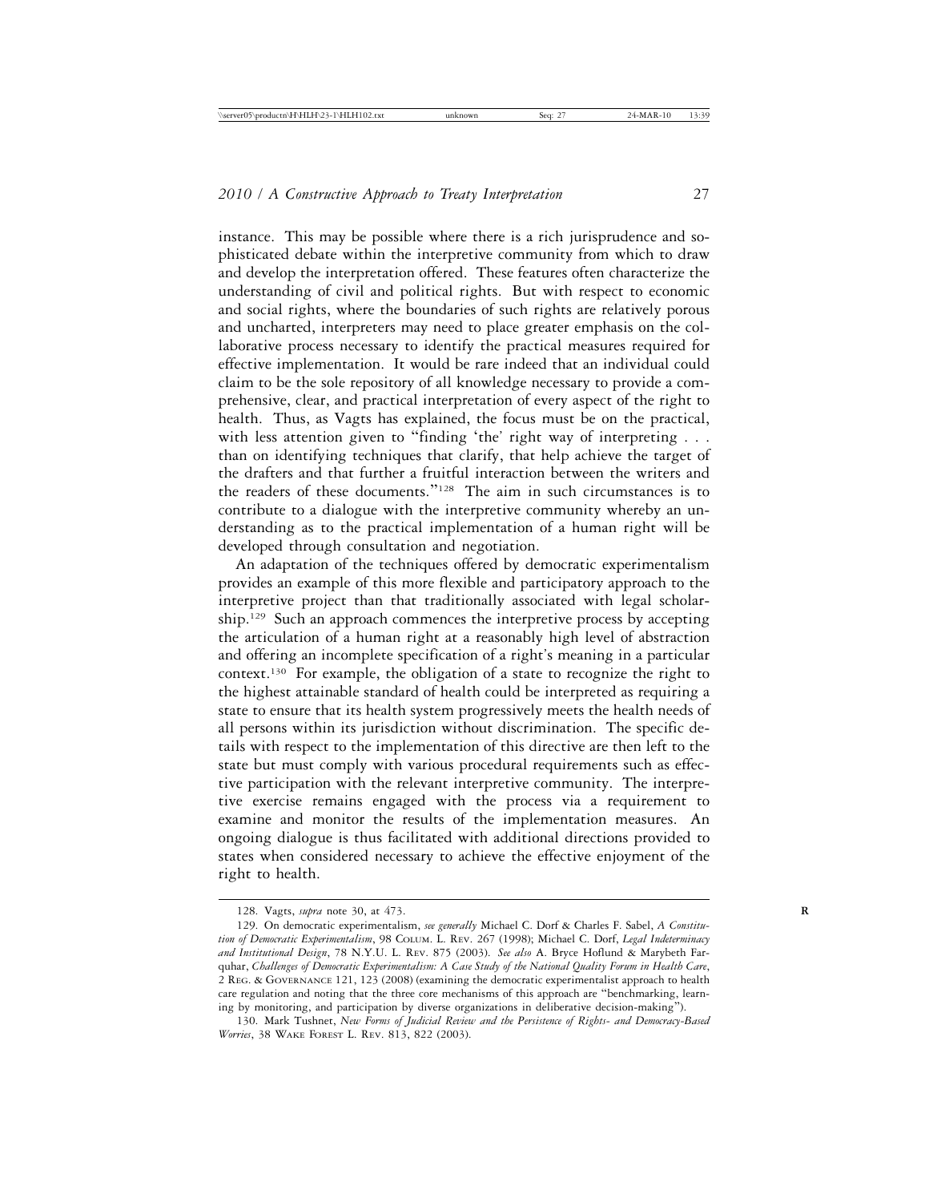instance. This may be possible where there is a rich jurisprudence and sophisticated debate within the interpretive community from which to draw and develop the interpretation offered. These features often characterize the understanding of civil and political rights. But with respect to economic and social rights, where the boundaries of such rights are relatively porous and uncharted, interpreters may need to place greater emphasis on the collaborative process necessary to identify the practical measures required for effective implementation. It would be rare indeed that an individual could claim to be the sole repository of all knowledge necessary to provide a comprehensive, clear, and practical interpretation of every aspect of the right to health. Thus, as Vagts has explained, the focus must be on the practical, with less attention given to "finding 'the' right way of interpreting . . . than on identifying techniques that clarify, that help achieve the target of the drafters and that further a fruitful interaction between the writers and the readers of these documents."[128] The aim in such circumstances is to contribute to a dialogue with the interpretive community whereby an understanding as to the practical implementation of a human right will be developed through consultation and negotiation.

An adaptation of the techniques offered by democratic experimentalism provides an example of this more flexible and participatory approach to the interpretive project than that traditionally associated with legal scholarship.[129] Such an approach commences the interpretive process by accepting the articulation of a human right at a reasonably high level of abstraction and offering an incomplete specification of a right's meaning in a particular context.[130] For example, the obligation of a state to recognize the right to the highest attainable standard of health could be interpreted as requiring a state to ensure that its health system progressively meets the health needs of all persons within its jurisdiction without discrimination. The specific details with respect to the implementation of this directive are then left to the state but must comply with various procedural requirements such as effective participation with the relevant interpretive community. The interpretive exercise remains engaged with the process via a requirement to examine and monitor the results of the implementation measures. An ongoing dialogue is thus facilitated with additional directions provided to states when considered necessary to achieve the effective enjoyment of the right to health.

---

128. Vagts, *supra* note 30, at 473.

129. On democratic experimentalism, *see generally* Michael C. Dorf & Charles F. Sabel, *A Constitution of Democratic Experimentalism*, 98 Colum. L. Rev. 267 (1998); Michael C. Dorf, *Legal Indeterminacy and Institutional Design*, 78 N.Y.U. L. Rev. 875 (2003). *See also* A. Bryce Hoflund & Marybeth Farquhar, *Challenges of Democratic Experimentalism: A Case Study of the National Quality Forum in Health Care*, 2 Reg. & Governance 121, 123 (2008) (examining the democratic experimentalist approach to health care regulation and noting that the three core mechanisms of this approach are "benchmarking, learning by monitoring, and participation by diverse organizations in deliberative decision-making").

130. Mark Tushnet, *New Forms of Judicial Review and the Persistence of Rights- and Democracy-Based Worries*, 38 Wake Forest L. Rev. 813, 822 (2003).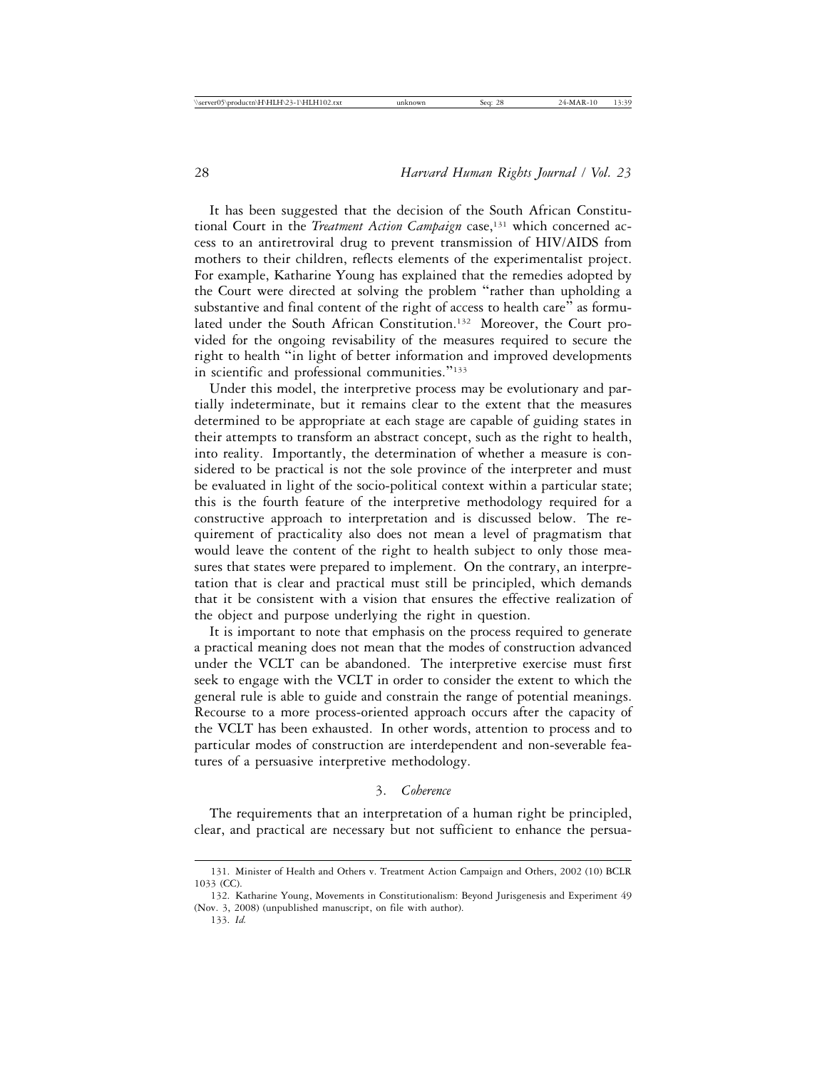It has been suggested that the decision of the South African Constitutional Court in the *Treatment Action Campaign* case,[131] which concerned access to an antiretroviral drug to prevent transmission of HIV/AIDS from mothers to their children, reflects elements of the experimentalist project. For example, Katharine Young has explained that the remedies adopted by the Court were directed at solving the problem "rather than upholding a substantive and final content of the right of access to health care" as formulated under the South African Constitution.[132] Moreover, the Court provided for the ongoing revisability of the measures required to secure the right to health "in light of better information and improved developments in scientific and professional communities."[133]

Under this model, the interpretive process may be evolutionary and partially indeterminate, but it remains clear to the extent that the measures determined to be appropriate at each stage are capable of guiding states in their attempts to transform an abstract concept, such as the right to health, into reality. Importantly, the determination of whether a measure is considered to be practical is not the sole province of the interpreter and must be evaluated in light of the socio-political context within a particular state; this is the fourth feature of the interpretive methodology required for a constructive approach to interpretation and is discussed below. The requirement of practicality also does not mean a level of pragmatism that would leave the content of the right to health subject to only those measures that states were prepared to implement. On the contrary, an interpretation that is clear and practical must still be principled, which demands that it be consistent with a vision that ensures the effective realization of the object and purpose underlying the right in question.

It is important to note that emphasis on the process required to generate a practical meaning does not mean that the modes of construction advanced under the VCLT can be abandoned. The interpretive exercise must first seek to engage with the VCLT in order to consider the extent to which the general rule is able to guide and constrain the range of potential meanings. Recourse to a more process-oriented approach occurs after the capacity of the VCLT has been exhausted. In other words, attention to process and to particular modes of construction are interdependent and non-severable features of a persuasive interpretive methodology.

### 3. *Coherence*

The requirements that an interpretation of a human right be principled, clear, and practical are necessary but not sufficient to enhance the persua-

---

131. Minister of Health and Others v. Treatment Action Campaign and Others, 2002 (10) BCLR 1033 (CC).

132. Katharine Young, Movements in Constitutionalism: Beyond Jurisgenesis and Experiment 49 (Nov. 3, 2008) (unpublished manuscript, on file with author).

133. *Id.*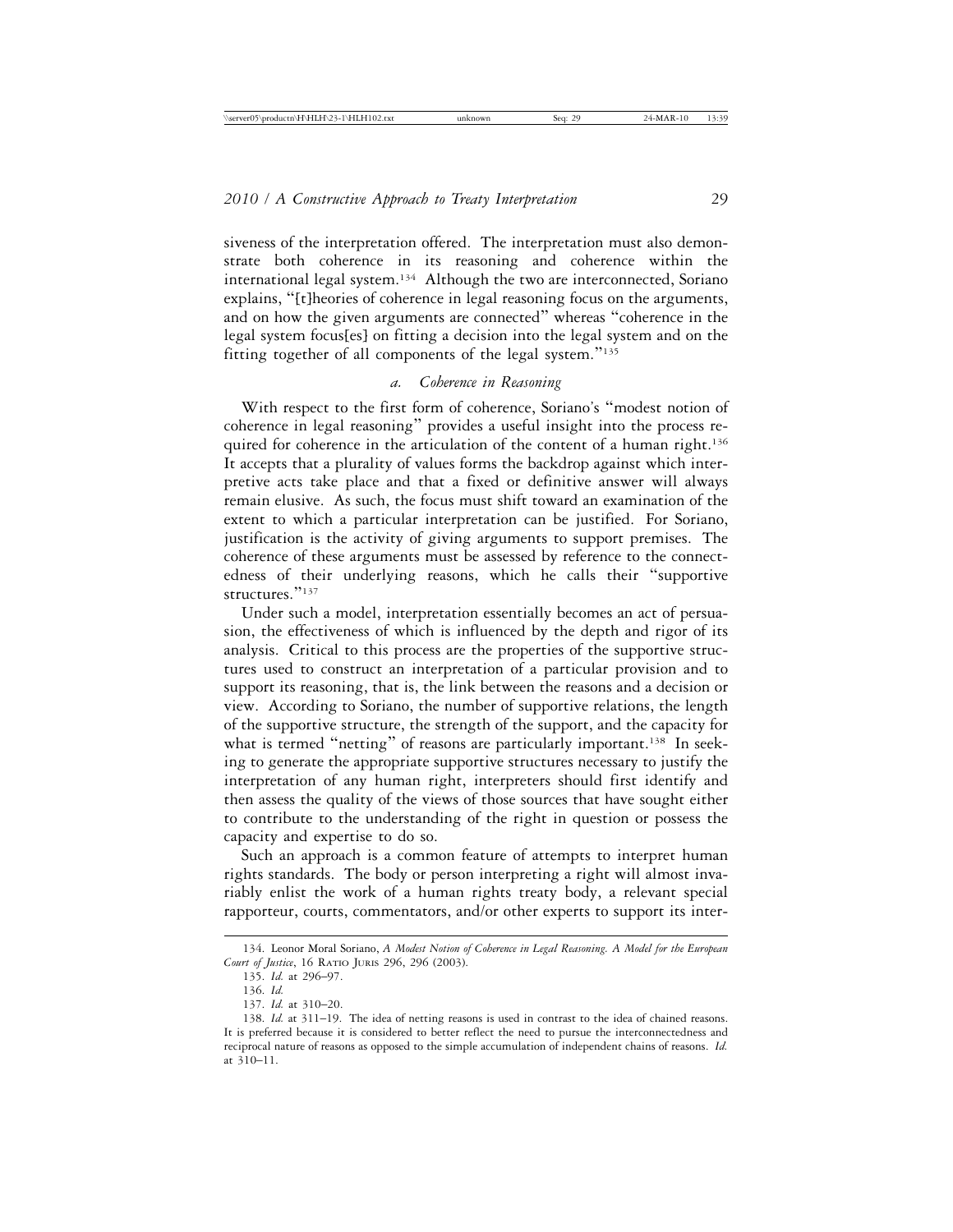siveness of the interpretation offered. The interpretation must also demonstrate both coherence in its reasoning and coherence within the international legal system.[134] Although the two are interconnected, Soriano explains, "[t]heories of coherence in legal reasoning focus on the arguments, and on how the given arguments are connected" whereas "coherence in the legal system focus[es] on fitting a decision into the legal system and on the fitting together of all components of the legal system."[135]

### *a. Coherence in Reasoning*

With respect to the first form of coherence, Soriano's "modest notion of coherence in legal reasoning" provides a useful insight into the process required for coherence in the articulation of the content of a human right.[136] It accepts that a plurality of values forms the backdrop against which interpretive acts take place and that a fixed or definitive answer will always remain elusive. As such, the focus must shift toward an examination of the extent to which a particular interpretation can be justified. For Soriano, justification is the activity of giving arguments to support premises. The coherence of these arguments must be assessed by reference to the connectedness of their underlying reasons, which he calls their "supportive structures."[137]

Under such a model, interpretation essentially becomes an act of persuasion, the effectiveness of which is influenced by the depth and rigor of its analysis. Critical to this process are the properties of the supportive structures used to construct an interpretation of a particular provision and to support its reasoning, that is, the link between the reasons and a decision or view. According to Soriano, the number of supportive relations, the length of the supportive structure, the strength of the support, and the capacity for what is termed "netting" of reasons are particularly important.[138] In seeking to generate the appropriate supportive structures necessary to justify the interpretation of any human right, interpreters should first identify and then assess the quality of the views of those sources that have sought either to contribute to the understanding of the right in question or possess the capacity and expertise to do so.

Such an approach is a common feature of attempts to interpret human rights standards. The body or person interpreting a right will almost invariably enlist the work of a human rights treaty body, a relevant special rapporteur, courts, commentators, and/or other experts to support its inter-

---

134. Leonor Moral Soriano, *A Modest Notion of Coherence in Legal Reasoning. A Model for the European Court of Justice*, 16 Ratio Juris 296, 296 (2003).

135. *Id.* at 296–97.

136. *Id.*

137. *Id.* at 310–20.

138. *Id.* at 311–19. The idea of netting reasons is used in contrast to the idea of chained reasons. It is preferred because it is considered to better reflect the need to pursue the interconnectedness and reciprocal nature of reasons as opposed to the simple accumulation of independent chains of reasons. *Id.* at 310–11.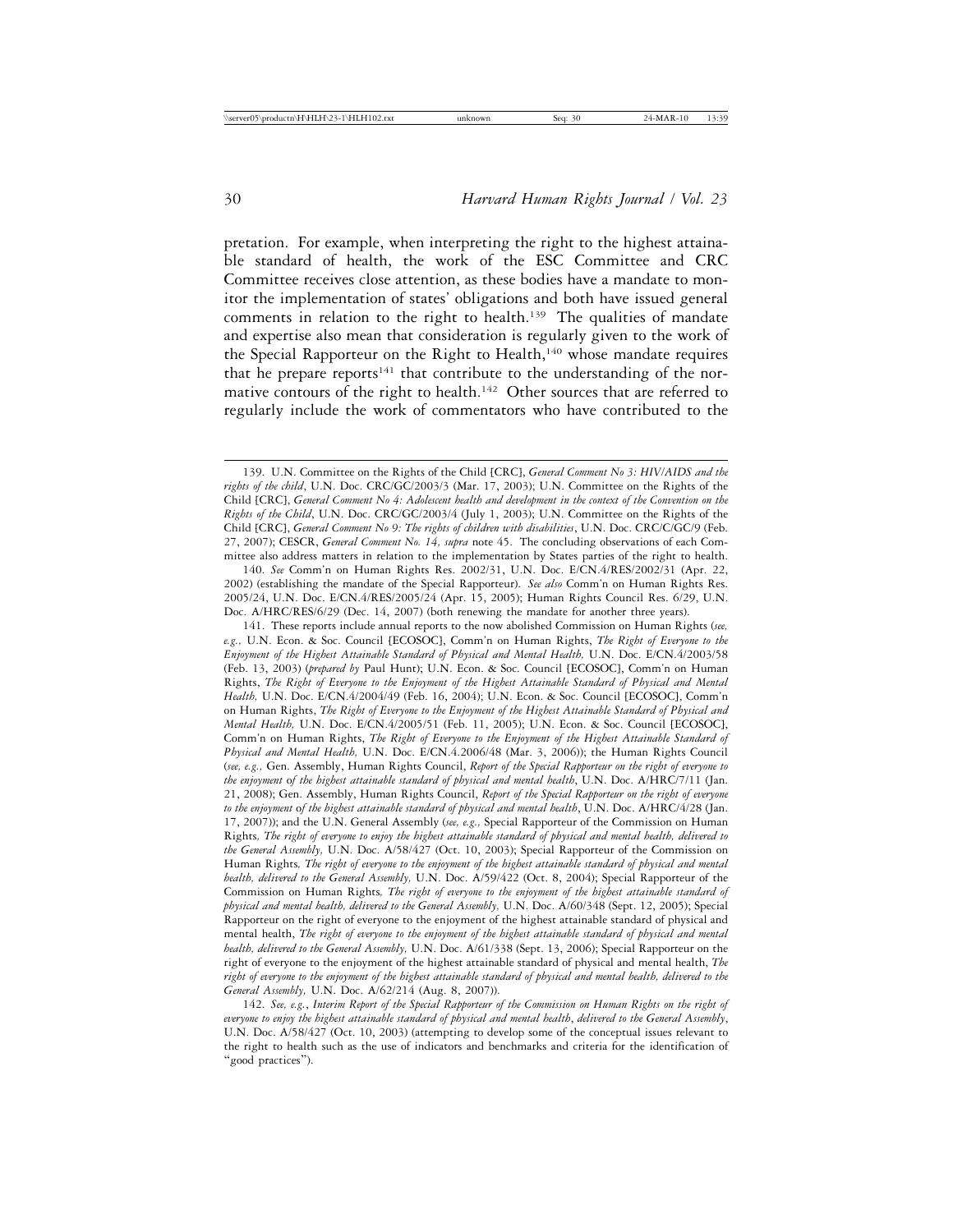pretation. For example, when interpreting the right to the highest attainable standard of health, the work of the ESC Committee and CRC Committee receives close attention, as these bodies have a mandate to monitor the implementation of states' obligations and both have issued general comments in relation to the right to health.[139] The qualities of mandate and expertise also mean that consideration is regularly given to the work of the Special Rapporteur on the Right to Health,[140] whose mandate requires that he prepare reports[141] that contribute to the understanding of the normative contours of the right to health.[142] Other sources that are referred to regularly include the work of commentators who have contributed to the

---

139. U.N. Committee on the Rights of the Child [CRC], *General Comment No 3: HIV/AIDS and the rights of the child*, U.N. Doc. CRC/GC/2003/3 (Mar. 17, 2003); U.N. Committee on the Rights of the Child [CRC], *General Comment No 4: Adolescent health and development in the context of the Convention on the Rights of the Child*, U.N. Doc. CRC/GC/2003/4 (July 1, 2003); U.N. Committee on the Rights of the Child [CRC], *General Comment No 9: The rights of children with disabilities*, U.N. Doc. CRC/C/GC/9 (Feb. 27, 2007); CESCR, *General Comment No. 14, supra* note 45. The concluding observations of each Committee also address matters in relation to the implementation by States parties of the right to health.

140. *See* Comm'n on Human Rights Res. 2002/31, U.N. Doc. E/CN.4/RES/2002/31 (Apr. 22, 2002) (establishing the mandate of the Special Rapporteur). *See also* Comm'n on Human Rights Res. 2005/24, U.N. Doc. E/CN.4/RES/2005/24 (Apr. 15, 2005); Human Rights Council Res. 6/29, U.N. Doc. A/HRC/RES/6/29 (Dec. 14, 2007) (both renewing the mandate for another three years).

141. These reports include annual reports to the now abolished Commission on Human Rights (*see, e.g.,* U.N. Econ. & Soc. Council [ECOSOC], Comm'n on Human Rights, *The Right of Everyone to the Enjoyment of the Highest Attainable Standard of Physical and Mental Health,* U.N. Doc. E/CN.4/2003/58 (Feb. 13, 2003) (*prepared by* Paul Hunt); U.N. Econ. & Soc. Council [ECOSOC], Comm'n on Human Rights, *The Right of Everyone to the Enjoyment of the Highest Attainable Standard of Physical and Mental Health,* U.N. Doc. E/CN.4/2004/49 (Feb. 16, 2004); U.N. Econ. & Soc. Council [ECOSOC], Comm'n on Human Rights, *The Right of Everyone to the Enjoyment of the Highest Attainable Standard of Physical and Mental Health,* U.N. Doc. E/CN.4/2005/51 (Feb. 11, 2005); U.N. Econ. & Soc. Council [ECOSOC], Comm'n on Human Rights, *The Right of Everyone to the Enjoyment of the Highest Attainable Standard of Physical and Mental Health,* U.N. Doc. E/CN.4.2006/48 (Mar. 3, 2006)); the Human Rights Council (*see, e.g.,* Gen. Assembly, Human Rights Council, *Report of the Special Rapporteur on the right of everyone to the enjoyment of the highest attainable standard of physical and mental health*, U.N. Doc. A/HRC/7/11 (Jan. 21, 2008); Gen. Assembly, Human Rights Council, *Report of the Special Rapporteur on the right of everyone to the enjoyment of the highest attainable standard of physical and mental health*, U.N. Doc. A/HRC/4/28 (Jan. 17, 2007)); and the U.N. General Assembly (*see, e.g.,* Special Rapporteur of the Commission on Human Rights*, The right of everyone to enjoy the highest attainable standard of physical and mental health, delivered to the General Assembly,* U.N. Doc. A/58/427 (Oct. 10, 2003); Special Rapporteur of the Commission on Human Rights*, The right of everyone to the enjoyment of the highest attainable standard of physical and mental health, delivered to the General Assembly,* U.N. Doc. A/59/422 (Oct. 8, 2004); Special Rapporteur of the Commission on Human Rights*, The right of everyone to the enjoyment of the highest attainable standard of physical and mental health, delivered to the General Assembly,* U.N. Doc. A/60/348 (Sept. 12, 2005); Special Rapporteur on the right of everyone to the enjoyment of the highest attainable standard of physical and mental health, *The right of everyone to the enjoyment of the highest attainable standard of physical and mental health, delivered to the General Assembly,* U.N. Doc. A/61/338 (Sept. 13, 2006); Special Rapporteur on the right of everyone to the enjoyment of the highest attainable standard of physical and mental health, *The right of everyone to the enjoyment of the highest attainable standard of physical and mental health, delivered to the General Assembly,* U.N. Doc. A/62/214 (Aug. 8, 2007)).

142. *See, e.g.*, *Interim Report of the Special Rapporteur of the Commission on Human Rights on the right of everyone to enjoy the highest attainable standard of physical and mental health, delivered to the General Assembly*, U.N. Doc. A/58/427 (Oct. 10, 2003) (attempting to develop some of the conceptual issues relevant to the right to health such as the use of indicators and benchmarks and criteria for the identification of "good practices").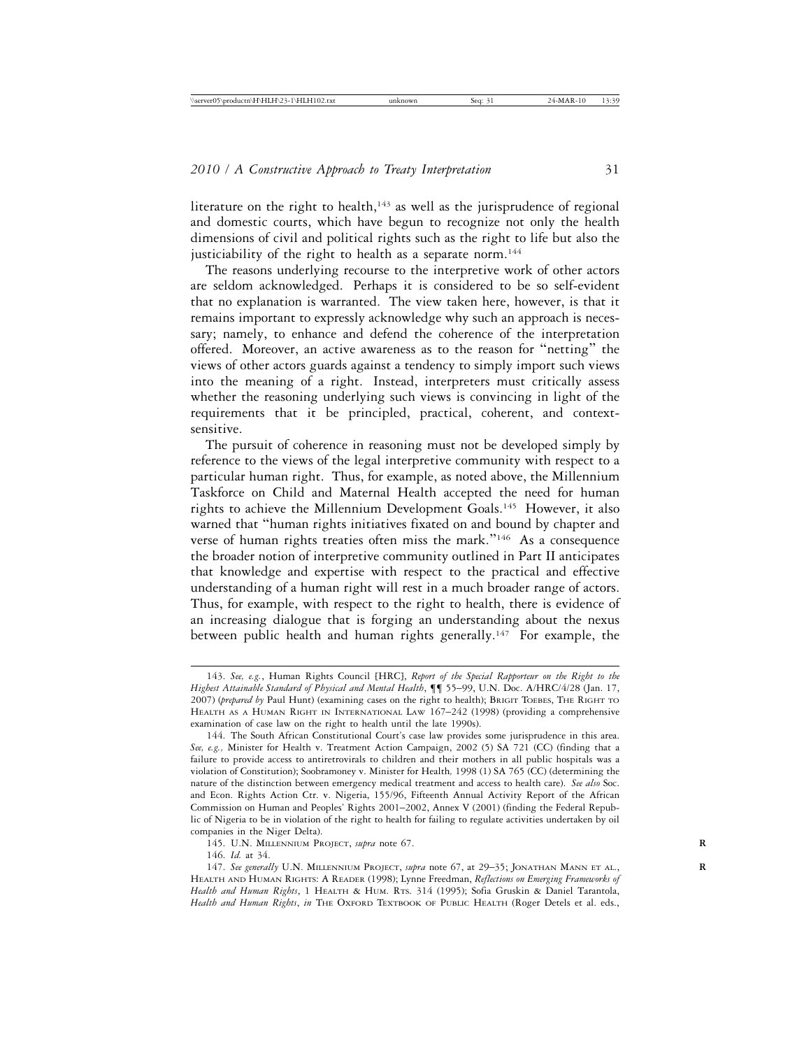literature on the right to health,[143] as well as the jurisprudence of regional and domestic courts, which have begun to recognize not only the health dimensions of civil and political rights such as the right to life but also the justiciability of the right to health as a separate norm.[144]

The reasons underlying recourse to the interpretive work of other actors are seldom acknowledged. Perhaps it is considered to be so self-evident that no explanation is warranted. The view taken here, however, is that it remains important to expressly acknowledge why such an approach is necessary; namely, to enhance and defend the coherence of the interpretation offered. Moreover, an active awareness as to the reason for "netting" the views of other actors guards against a tendency to simply import such views into the meaning of a right. Instead, interpreters must critically assess whether the reasoning underlying such views is convincing in light of the requirements that it be principled, practical, coherent, and context-sensitive.

The pursuit of coherence in reasoning must not be developed simply by reference to the views of the legal interpretive community with respect to a particular human right. Thus, for example, as noted above, the Millennium Taskforce on Child and Maternal Health accepted the need for human rights to achieve the Millennium Development Goals.[145] However, it also warned that "human rights initiatives fixated on and bound by chapter and verse of human rights treaties often miss the mark."[146] As a consequence the broader notion of interpretive community outlined in Part II anticipates that knowledge and expertise with respect to the practical and effective understanding of a human right will rest in a much broader range of actors. Thus, for example, with respect to the right to health, there is evidence of an increasing dialogue that is forging an understanding about the nexus between public health and human rights generally.[147] For example, the

---

143. *See, e.g.*, Human Rights Council [HRC], *Report of the Special Rapporteur on the Right to the Highest Attainable Standard of Physical and Mental Health*, ¶¶ 55–99, U.N. Doc. A/HRC/4/28 (Jan. 17, 2007) (*prepared by* Paul Hunt) (examining cases on the right to health); Brigit Toebes, The Right to Health as a Human Right in International Law 167–242 (1998) (providing a comprehensive examination of case law on the right to health until the late 1990s).

144. The South African Constitutional Court's case law provides some jurisprudence in this area. *See, e.g.,* Minister for Health v. Treatment Action Campaign, 2002 (5) SA 721 (CC) (finding that a failure to provide access to antiretrovirals to children and their mothers in all public hospitals was a violation of Constitution); Soobramoney v. Minister for Health*,* 1998 (1) SA 765 (CC) (determining the nature of the distinction between emergency medical treatment and access to health care). *See also* Soc. and Econ. Rights Action Ctr. v. Nigeria, 155/96, Fifteenth Annual Activity Report of the African Commission on Human and Peoples' Rights 2001–2002, Annex V (2001) (finding the Federal Republic of Nigeria to be in violation of the right to health for failing to regulate activities undertaken by oil companies in the Niger Delta).

145. U.N. Millennium Project, *supra* note 67.

146. *Id.* at 34.

147. *See generally* U.N. Millennium Project, *supra* note 67, at 29–35; Jonathan Mann et al., Health and Human Rights: A Reader (1998); Lynne Freedman, *Reflections on Emerging Frameworks of Health and Human Rights*, 1 Health & Hum. Rts. 314 (1995); Sofia Gruskin & Daniel Tarantola, *Health and Human Rights*, *in* The Oxford Textbook of Public Health (Roger Detels et al. eds.,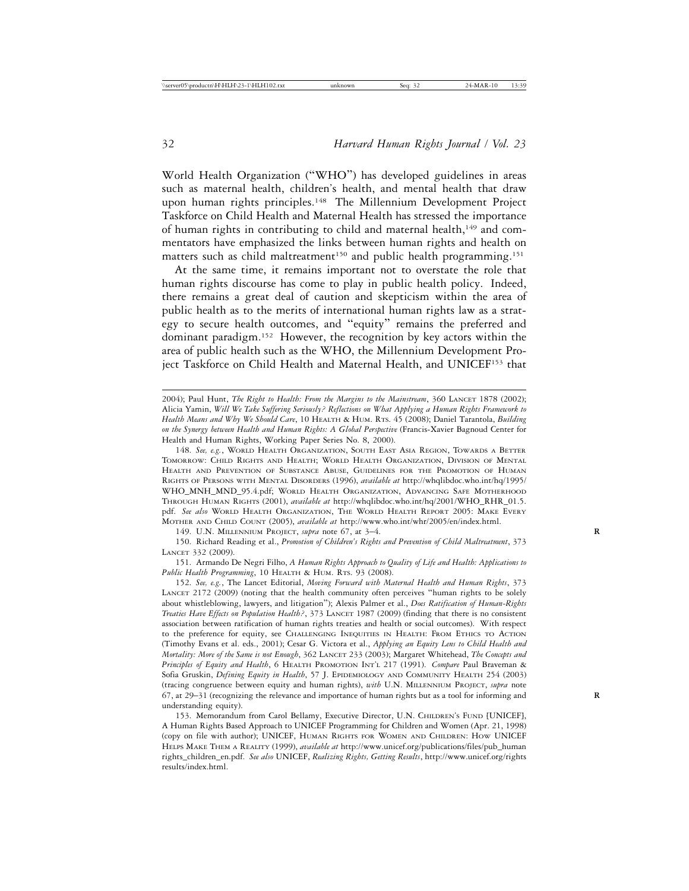World Health Organization ("WHO") has developed guidelines in areas such as maternal health, children's health, and mental health that draw upon human rights principles.[148] The Millennium Development Project Taskforce on Child Health and Maternal Health has stressed the importance of human rights in contributing to child and maternal health,[149] and commentators have emphasized the links between human rights and health on matters such as child maltreatment[150] and public health programming.[151]

At the same time, it remains important not to overstate the role that human rights discourse has come to play in public health policy. Indeed, there remains a great deal of caution and skepticism within the area of public health as to the merits of international human rights law as a strategy to secure health outcomes, and "equity" remains the preferred and dominant paradigm.[152] However, the recognition by key actors within the area of public health such as the WHO, the Millennium Development Project Taskforce on Child Health and Maternal Health, and UNICEF[153] that

---

2004); Paul Hunt, *The Right to Health: From the Margins to the Mainstream*, 360 Lancet 1878 (2002); Alicia Yamin, *Will We Take Suffering Seriously? Reflections on What Applying a Human Rights Framework to Health Means and Why We Should Care*, 10 Health & Hum. Rts. 45 (2008); Daniel Tarantola, *Building on the Synergy between Health and Human Rights: A Global Perspective* (Francis-Xavier Bagnoud Center for Health and Human Rights, Working Paper Series No. 8, 2000).

148. *See, e.g.*, World Health Organization, South East Asia Region, Towards a Better Tomorrow: Child Rights and Health; World Health Organization, Division of Mental Health and Prevention of Substance Abuse, Guidelines for the Promotion of Human Rights of Persons with Mental Disorders (1996), *available at* http://whqlibdoc.who.int/hq/1995/WHO_MNH_MND_95.4.pdf; World Health Organization, Advancing Safe Motherhood Through Human Rights (2001), *available at* http://whqlibdoc.who.int/hq/2001/WHO_RHR_01.5.pdf. *See also* World Health Organization, The World Health Report 2005: Make Every Mother and Child Count (2005), *available at* http://www.who.int/whr/2005/en/index.html.

149. U.N. Millennium Project, *supra* note 67, at 3–4.

150. Richard Reading et al., *Promotion of Children's Rights and Prevention of Child Maltreatment*, 373 Lancet 332 (2009).

151. Armando De Negri Filho, *A Human Rights Approach to Quality of Life and Health: Applications to Public Health Programming*, 10 Health & Hum. Rts. 93 (2008).

152. *See, e.g.*, The Lancet Editorial, *Moving Forward with Maternal Health and Human Rights*, 373 Lancet 2172 (2009) (noting that the health community often perceives "human rights to be solely about whistleblowing, lawyers, and litigation"); Alexis Palmer et al., *Does Ratification of Human-Rights Treaties Have Effects on Population Health?*, 373 Lancet 1987 (2009) (finding that there is no consistent association between ratification of human rights treaties and health or social outcomes). With respect to the preference for equity, see Challenging Inequities in Health: From Ethics to Action (Timothy Evans et al. eds., 2001); Cesar G. Victora et al., *Applying an Equity Lens to Child Health and Mortality: More of the Same is not Enough*, 362 Lancet 233 (2003); Margaret Whitehead, *The Concepts and Principles of Equity and Health*, 6 Health Promotion Int'l 217 (1991). *Compare* Paul Braveman & Sofia Gruskin, *Defining Equity in Health*, 57 J. Epidemiology and Community Health 254 (2003) (tracing congruence between equity and human rights), *with* U.N. Millennium Project, *supra* note 67, at 29–31 (recognizing the relevance and importance of human rights but as a tool for informing and understanding equity).

153. Memorandum from Carol Bellamy, Executive Director, U.N. Children's Fund [UNICEF], A Human Rights Based Approach to UNICEF Programming for Children and Women (Apr. 21, 1998) (copy on file with author); UNICEF, Human Rights for Women and Children: How UNICEF Helps Make Them a Reality (1999), *available at* http://www.unicef.org/publications/files/pub_humanrights_children_en.pdf. *See also* UNICEF, *Realizing Rights, Getting Results*, http://www.unicef.org/rightsresults/index.html.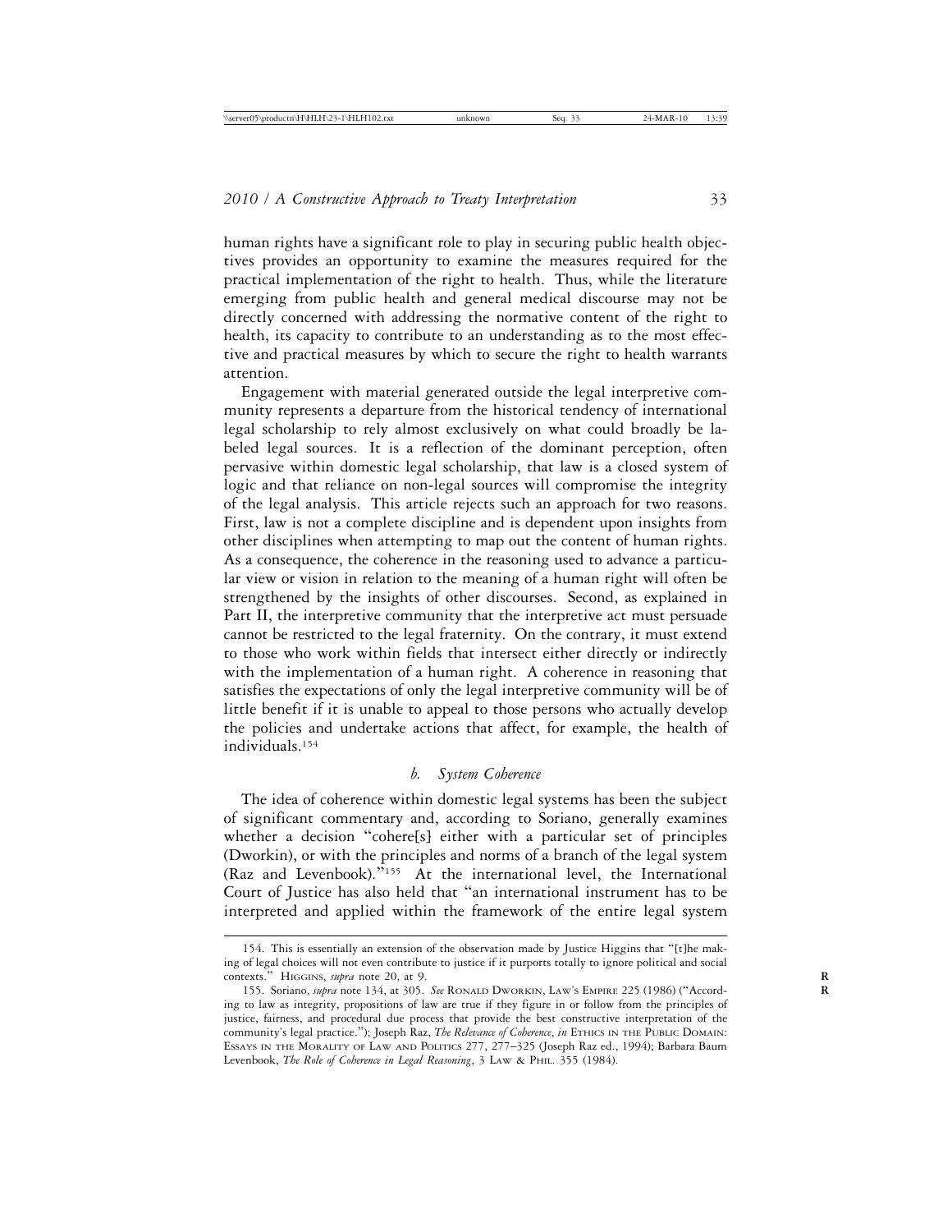human rights have a significant role to play in securing public health objectives provides an opportunity to examine the measures required for the practical implementation of the right to health. Thus, while the literature emerging from public health and general medical discourse may not be directly concerned with addressing the normative content of the right to health, its capacity to contribute to an understanding as to the most effective and practical measures by which to secure the right to health warrants attention.

Engagement with material generated outside the legal interpretive community represents a departure from the historical tendency of international legal scholarship to rely almost exclusively on what could broadly be labeled legal sources. It is a reflection of the dominant perception, often pervasive within domestic legal scholarship, that law is a closed system of logic and that reliance on non-legal sources will compromise the integrity of the legal analysis. This article rejects such an approach for two reasons. First, law is not a complete discipline and is dependent upon insights from other disciplines when attempting to map out the content of human rights. As a consequence, the coherence in the reasoning used to advance a particular view or vision in relation to the meaning of a human right will often be strengthened by the insights of other discourses. Second, as explained in Part II, the interpretive community that the interpretive act must persuade cannot be restricted to the legal fraternity. On the contrary, it must extend to those who work within fields that intersect either directly or indirectly with the implementation of a human right. A coherence in reasoning that satisfies the expectations of only the legal interpretive community will be of little benefit if it is unable to appeal to those persons who actually develop the policies and undertake actions that affect, for example, the health of individuals.[154]

### *b. System Coherence*

The idea of coherence within domestic legal systems has been the subject of significant commentary and, according to Soriano, generally examines whether a decision "cohere[s] either with a particular set of principles (Dworkin), or with the principles and norms of a branch of the legal system (Raz and Levenbook)."[155] At the international level, the International Court of Justice has also held that "an international instrument has to be interpreted and applied within the framework of the entire legal system

---

154. This is essentially an extension of the observation made by Justice Higgins that "[t]he making of legal choices will not even contribute to justice if it purports totally to ignore political and social contexts." HIGGINS, *supra* note 20, at 9.

155. Soriano, *supra* note 134, at 305. *See* RONALD DWORKIN, LAW'S EMPIRE 225 (1986) ("According to law as integrity, propositions of law are true if they figure in or follow from the principles of justice, fairness, and procedural due process that provide the best constructive interpretation of the community's legal practice."); Joseph Raz, *The Relevance of Coherence*, *in* ETHICS IN THE PUBLIC DOMAIN: ESSAYS IN THE MORALITY OF LAW AND POLITICS 277, 277–325 (Joseph Raz ed., 1994); Barbara Baum Levenbook, *The Role of Coherence in Legal Reasoning*, 3 LAW & PHIL. 355 (1984).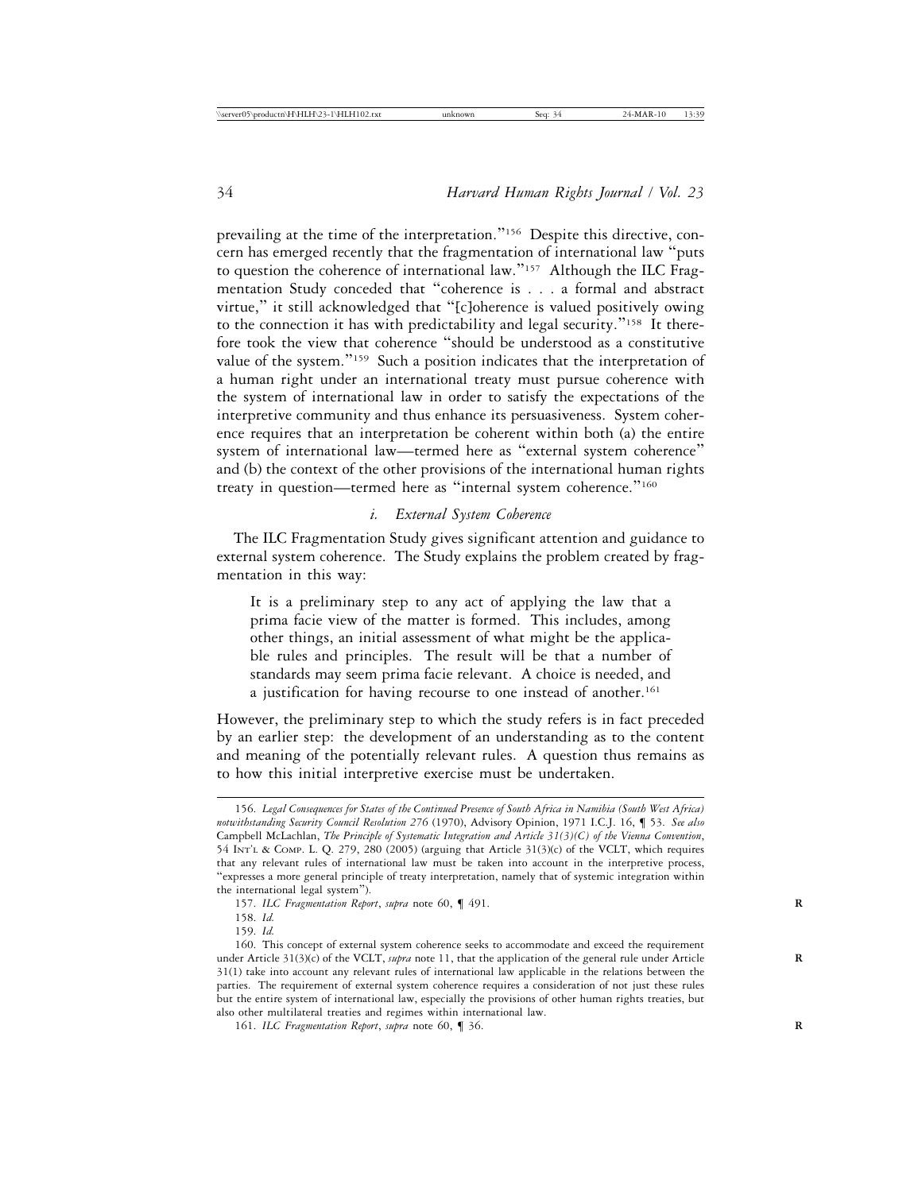prevailing at the time of the interpretation."[156] Despite this directive, concern has emerged recently that the fragmentation of international law "puts to question the coherence of international law."[157] Although the ILC Fragmentation Study conceded that "coherence is . . . a formal and abstract virtue," it still acknowledged that "[c]oherence is valued positively owing to the connection it has with predictability and legal security."[158] It therefore took the view that coherence "should be understood as a constitutive value of the system."[159] Such a position indicates that the interpretation of a human right under an international treaty must pursue coherence with the system of international law in order to satisfy the expectations of the interpretive community and thus enhance its persuasiveness. System coherence requires that an interpretation be coherent within both (a) the entire system of international law—termed here as "external system coherence" and (b) the context of the other provisions of the international human rights treaty in question—termed here as "internal system coherence."[160]

#### *i. External System Coherence*

The ILC Fragmentation Study gives significant attention and guidance to external system coherence. The Study explains the problem created by fragmentation in this way:

> It is a preliminary step to any act of applying the law that a prima facie view of the matter is formed. This includes, among other things, an initial assessment of what might be the applicable rules and principles. The result will be that a number of standards may seem prima facie relevant. A choice is needed, and a justification for having recourse to one instead of another.[161]

However, the preliminary step to which the study refers is in fact preceded by an earlier step: the development of an understanding as to the content and meaning of the potentially relevant rules. A question thus remains as to how this initial interpretive exercise must be undertaken.

---

156. *Legal Consequences for States of the Continued Presence of South Africa in Namibia (South West Africa) notwithstanding Security Council Resolution 276* (1970), Advisory Opinion, 1971 I.C.J. 16, ¶ 53. *See also* Campbell McLachlan, *The Principle of Systematic Integration and Article 31(3)(C) of the Vienna Convention*, 54 INT'L & COMP. L. Q. 279, 280 (2005) (arguing that Article 31(3)(c) of the VCLT, which requires that any relevant rules of international law must be taken into account in the interpretive process, "expresses a more general principle of treaty interpretation, namely that of systemic integration within the international legal system").

157. *ILC Fragmentation Report*, *supra* note 60, ¶ 491.

158. *Id.*

159. *Id.*

160. This concept of external system coherence seeks to accommodate and exceed the requirement under Article 31(3)(c) of the VCLT, *supra* note 11, that the application of the general rule under Article 31(1) take into account any relevant rules of international law applicable in the relations between the parties. The requirement of external system coherence requires a consideration of not just these rules but the entire system of international law, especially the provisions of other human rights treaties, but also other multilateral treaties and regimes within international law.

161. *ILC Fragmentation Report*, *supra* note 60, ¶ 36.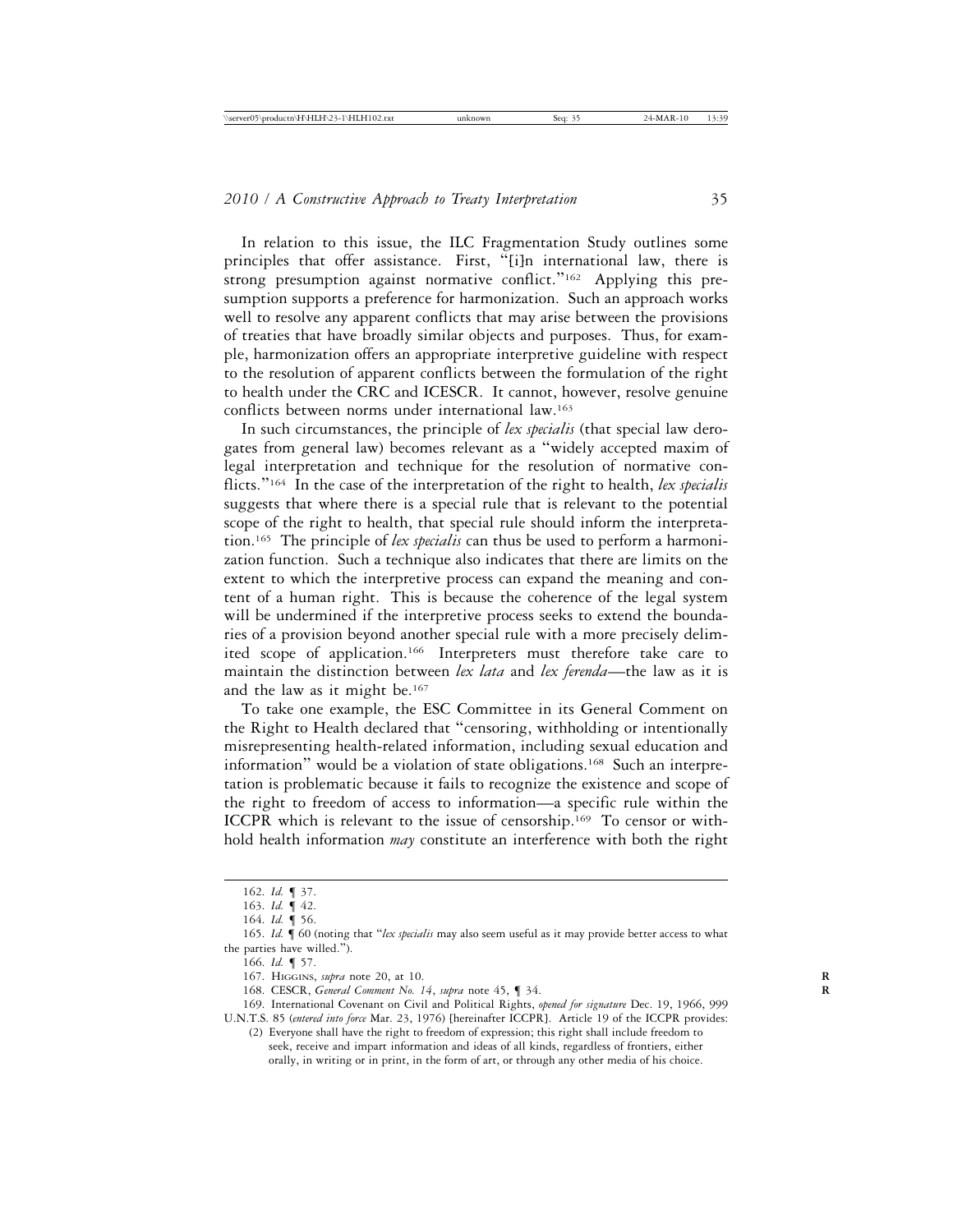In relation to this issue, the ILC Fragmentation Study outlines some principles that offer assistance. First, "[i]n international law, there is strong presumption against normative conflict."[162] Applying this presumption supports a preference for harmonization. Such an approach works well to resolve any apparent conflicts that may arise between the provisions of treaties that have broadly similar objects and purposes. Thus, for example, harmonization offers an appropriate interpretive guideline with respect to the resolution of apparent conflicts between the formulation of the right to health under the CRC and ICESCR. It cannot, however, resolve genuine conflicts between norms under international law.[163]

In such circumstances, the principle of *lex specialis* (that special law derogates from general law) becomes relevant as a "widely accepted maxim of legal interpretation and technique for the resolution of normative conflicts."[164] In the case of the interpretation of the right to health, *lex specialis* suggests that where there is a special rule that is relevant to the potential scope of the right to health, that special rule should inform the interpretation.[165] The principle of *lex specialis* can thus be used to perform a harmonization function. Such a technique also indicates that there are limits on the extent to which the interpretive process can expand the meaning and content of a human right. This is because the coherence of the legal system will be undermined if the interpretive process seeks to extend the boundaries of a provision beyond another special rule with a more precisely delimited scope of application.[166] Interpreters must therefore take care to maintain the distinction between *lex lata* and *lex ferenda*—the law as it is and the law as it might be.[167]

To take one example, the ESC Committee in its General Comment on the Right to Health declared that "censoring, withholding or intentionally misrepresenting health-related information, including sexual education and information" would be a violation of state obligations.[168] Such an interpretation is problematic because it fails to recognize the existence and scope of the right to freedom of access to information—a specific rule within the ICCPR which is relevant to the issue of censorship.[169] To censor or withhold health information *may* constitute an interference with both the right

---

162. *Id.* ¶ 37.

163. *Id.* ¶ 42.

164. *Id.* ¶ 56.

165. *Id.* ¶ 60 (noting that "*lex specialis* may also seem useful as it may provide better access to what the parties have willed.").

166. *Id.* ¶ 57.

167. Higgins, *supra* note 20, at 10.

168. CESCR, *General Comment No. 14*, *supra* note 45, ¶ 34.

169. International Covenant on Civil and Political Rights, *opened for signature* Dec. 19, 1966, 999 U.N.T.S. 85 (*entered into force* Mar. 23, 1976) [hereinafter ICCPR]. Article 19 of the ICCPR provides:

> (2) Everyone shall have the right to freedom of expression; this right shall include freedom to seek, receive and impart information and ideas of all kinds, regardless of frontiers, either orally, in writing or in print, in the form of art, or through any other media of his choice.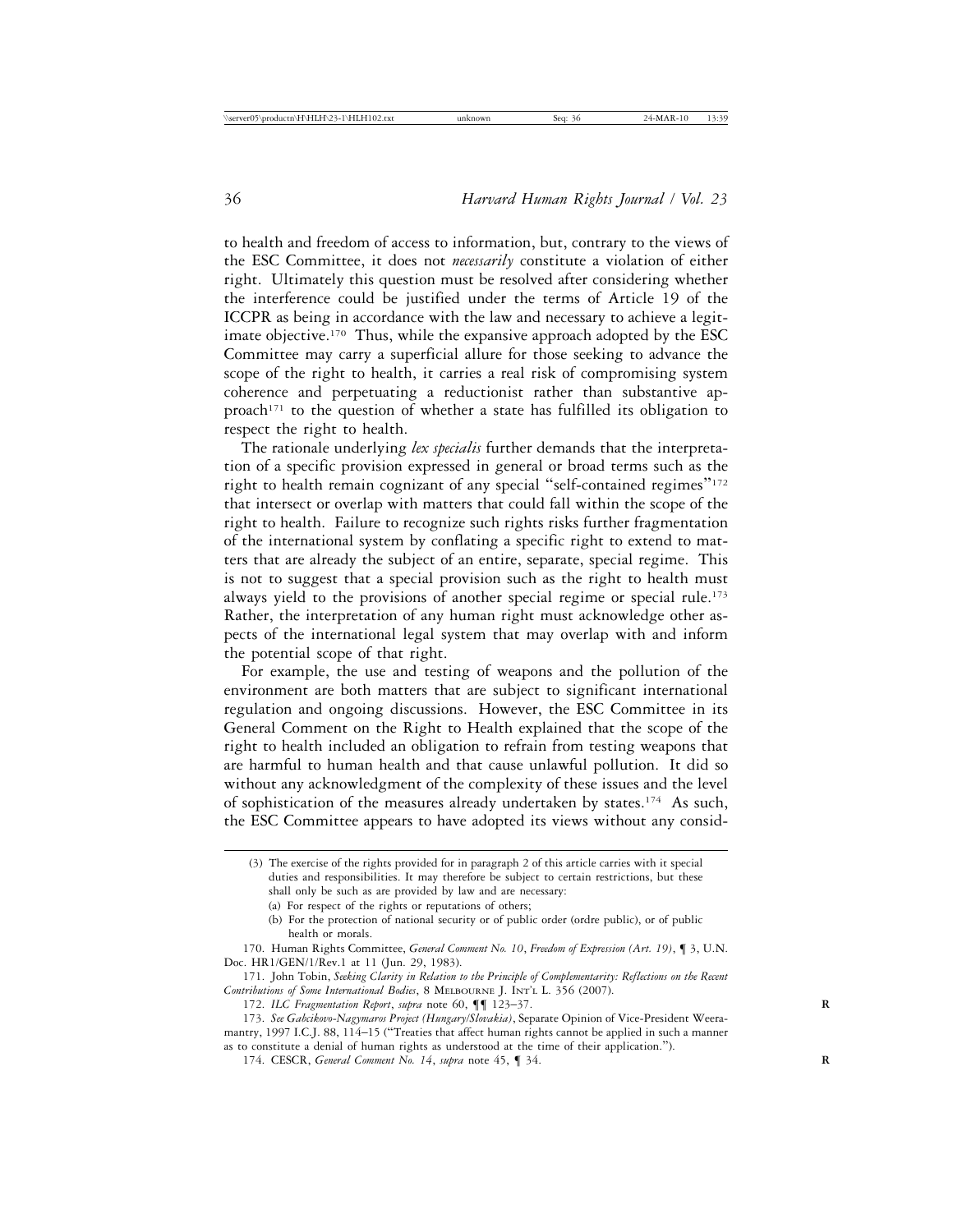to health and freedom of access to information, but, contrary to the views of the ESC Committee, it does not *necessarily* constitute a violation of either right. Ultimately this question must be resolved after considering whether the interference could be justified under the terms of Article 19 of the ICCPR as being in accordance with the law and necessary to achieve a legitimate objective.[170] Thus, while the expansive approach adopted by the ESC Committee may carry a superficial allure for those seeking to advance the scope of the right to health, it carries a real risk of compromising system coherence and perpetuating a reductionist rather than substantive approach[171] to the question of whether a state has fulfilled its obligation to respect the right to health.

The rationale underlying *lex specialis* further demands that the interpretation of a specific provision expressed in general or broad terms such as the right to health remain cognizant of any special "self-contained regimes"[172] that intersect or overlap with matters that could fall within the scope of the right to health. Failure to recognize such rights risks further fragmentation of the international system by conflating a specific right to extend to matters that are already the subject of an entire, separate, special regime. This is not to suggest that a special provision such as the right to health must always yield to the provisions of another special regime or special rule.[173] Rather, the interpretation of any human right must acknowledge other aspects of the international legal system that may overlap with and inform the potential scope of that right.

For example, the use and testing of weapons and the pollution of the environment are both matters that are subject to significant international regulation and ongoing discussions. However, the ESC Committee in its General Comment on the Right to Health explained that the scope of the right to health included an obligation to refrain from testing weapons that are harmful to human health and that cause unlawful pollution. It did so without any acknowledgment of the complexity of these issues and the level of sophistication of the measures already undertaken by states.[174] As such, the ESC Committee appears to have adopted its views without any consid-

---

(3) The exercise of the rights provided for in paragraph 2 of this article carries with it special duties and responsibilities. It may therefore be subject to certain restrictions, but these shall only be such as are provided by law and are necessary:

(a) For respect of the rights or reputations of others;

(b) For the protection of national security or of public order (ordre public), or of public health or morals.

170. Human Rights Committee, *General Comment No. 10*, *Freedom of Expression (Art. 19)*, ¶ 3, U.N. Doc. HR1/GEN/1/Rev.1 at 11 (Jun. 29, 1983).

171. John Tobin, *Seeking Clarity in Relation to the Principle of Complementarity: Reflections on the Recent Contributions of Some International Bodies*, 8 Melbourne J. Int'l L. 356 (2007).

172. *ILC Fragmentation Report*, *supra* note 60, ¶¶ 123–37.

173. *See Gabcikovo-Nagymaros Project (Hungary/Slovakia)*, Separate Opinion of Vice-President Weeramantry, 1997 I.C.J. 88, 114–15 ("Treaties that affect human rights cannot be applied in such a manner as to constitute a denial of human rights as understood at the time of their application.").

174. CESCR, *General Comment No. 14*, *supra* note 45, ¶ 34.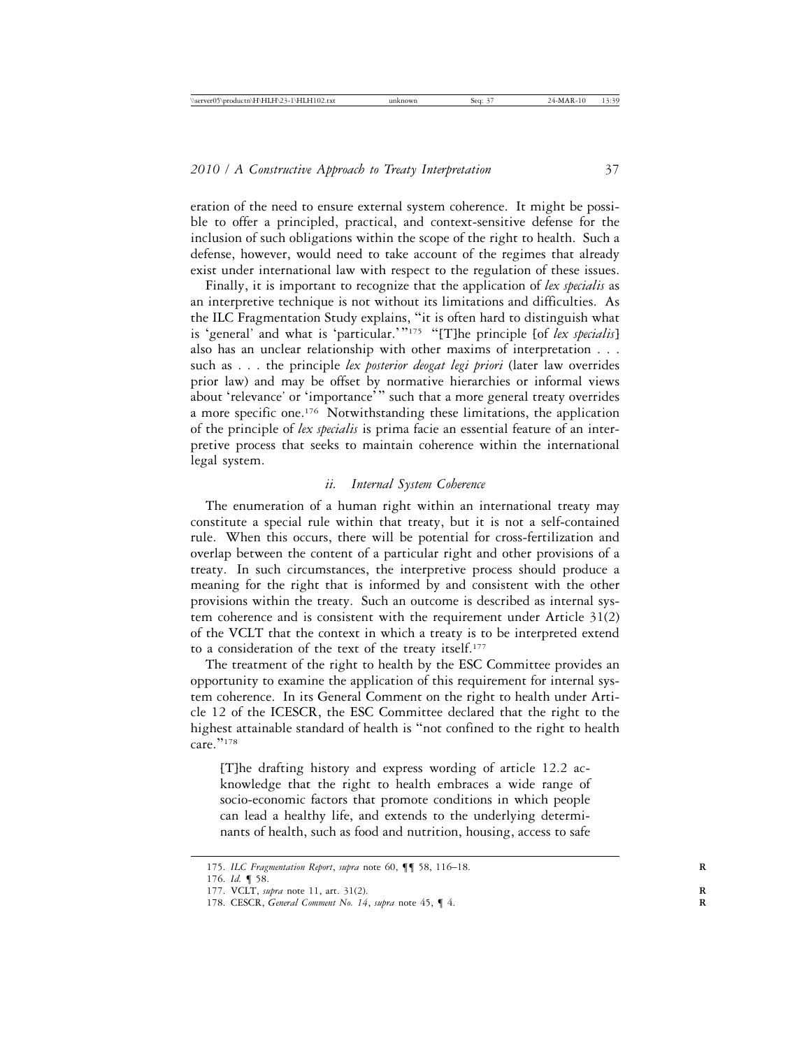eration of the need to ensure external system coherence. It might be possible to offer a principled, practical, and context-sensitive defense for the inclusion of such obligations within the scope of the right to health. Such a defense, however, would need to take account of the regimes that already exist under international law with respect to the regulation of these issues.

Finally, it is important to recognize that the application of *lex specialis* as an interpretive technique is not without its limitations and difficulties. As the ILC Fragmentation Study explains, "it is often hard to distinguish what is 'general' and what is 'particular.'"[175] "[T]he principle [of *lex specialis*] also has an unclear relationship with other maxims of interpretation . . . such as . . . the principle *lex posterior deogat legi priori* (later law overrides prior law) and may be offset by normative hierarchies or informal views about 'relevance' or 'importance'" such that a more general treaty overrides a more specific one.[176] Notwithstanding these limitations, the application of the principle of *lex specialis* is prima facie an essential feature of an interpretive process that seeks to maintain coherence within the international legal system.

### *ii. Internal System Coherence*

The enumeration of a human right within an international treaty may constitute a special rule within that treaty, but it is not a self-contained rule. When this occurs, there will be potential for cross-fertilization and overlap between the content of a particular right and other provisions of a treaty. In such circumstances, the interpretive process should produce a meaning for the right that is informed by and consistent with the other provisions within the treaty. Such an outcome is described as internal system coherence and is consistent with the requirement under Article 31(2) of the VCLT that the context in which a treaty is to be interpreted extend to a consideration of the text of the treaty itself.[177]

The treatment of the right to health by the ESC Committee provides an opportunity to examine the application of this requirement for internal system coherence. In its General Comment on the right to health under Article 12 of the ICESCR, the ESC Committee declared that the right to the highest attainable standard of health is "not confined to the right to health care."[178]

> [T]he drafting history and express wording of article 12.2 acknowledge that the right to health embraces a wide range of socio-economic factors that promote conditions in which people can lead a healthy life, and extends to the underlying determinants of health, such as food and nutrition, housing, access to safe

---

175. *ILC Fragmentation Report*, *supra* note 60, ¶¶ 58, 116–18.

176. *Id.* ¶ 58.

177. VCLT, *supra* note 11, art. 31(2).

178. CESCR, *General Comment No. 14*, *supra* note 45, ¶ 4.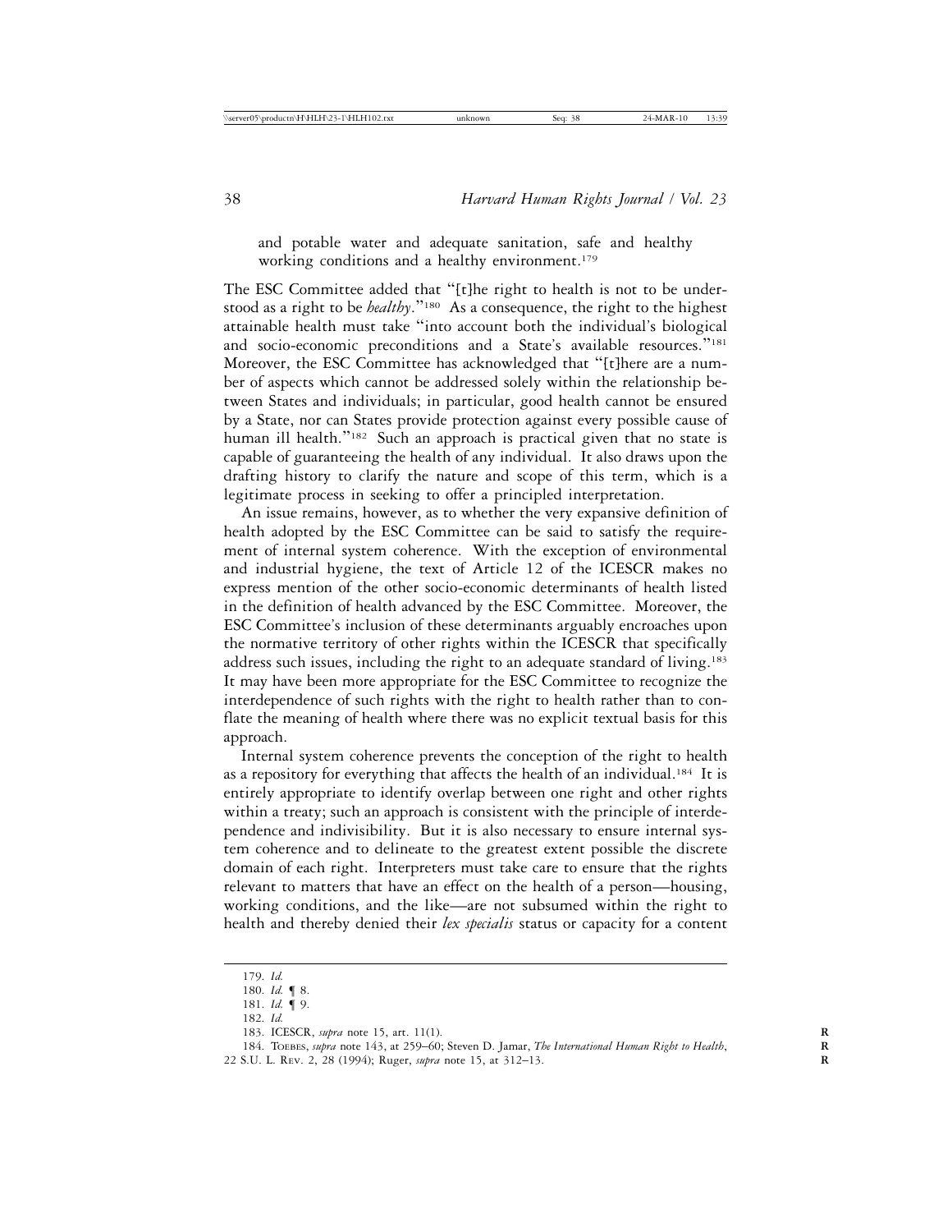and potable water and adequate sanitation, safe and healthy working conditions and a healthy environment.[179]

The ESC Committee added that "[t]he right to health is not to be understood as a right to be *healthy*."[180] As a consequence, the right to the highest attainable health must take "into account both the individual's biological and socio-economic preconditions and a State's available resources."[181] Moreover, the ESC Committee has acknowledged that "[t]here are a number of aspects which cannot be addressed solely within the relationship between States and individuals; in particular, good health cannot be ensured by a State, nor can States provide protection against every possible cause of human ill health."[182] Such an approach is practical given that no state is capable of guaranteeing the health of any individual. It also draws upon the drafting history to clarify the nature and scope of this term, which is a legitimate process in seeking to offer a principled interpretation.

An issue remains, however, as to whether the very expansive definition of health adopted by the ESC Committee can be said to satisfy the requirement of internal system coherence. With the exception of environmental and industrial hygiene, the text of Article 12 of the ICESCR makes no express mention of the other socio-economic determinants of health listed in the definition of health advanced by the ESC Committee. Moreover, the ESC Committee's inclusion of these determinants arguably encroaches upon the normative territory of other rights within the ICESCR that specifically address such issues, including the right to an adequate standard of living.[183] It may have been more appropriate for the ESC Committee to recognize the interdependence of such rights with the right to health rather than to conflate the meaning of health where there was no explicit textual basis for this approach.

Internal system coherence prevents the conception of the right to health as a repository for everything that affects the health of an individual.[184] It is entirely appropriate to identify overlap between one right and other rights within a treaty; such an approach is consistent with the principle of interdependence and indivisibility. But it is also necessary to ensure internal system coherence and to delineate to the greatest extent possible the discrete domain of each right. Interpreters must take care to ensure that the rights relevant to matters that have an effect on the health of a person—housing, working conditions, and the like—are not subsumed within the right to health and thereby denied their *lex specialis* status or capacity for a content

---

179. *Id.*

180. *Id.* ¶ 8.

181. *Id.* ¶ 9.

182. *Id.*

183. ICESCR, *supra* note 15, art. 11(1).

184. Toebes, *supra* note 143, at 259–60; Steven D. Jamar, *The International Human Right to Health*, 22 S.U. L. Rev. 2, 28 (1994); Ruger, *supra* note 15, at 312–13.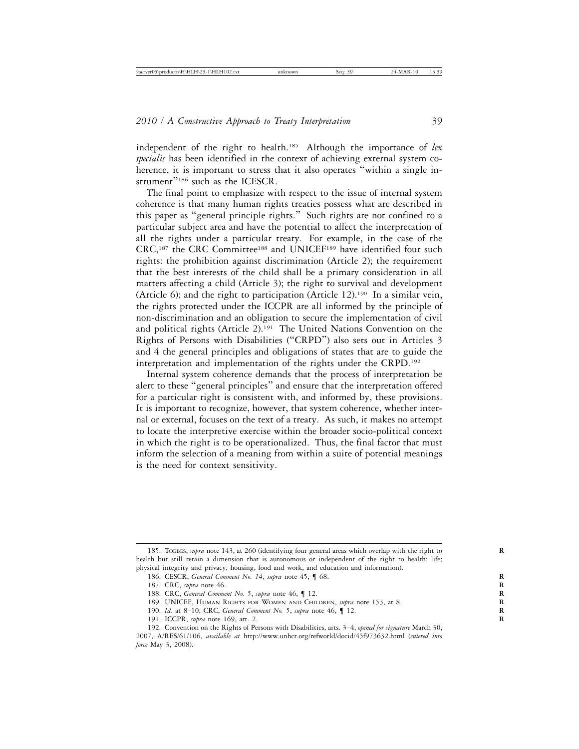independent of the right to health.[185] Although the importance of *lex specialis* has been identified in the context of achieving external system coherence, it is important to stress that it also operates "within a single instrument"[186] such as the ICESCR.

The final point to emphasize with respect to the issue of internal system coherence is that many human rights treaties possess what are described in this paper as "general principle rights." Such rights are not confined to a particular subject area and have the potential to affect the interpretation of all the rights under a particular treaty. For example, in the case of the CRC,[187] the CRC Committee[188] and UNICEF[189] have identified four such rights: the prohibition against discrimination (Article 2); the requirement that the best interests of the child shall be a primary consideration in all matters affecting a child (Article 3); the right to survival and development (Article 6); and the right to participation (Article 12).[190] In a similar vein, the rights protected under the ICCPR are all informed by the principle of non-discrimination and an obligation to secure the implementation of civil and political rights (Article 2).[191] The United Nations Convention on the Rights of Persons with Disabilities ("CRPD") also sets out in Articles 3 and 4 the general principles and obligations of states that are to guide the interpretation and implementation of the rights under the CRPD.[192]

Internal system coherence demands that the process of interpretation be alert to these "general principles" and ensure that the interpretation offered for a particular right is consistent with, and informed by, these provisions. It is important to recognize, however, that system coherence, whether internal or external, focuses on the text of a treaty. As such, it makes no attempt to locate the interpretive exercise within the broader socio-political context in which the right is to be operationalized. Thus, the final factor that must inform the selection of a meaning from within a suite of potential meanings is the need for context sensitivity.

---

185. Toebes, *supra* note 143, at 260 (identifying four general areas which overlap with the right to health but still retain a dimension that is autonomous or independent of the right to health: life; physical integrity and privacy; housing, food and work; and education and information).

186. CESCR, *General Comment No. 14*, *supra* note 45, ¶ 68.

187. CRC, *supra* note 46.

188. CRC, *General Comment No. 5*, *supra* note 46, ¶ 12.

189. UNICEF, Human Rights for Women and Children, *supra* note 153, at 8.

190. *Id.* at 8–10; CRC, *General Comment No. 5*, *supra* note 46, ¶ 12.

191. ICCPR, *supra* note 169, art. 2.

192. Convention on the Rights of Persons with Disabilities, arts. 3–4, *opened for signature* March 30, 2007, A/RES/61/106, *available at* http://www.unhcr.org/refworld/docid/45f973632.html (*entered into force* May 3, 2008).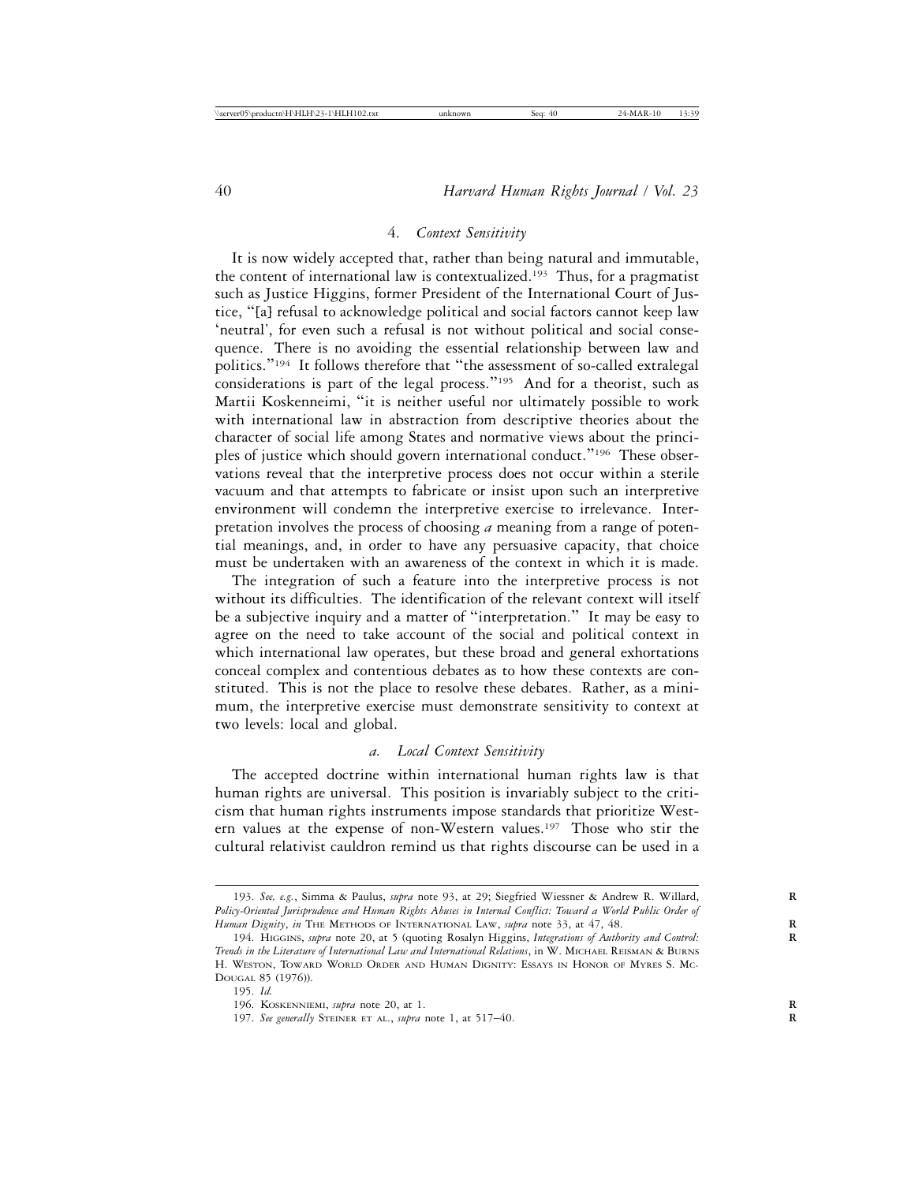#### 4. *Context Sensitivity*

It is now widely accepted that, rather than being natural and immutable, the content of international law is contextualized.[193] Thus, for a pragmatist such as Justice Higgins, former President of the International Court of Justice, "[a] refusal to acknowledge political and social factors cannot keep law 'neutral', for even such a refusal is not without political and social consequence. There is no avoiding the essential relationship between law and politics."[194] It follows therefore that "the assessment of so-called extralegal considerations is part of the legal process."[195] And for a theorist, such as Martii Koskenneimi, "it is neither useful nor ultimately possible to work with international law in abstraction from descriptive theories about the character of social life among States and normative views about the principles of justice which should govern international conduct."[196] These observations reveal that the interpretive process does not occur within a sterile vacuum and that attempts to fabricate or insist upon such an interpretive environment will condemn the interpretive exercise to irrelevance. Interpretation involves the process of choosing *a* meaning from a range of potential meanings, and, in order to have any persuasive capacity, that choice must be undertaken with an awareness of the context in which it is made.

The integration of such a feature into the interpretive process is not without its difficulties. The identification of the relevant context will itself be a subjective inquiry and a matter of "interpretation." It may be easy to agree on the need to take account of the social and political context in which international law operates, but these broad and general exhortations conceal complex and contentious debates as to how these contexts are constituted. This is not the place to resolve these debates. Rather, as a minimum, the interpretive exercise must demonstrate sensitivity to context at two levels: local and global.

##### *a. Local Context Sensitivity*

The accepted doctrine within international human rights law is that human rights are universal. This position is invariably subject to the criticism that human rights instruments impose standards that prioritize Western values at the expense of non-Western values.[197] Those who stir the cultural relativist cauldron remind us that rights discourse can be used in a

---

193. *See, e.g.*, Simma & Paulus, *supra* note 93, at 29; Siegfried Wiessner & Andrew R. Willard, *Policy-Oriented Jurisprudence and Human Rights Abuses in Internal Conflict: Toward a World Public Order of Human Dignity*, *in* THE METHODS OF INTERNATIONAL LAW, *supra* note 33, at 47, 48.

194. HIGGINS, *supra* note 20, at 5 (quoting Rosalyn Higgins, *Integrations of Authority and Control: Trends in the Literature of International Law and International Relations*, in W. MICHAEL REISMAN & BURNS H. WESTON, TOWARD WORLD ORDER AND HUMAN DIGNITY: ESSAYS IN HONOR OF MYRES S. MCDOUGAL 85 (1976)).

195. *Id.*

196. KOSKENNIEMI, *supra* note 20, at 1.

197. *See generally* STEINER ET AL., *supra* note 1, at 517–40.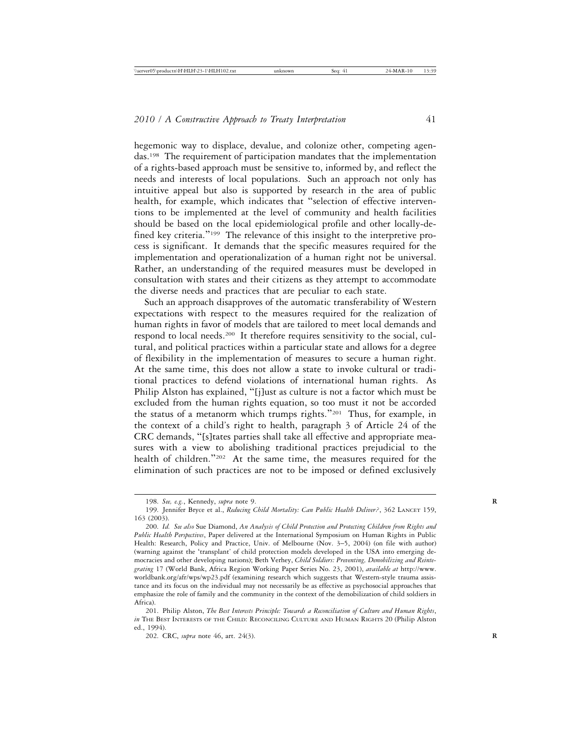hegemonic way to displace, devalue, and colonize other, competing agendas.[198] The requirement of participation mandates that the implementation of a rights-based approach must be sensitive to, informed by, and reflect the needs and interests of local populations. Such an approach not only has intuitive appeal but also is supported by research in the area of public health, for example, which indicates that "selection of effective interventions to be implemented at the level of community and health facilities should be based on the local epidemiological profile and other locally-defined key criteria."[199] The relevance of this insight to the interpretive process is significant. It demands that the specific measures required for the implementation and operationalization of a human right not be universal. Rather, an understanding of the required measures must be developed in consultation with states and their citizens as they attempt to accommodate the diverse needs and practices that are peculiar to each state.

Such an approach disapproves of the automatic transferability of Western expectations with respect to the measures required for the realization of human rights in favor of models that are tailored to meet local demands and respond to local needs.[200] It therefore requires sensitivity to the social, cultural, and political practices within a particular state and allows for a degree of flexibility in the implementation of measures to secure a human right. At the same time, this does not allow a state to invoke cultural or traditional practices to defend violations of international human rights. As Philip Alston has explained, "[j]ust as culture is not a factor which must be excluded from the human rights equation, so too must it not be accorded the status of a metanorm which trumps rights."[201] Thus, for example, in the context of a child's right to health, paragraph 3 of Article 24 of the CRC demands, "[s]tates parties shall take all effective and appropriate measures with a view to abolishing traditional practices prejudicial to the health of children."[202] At the same time, the measures required for the elimination of such practices are not to be imposed or defined exclusively

---

198. *See, e.g.*, Kennedy, *supra* note 9.

199. Jennifer Bryce et al., *Reducing Child Mortality: Can Public Health Deliver?*, 362 LANCET 159, 163 (2003).

200. *Id. See also* Sue Diamond, *An Analysis of Child Protection and Protecting Children from Rights and Public Health Perspectives*, Paper delivered at the International Symposium on Human Rights in Public Health: Research, Policy and Practice, Univ. of Melbourne (Nov. 3–5, 2004) (on file with author) (warning against the 'transplant' of child protection models developed in the USA into emerging democracies and other developing nations); Beth Verhey, *Child Soldiers: Preventing, Demobilizing and Reintegrating* 17 (World Bank, Africa Region Working Paper Series No. 23, 2001), *available at* http://www.worldbank.org/afr/wps/wp23.pdf (examining research which suggests that Western-style trauma assistance and its focus on the individual may not necessarily be as effective as psychosocial approaches that emphasize the role of family and the community in the context of the demobilization of child soldiers in Africa).

201. Philip Alston, *The Best Interests Principle: Towards a Reconciliation of Culture and Human Rights*, *in* THE BEST INTERESTS OF THE CHILD: RECONCILING CULTURE AND HUMAN RIGHTS 20 (Philip Alston ed., 1994).

202. CRC, *supra* note 46, art. 24(3).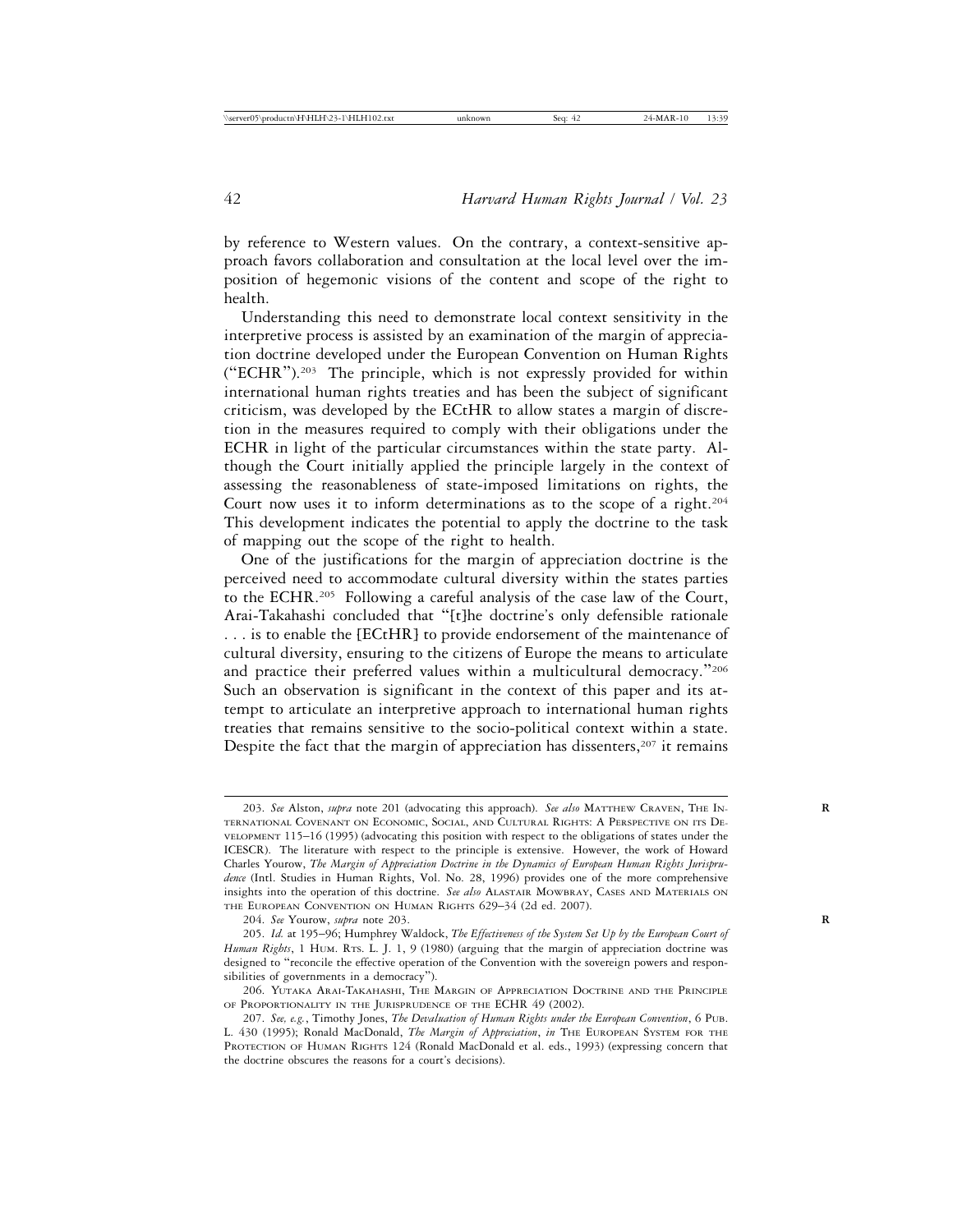by reference to Western values. On the contrary, a context-sensitive approach favors collaboration and consultation at the local level over the imposition of hegemonic visions of the content and scope of the right to health.

Understanding this need to demonstrate local context sensitivity in the interpretive process is assisted by an examination of the margin of appreciation doctrine developed under the European Convention on Human Rights ("ECHR").[203] The principle, which is not expressly provided for within international human rights treaties and has been the subject of significant criticism, was developed by the ECtHR to allow states a margin of discretion in the measures required to comply with their obligations under the ECHR in light of the particular circumstances within the state party. Although the Court initially applied the principle largely in the context of assessing the reasonableness of state-imposed limitations on rights, the Court now uses it to inform determinations as to the scope of a right.[204] This development indicates the potential to apply the doctrine to the task of mapping out the scope of the right to health.

One of the justifications for the margin of appreciation doctrine is the perceived need to accommodate cultural diversity within the states parties to the ECHR.[205] Following a careful analysis of the case law of the Court, Arai-Takahashi concluded that "[t]he doctrine's only defensible rationale . . . is to enable the [ECtHR] to provide endorsement of the maintenance of cultural diversity, ensuring to the citizens of Europe the means to articulate and practice their preferred values within a multicultural democracy."[206] Such an observation is significant in the context of this paper and its attempt to articulate an interpretive approach to international human rights treaties that remains sensitive to the socio-political context within a state. Despite the fact that the margin of appreciation has dissenters,[207] it remains

---

203. *See* Alston, *supra* note 201 (advocating this approach). *See also* Matthew Craven, The International Covenant on Economic, Social, and Cultural Rights: A Perspective on its Development 115–16 (1995) (advocating this position with respect to the obligations of states under the ICESCR). The literature with respect to the principle is extensive. However, the work of Howard Charles Yourow, *The Margin of Appreciation Doctrine in the Dynamics of European Human Rights Jurisprudence* (Intl. Studies in Human Rights, Vol. No. 28, 1996) provides one of the more comprehensive insights into the operation of this doctrine. *See also* Alastair Mowbray, Cases and Materials on the European Convention on Human Rights 629–34 (2d ed. 2007).

204. *See* Yourow, *supra* note 203.

205. *Id.* at 195–96; Humphrey Waldock, *The Effectiveness of the System Set Up by the European Court of Human Rights*, 1 Hum. Rts. L. J. 1, 9 (1980) (arguing that the margin of appreciation doctrine was designed to "reconcile the effective operation of the Convention with the sovereign powers and responsibilities of governments in a democracy").

206. Yutaka Arai-Takahashi, The Margin of Appreciation Doctrine and the Principle of Proportionality in the Jurisprudence of the ECHR 49 (2002).

207. *See, e.g.*, Timothy Jones, *The Devaluation of Human Rights under the European Convention*, 6 Pub. L. 430 (1995); Ronald MacDonald, *The Margin of Appreciation*, *in* The European System for the Protection of Human Rights 124 (Ronald MacDonald et al. eds., 1993) (expressing concern that the doctrine obscures the reasons for a court's decisions).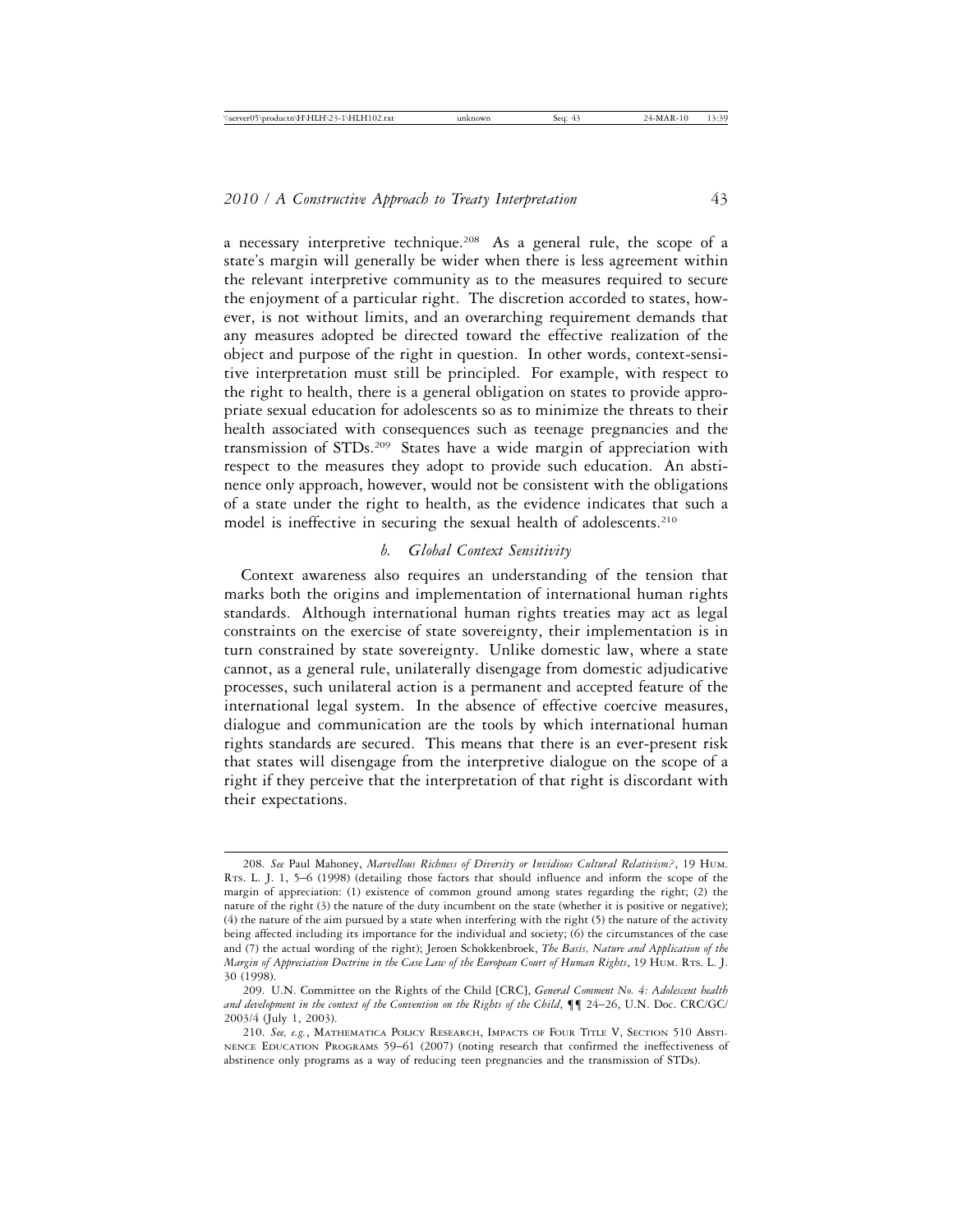a necessary interpretive technique.[208] As a general rule, the scope of a state's margin will generally be wider when there is less agreement within the relevant interpretive community as to the measures required to secure the enjoyment of a particular right. The discretion accorded to states, however, is not without limits, and an overarching requirement demands that any measures adopted be directed toward the effective realization of the object and purpose of the right in question. In other words, context-sensitive interpretation must still be principled. For example, with respect to the right to health, there is a general obligation on states to provide appropriate sexual education for adolescents so as to minimize the threats to their health associated with consequences such as teenage pregnancies and the transmission of STDs.[209] States have a wide margin of appreciation with respect to the measures they adopt to provide such education. An abstinence only approach, however, would not be consistent with the obligations of a state under the right to health, as the evidence indicates that such a model is ineffective in securing the sexual health of adolescents.[210]

### *b. Global Context Sensitivity*

Context awareness also requires an understanding of the tension that marks both the origins and implementation of international human rights standards. Although international human rights treaties may act as legal constraints on the exercise of state sovereignty, their implementation is in turn constrained by state sovereignty. Unlike domestic law, where a state cannot, as a general rule, unilaterally disengage from domestic adjudicative processes, such unilateral action is a permanent and accepted feature of the international legal system. In the absence of effective coercive measures, dialogue and communication are the tools by which international human rights standards are secured. This means that there is an ever-present risk that states will disengage from the interpretive dialogue on the scope of a right if they perceive that the interpretation of that right is discordant with their expectations.

---

208. *See* Paul Mahoney, *Marvellous Richness of Diversity or Invidious Cultural Relativism?*, 19 Hum. Rts. L. J. 1, 5–6 (1998) (detailing those factors that should influence and inform the scope of the margin of appreciation: (1) existence of common ground among states regarding the right; (2) the nature of the right (3) the nature of the duty incumbent on the state (whether it is positive or negative); (4) the nature of the aim pursued by a state when interfering with the right (5) the nature of the activity being affected including its importance for the individual and society; (6) the circumstances of the case and (7) the actual wording of the right); Jeroen Schokkenbroek, *The Basis, Nature and Application of the Margin of Appreciation Doctrine in the Case Law of the European Court of Human Rights*, 19 Hum. Rts. L. J. 30 (1998).

209. U.N. Committee on the Rights of the Child [CRC], *General Comment No. 4: Adolescent health and development in the context of the Convention on the Rights of the Child*, ¶¶ 24–26, U.N. Doc. CRC/GC/2003/4 (July 1, 2003).

210. *See, e.g.*, Mathematica Policy Research, Impacts of Four Title V, Section 510 Abstinence Education Programs 59–61 (2007) (noting research that confirmed the ineffectiveness of abstinence only programs as a way of reducing teen pregnancies and the transmission of STDs).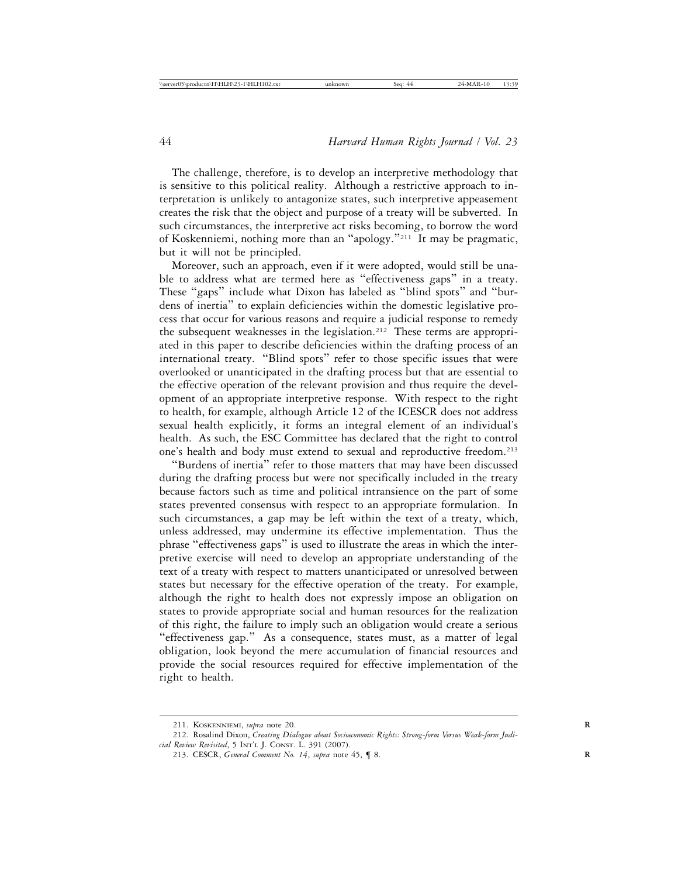The challenge, therefore, is to develop an interpretive methodology that is sensitive to this political reality. Although a restrictive approach to interpretation is unlikely to antagonize states, such interpretive appeasement creates the risk that the object and purpose of a treaty will be subverted. In such circumstances, the interpretive act risks becoming, to borrow the word of Koskenniemi, nothing more than an "apology."[211] It may be pragmatic, but it will not be principled.

Moreover, such an approach, even if it were adopted, would still be unable to address what are termed here as "effectiveness gaps" in a treaty. These "gaps" include what Dixon has labeled as "blind spots" and "burdens of inertia" to explain deficiencies within the domestic legislative process that occur for various reasons and require a judicial response to remedy the subsequent weaknesses in the legislation.[212] These terms are appropriated in this paper to describe deficiencies within the drafting process of an international treaty. "Blind spots" refer to those specific issues that were overlooked or unanticipated in the drafting process but that are essential to the effective operation of the relevant provision and thus require the development of an appropriate interpretive response. With respect to the right to health, for example, although Article 12 of the ICESCR does not address sexual health explicitly, it forms an integral element of an individual's health. As such, the ESC Committee has declared that the right to control one's health and body must extend to sexual and reproductive freedom.[213]

"Burdens of inertia" refer to those matters that may have been discussed during the drafting process but were not specifically included in the treaty because factors such as time and political intransience on the part of some states prevented consensus with respect to an appropriate formulation. In such circumstances, a gap may be left within the text of a treaty, which, unless addressed, may undermine its effective implementation. Thus the phrase "effectiveness gaps" is used to illustrate the areas in which the interpretive exercise will need to develop an appropriate understanding of the text of a treaty with respect to matters unanticipated or unresolved between states but necessary for the effective operation of the treaty. For example, although the right to health does not expressly impose an obligation on states to provide appropriate social and human resources for the realization of this right, the failure to imply such an obligation would create a serious "effectiveness gap." As a consequence, states must, as a matter of legal obligation, look beyond the mere accumulation of financial resources and provide the social resources required for effective implementation of the right to health.

---

211. Koskenniemi, *supra* note 20.

212. Rosalind Dixon, *Creating Dialogue about Socioeconomic Rights: Strong-form Versus Weak-form Judicial Review Revisited*, 5 Int'l J. Const. L. 391 (2007).

213. CESCR, *General Comment No. 14*, *supra* note 45, ¶ 8.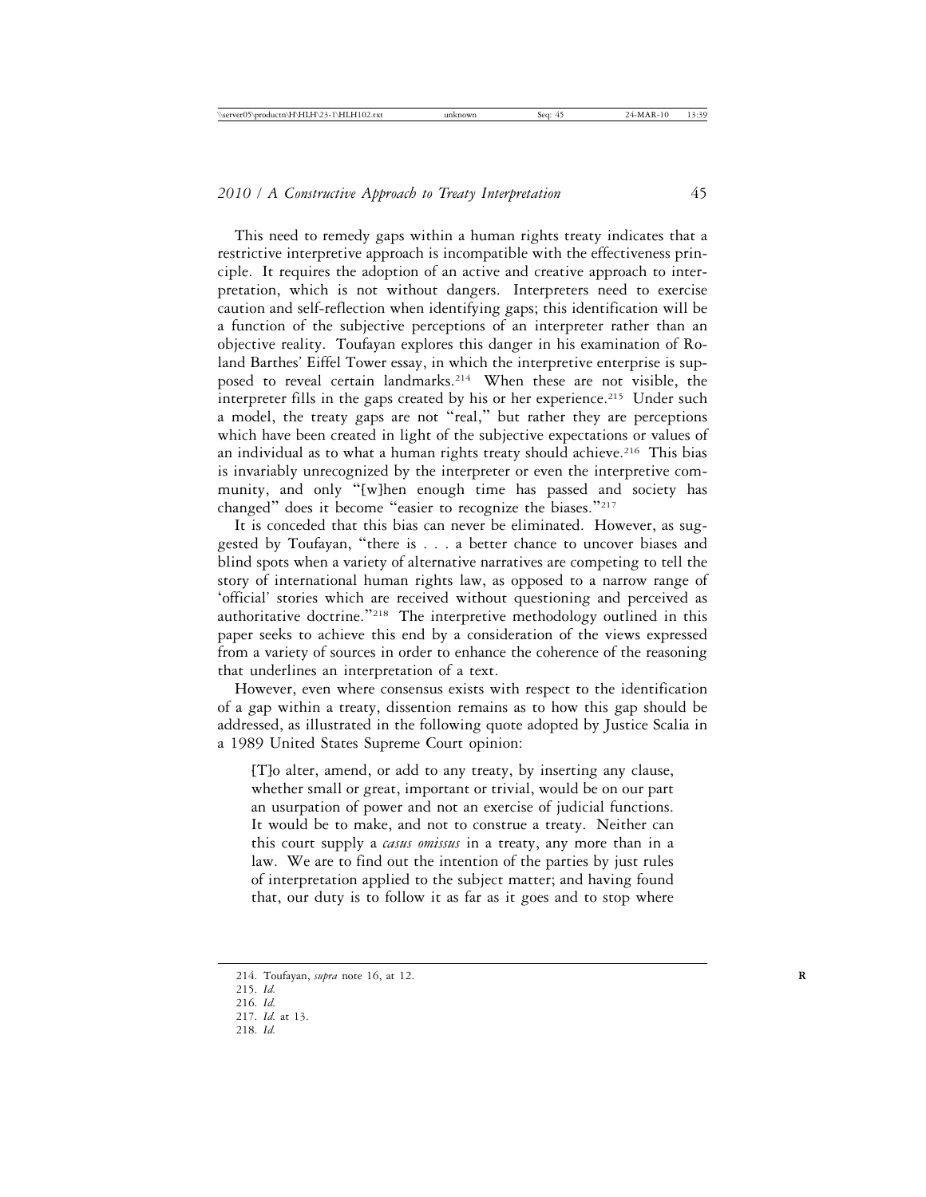This need to remedy gaps within a human rights treaty indicates that a restrictive interpretive approach is incompatible with the effectiveness principle. It requires the adoption of an active and creative approach to interpretation, which is not without dangers. Interpreters need to exercise caution and self-reflection when identifying gaps; this identification will be a function of the subjective perceptions of an interpreter rather than an objective reality. Toufayan explores this danger in his examination of Roland Barthes' Eiffel Tower essay, in which the interpretive enterprise is supposed to reveal certain landmarks.[214] When these are not visible, the interpreter fills in the gaps created by his or her experience.[215] Under such a model, the treaty gaps are not "real," but rather they are perceptions which have been created in light of the subjective expectations or values of an individual as to what a human rights treaty should achieve.[216] This bias is invariably unrecognized by the interpreter or even the interpretive community, and only "[w]hen enough time has passed and society has changed" does it become "easier to recognize the biases."[217]

It is conceded that this bias can never be eliminated. However, as suggested by Toufayan, "there is . . . a better chance to uncover biases and blind spots when a variety of alternative narratives are competing to tell the story of international human rights law, as opposed to a narrow range of 'official' stories which are received without questioning and perceived as authoritative doctrine."[218] The interpretive methodology outlined in this paper seeks to achieve this end by a consideration of the views expressed from a variety of sources in order to enhance the coherence of the reasoning that underlines an interpretation of a text.

However, even where consensus exists with respect to the identification of a gap within a treaty, dissention remains as to how this gap should be addressed, as illustrated in the following quote adopted by Justice Scalia in a 1989 United States Supreme Court opinion:

> [T]o alter, amend, or add to any treaty, by inserting any clause, whether small or great, important or trivial, would be on our part an usurpation of power and not an exercise of judicial functions. It would be to make, and not to construe a treaty. Neither can this court supply a *casus omissus* in a treaty, any more than in a law. We are to find out the intention of the parties by just rules of interpretation applied to the subject matter; and having found that, our duty is to follow it as far as it goes and to stop where

---

214. Toufayan, *supra* note 16, at 12.

215. *Id.*

216. *Id.*

217. *Id.* at 13.

218. *Id.*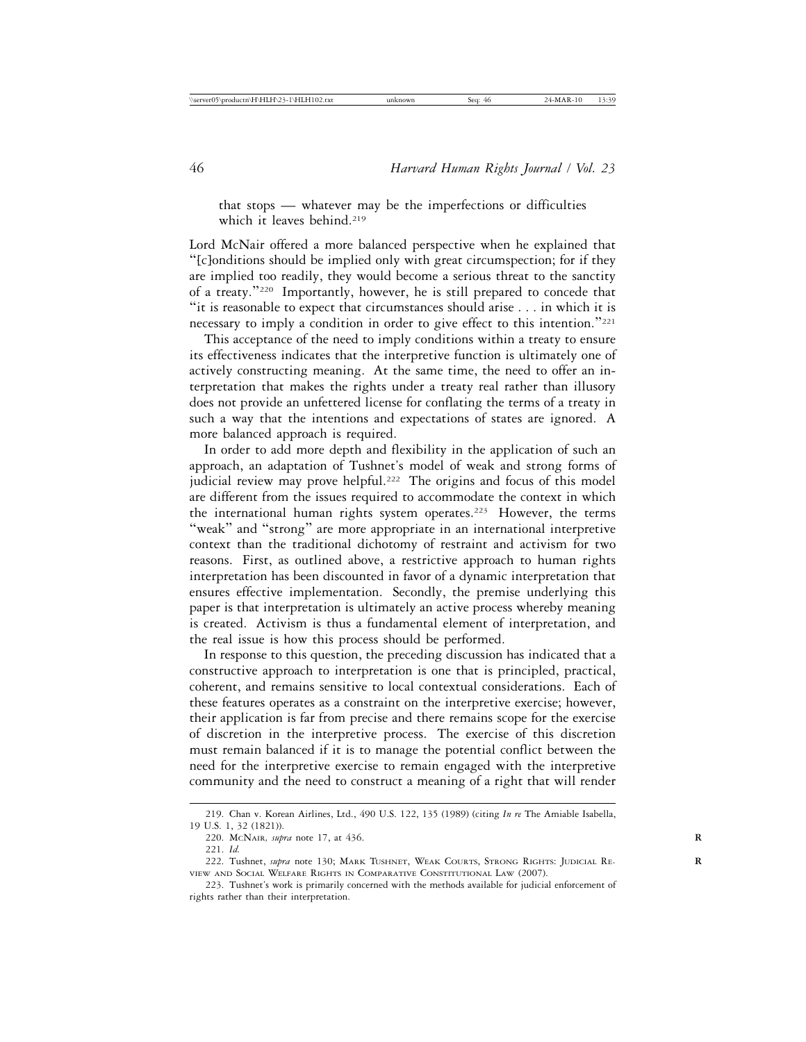that stops — whatever may be the imperfections or difficulties which it leaves behind.[219]

Lord McNair offered a more balanced perspective when he explained that "[c]onditions should be implied only with great circumspection; for if they are implied too readily, they would become a serious threat to the sanctity of a treaty."[220] Importantly, however, he is still prepared to concede that "it is reasonable to expect that circumstances should arise . . . in which it is necessary to imply a condition in order to give effect to this intention."[221]

This acceptance of the need to imply conditions within a treaty to ensure its effectiveness indicates that the interpretive function is ultimately one of actively constructing meaning. At the same time, the need to offer an interpretation that makes the rights under a treaty real rather than illusory does not provide an unfettered license for conflating the terms of a treaty in such a way that the intentions and expectations of states are ignored. A more balanced approach is required.

In order to add more depth and flexibility in the application of such an approach, an adaptation of Tushnet's model of weak and strong forms of judicial review may prove helpful.[222] The origins and focus of this model are different from the issues required to accommodate the context in which the international human rights system operates.[223] However, the terms "weak" and "strong" are more appropriate in an international interpretive context than the traditional dichotomy of restraint and activism for two reasons. First, as outlined above, a restrictive approach to human rights interpretation has been discounted in favor of a dynamic interpretation that ensures effective implementation. Secondly, the premise underlying this paper is that interpretation is ultimately an active process whereby meaning is created. Activism is thus a fundamental element of interpretation, and the real issue is how this process should be performed.

In response to this question, the preceding discussion has indicated that a constructive approach to interpretation is one that is principled, practical, coherent, and remains sensitive to local contextual considerations. Each of these features operates as a constraint on the interpretive exercise; however, their application is far from precise and there remains scope for the exercise of discretion in the interpretive process. The exercise of this discretion must remain balanced if it is to manage the potential conflict between the need for the interpretive exercise to remain engaged with the interpretive community and the need to construct a meaning of a right that will render

---

219. Chan v. Korean Airlines, Ltd., 490 U.S. 122, 135 (1989) (citing *In re* The Amiable Isabella, 19 U.S. 1, 32 (1821)).

220. McNair, *supra* note 17, at 436.

221. *Id.*

222. Tushnet, *supra* note 130; Mark Tushnet, Weak Courts, Strong Rights: Judicial Review and Social Welfare Rights in Comparative Constitutional Law (2007).

223. Tushnet's work is primarily concerned with the methods available for judicial enforcement of rights rather than their interpretation.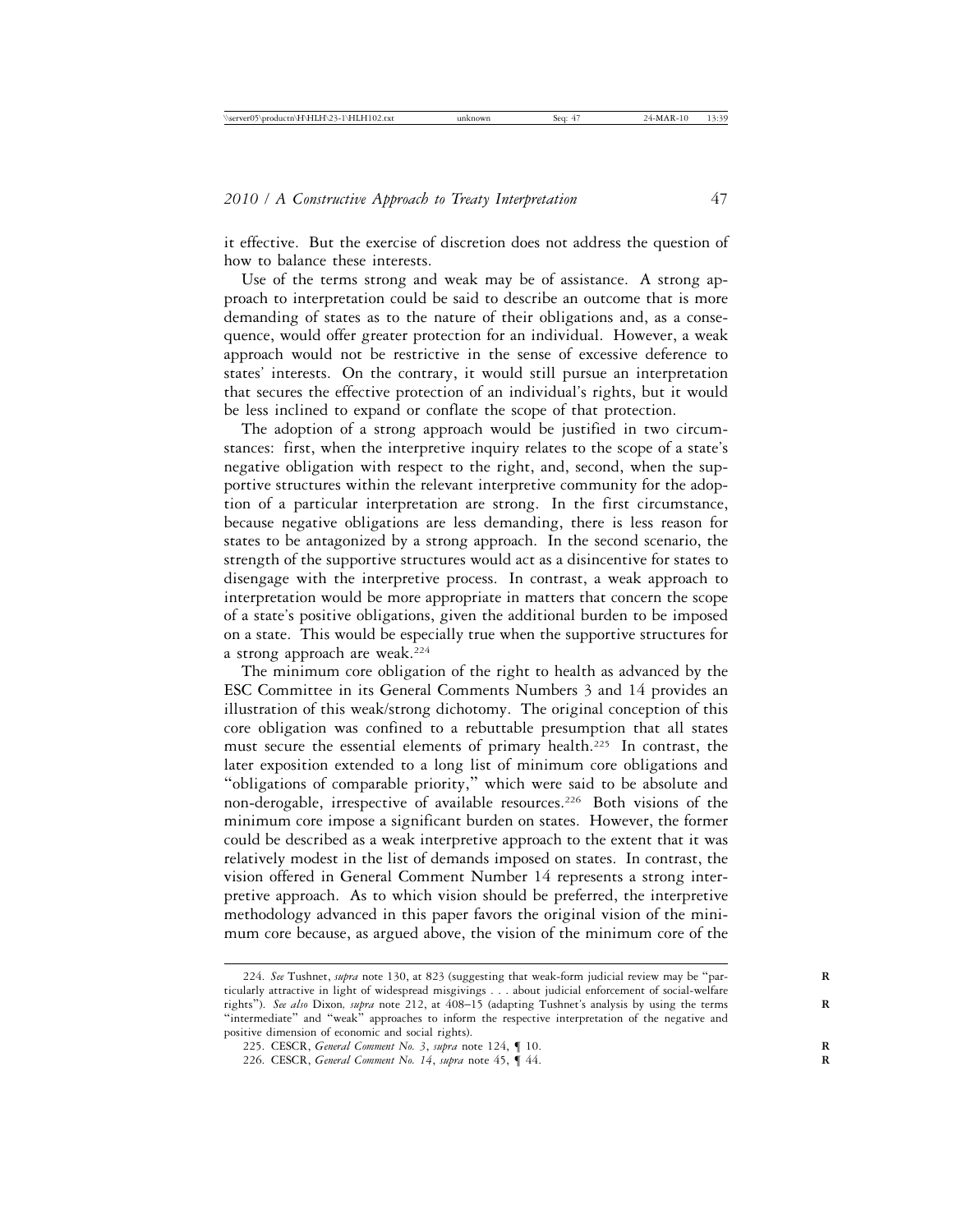it effective. But the exercise of discretion does not address the question of how to balance these interests.

Use of the terms strong and weak may be of assistance. A strong approach to interpretation could be said to describe an outcome that is more demanding of states as to the nature of their obligations and, as a consequence, would offer greater protection for an individual. However, a weak approach would not be restrictive in the sense of excessive deference to states' interests. On the contrary, it would still pursue an interpretation that secures the effective protection of an individual's rights, but it would be less inclined to expand or conflate the scope of that protection.

The adoption of a strong approach would be justified in two circumstances: first, when the interpretive inquiry relates to the scope of a state's negative obligation with respect to the right, and, second, when the supportive structures within the relevant interpretive community for the adoption of a particular interpretation are strong. In the first circumstance, because negative obligations are less demanding, there is less reason for states to be antagonized by a strong approach. In the second scenario, the strength of the supportive structures would act as a disincentive for states to disengage with the interpretive process. In contrast, a weak approach to interpretation would be more appropriate in matters that concern the scope of a state's positive obligations, given the additional burden to be imposed on a state. This would be especially true when the supportive structures for a strong approach are weak.[224]

The minimum core obligation of the right to health as advanced by the ESC Committee in its General Comments Numbers 3 and 14 provides an illustration of this weak/strong dichotomy. The original conception of this core obligation was confined to a rebuttable presumption that all states must secure the essential elements of primary health.[225] In contrast, the later exposition extended to a long list of minimum core obligations and "obligations of comparable priority," which were said to be absolute and non-derogable, irrespective of available resources.[226] Both visions of the minimum core impose a significant burden on states. However, the former could be described as a weak interpretive approach to the extent that it was relatively modest in the list of demands imposed on states. In contrast, the vision offered in General Comment Number 14 represents a strong interpretive approach. As to which vision should be preferred, the interpretive methodology advanced in this paper favors the original vision of the minimum core because, as argued above, the vision of the minimum core of the

224. *See* Tushnet, *supra* note 130, at 823 (suggesting that weak-form judicial review may be "particularly attractive in light of widespread misgivings . . . about judicial enforcement of social-welfare rights"). *See also* Dixon, *supra* note 212, at 408–15 (adapting Tushnet's analysis by using the terms "intermediate" and "weak" approaches to inform the respective interpretation of the negative and positive dimension of economic and social rights).

225. CESCR, *General Comment No. 3*, *supra* note 124, ¶ 10.

226. CESCR, *General Comment No. 14*, *supra* note 45, ¶ 44.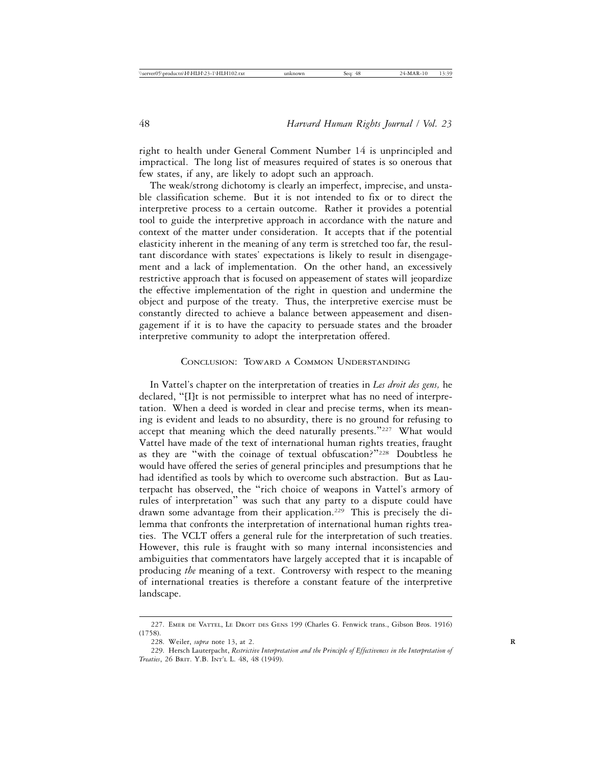right to health under General Comment Number 14 is unprincipled and impractical. The long list of measures required of states is so onerous that few states, if any, are likely to adopt such an approach.

The weak/strong dichotomy is clearly an imperfect, imprecise, and unstable classification scheme. But it is not intended to fix or to direct the interpretive process to a certain outcome. Rather it provides a potential tool to guide the interpretive approach in accordance with the nature and context of the matter under consideration. It accepts that if the potential elasticity inherent in the meaning of any term is stretched too far, the resultant discordance with states' expectations is likely to result in disengagement and a lack of implementation. On the other hand, an excessively restrictive approach that is focused on appeasement of states will jeopardize the effective implementation of the right in question and undermine the object and purpose of the treaty. Thus, the interpretive exercise must be constantly directed to achieve a balance between appeasement and disengagement if it is to have the capacity to persuade states and the broader interpretive community to adopt the interpretation offered.

## Conclusion: Toward a Common Understanding

In Vattel's chapter on the interpretation of treaties in *Les droit des gens,* he declared, "[I]t is not permissible to interpret what has no need of interpretation. When a deed is worded in clear and precise terms, when its meaning is evident and leads to no absurdity, there is no ground for refusing to accept that meaning which the deed naturally presents."[227] What would Vattel have made of the text of international human rights treaties, fraught as they are "with the coinage of textual obfuscation?"[228] Doubtless he would have offered the series of general principles and presumptions that he had identified as tools by which to overcome such abstraction. But as Lauterpacht has observed, the "rich choice of weapons in Vattel's armory of rules of interpretation" was such that any party to a dispute could have drawn some advantage from their application.[229] This is precisely the dilemma that confronts the interpretation of international human rights treaties. The VCLT offers a general rule for the interpretation of such treaties. However, this rule is fraught with so many internal inconsistencies and ambiguities that commentators have largely accepted that it is incapable of producing *the* meaning of a text. Controversy with respect to the meaning of international treaties is therefore a constant feature of the interpretive landscape.

---

227. Emer de Vattel, Le Droit des Gens 199 (Charles G. Fenwick trans., Gibson Bros. 1916) (1758).

228. Weiler, *supra* note 13, at 2.

229. Hersch Lauterpacht, *Restrictive Interpretation and the Principle of Effectiveness in the Interpretation of Treaties*, 26 Brit. Y.B. Int'l L. 48, 48 (1949).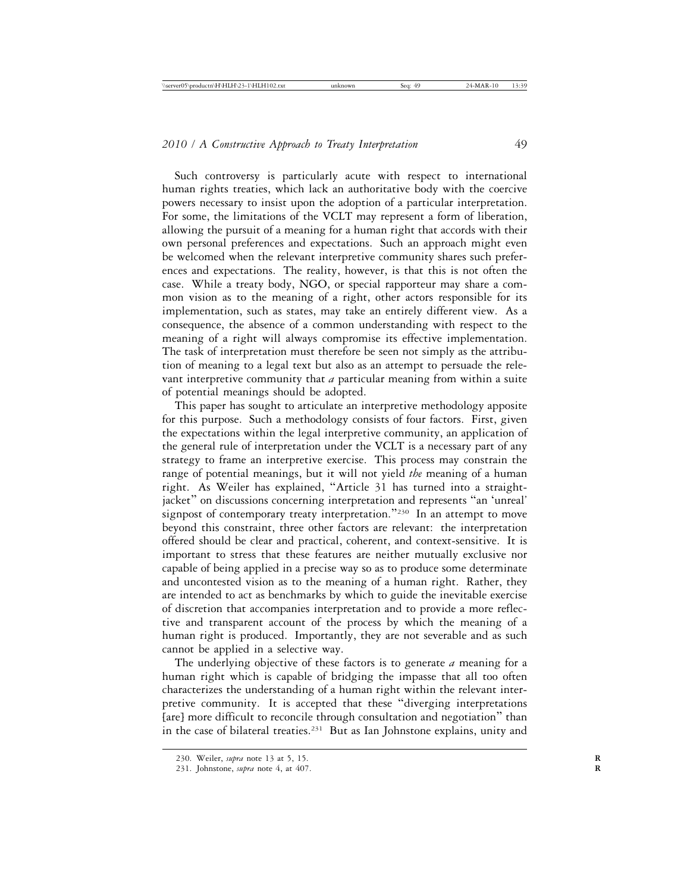Such controversy is particularly acute with respect to international human rights treaties, which lack an authoritative body with the coercive powers necessary to insist upon the adoption of a particular interpretation. For some, the limitations of the VCLT may represent a form of liberation, allowing the pursuit of a meaning for a human right that accords with their own personal preferences and expectations. Such an approach might even be welcomed when the relevant interpretive community shares such preferences and expectations. The reality, however, is that this is not often the case. While a treaty body, NGO, or special rapporteur may share a common vision as to the meaning of a right, other actors responsible for its implementation, such as states, may take an entirely different view. As a consequence, the absence of a common understanding with respect to the meaning of a right will always compromise its effective implementation. The task of interpretation must therefore be seen not simply as the attribution of meaning to a legal text but also as an attempt to persuade the relevant interpretive community that *a* particular meaning from within a suite of potential meanings should be adopted.

This paper has sought to articulate an interpretive methodology apposite for this purpose. Such a methodology consists of four factors. First, given the expectations within the legal interpretive community, an application of the general rule of interpretation under the VCLT is a necessary part of any strategy to frame an interpretive exercise. This process may constrain the range of potential meanings, but it will not yield *the* meaning of a human right. As Weiler has explained, "Article 31 has turned into a straight-jacket" on discussions concerning interpretation and represents "an 'unreal' signpost of contemporary treaty interpretation."[230] In an attempt to move beyond this constraint, three other factors are relevant: the interpretation offered should be clear and practical, coherent, and context-sensitive. It is important to stress that these features are neither mutually exclusive nor capable of being applied in a precise way so as to produce some determinate and uncontested vision as to the meaning of a human right. Rather, they are intended to act as benchmarks by which to guide the inevitable exercise of discretion that accompanies interpretation and to provide a more reflective and transparent account of the process by which the meaning of a human right is produced. Importantly, they are not severable and as such cannot be applied in a selective way.

The underlying objective of these factors is to generate *a* meaning for a human right which is capable of bridging the impasse that all too often characterizes the understanding of a human right within the relevant interpretive community. It is accepted that these "diverging interpretations [are] more difficult to reconcile through consultation and negotiation" than in the case of bilateral treaties.[231] But as Ian Johnstone explains, unity and

---

230. Weiler, *supra* note 13 at 5, 15.

231. Johnstone, *supra* note 4, at 407.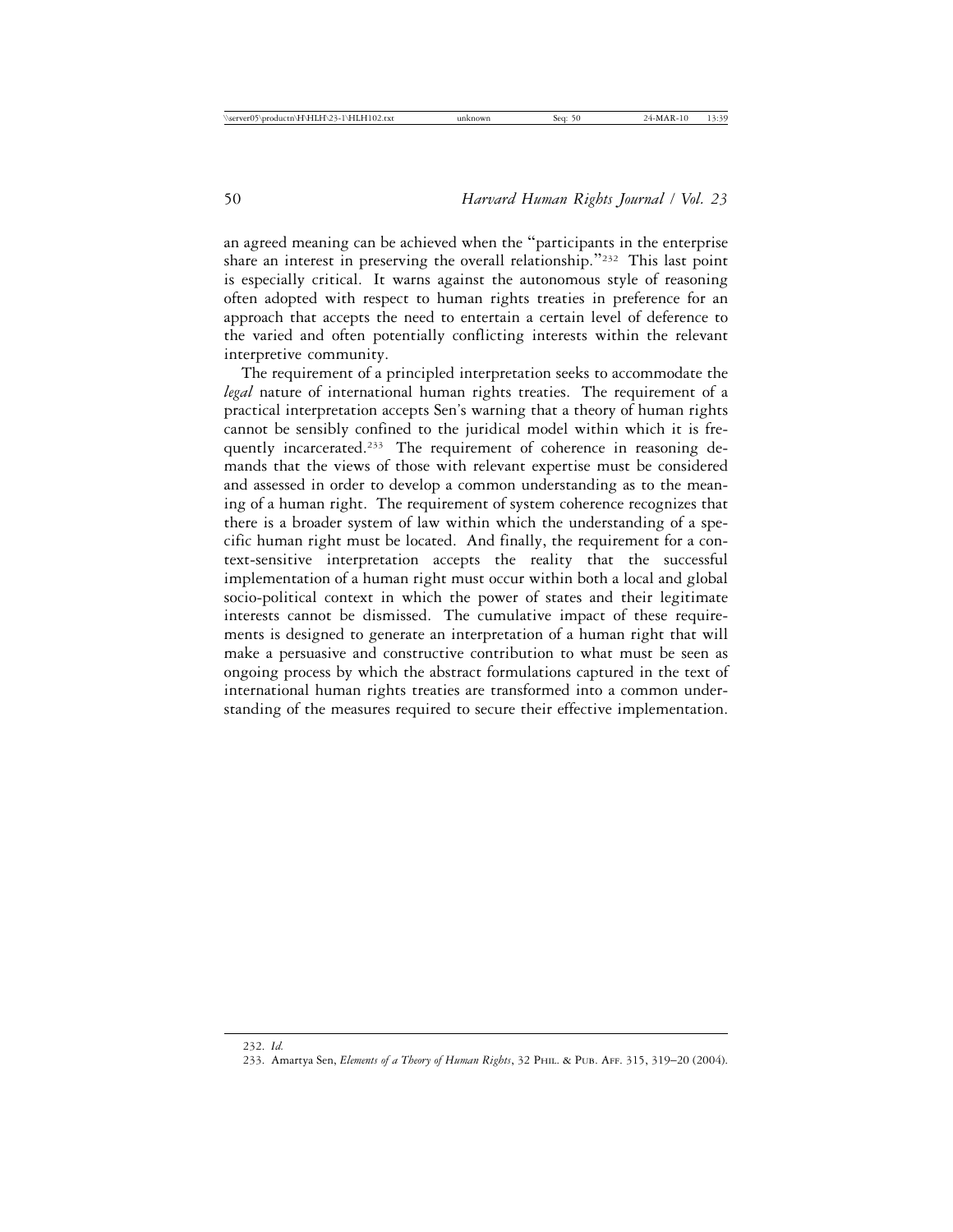an agreed meaning can be achieved when the "participants in the enterprise share an interest in preserving the overall relationship."[232] This last point is especially critical. It warns against the autonomous style of reasoning often adopted with respect to human rights treaties in preference for an approach that accepts the need to entertain a certain level of deference to the varied and often potentially conflicting interests within the relevant interpretive community.

The requirement of a principled interpretation seeks to accommodate the *legal* nature of international human rights treaties. The requirement of a practical interpretation accepts Sen's warning that a theory of human rights cannot be sensibly confined to the juridical model within which it is frequently incarcerated.[233] The requirement of coherence in reasoning demands that the views of those with relevant expertise must be considered and assessed in order to develop a common understanding as to the meaning of a human right. The requirement of system coherence recognizes that there is a broader system of law within which the understanding of a specific human right must be located. And finally, the requirement for a context-sensitive interpretation accepts the reality that the successful implementation of a human right must occur within both a local and global socio-political context in which the power of states and their legitimate interests cannot be dismissed. The cumulative impact of these requirements is designed to generate an interpretation of a human right that will make a persuasive and constructive contribution to what must be seen as ongoing process by which the abstract formulations captured in the text of international human rights treaties are transformed into a common understanding of the measures required to secure their effective implementation.

---

232. *Id.*

233. Amartya Sen, *Elements of a Theory of Human Rights*, 32 Phil. & Pub. Aff. 315, 319–20 (2004).